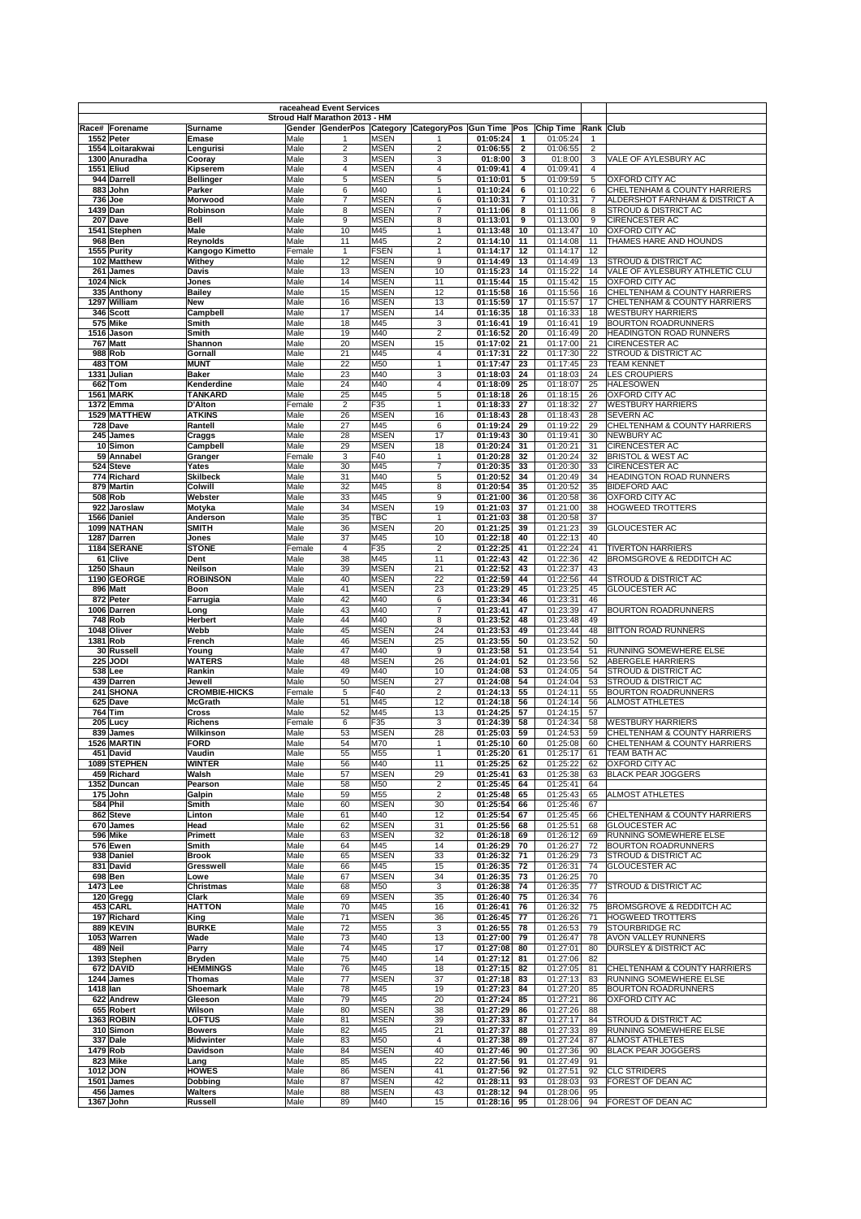# raceahead Event Services

## Stroud Half Marathon 2013 - HM

| Race# | Forename | Surname | Gender | GenderPos | Category | CategoryPos | Gun Time | Pos | Chip Time | Rank | Club |
|---|---|---|---|---|---|---|---|---|---|---|---|
| 1552 | Peter | Emase | Male | 1 | MSEN | 1 | 01:05:24 | 1 | 01:05:24 | 1 | |
| 1554 | Loitarakwai | Lengurisi | Male | 2 | MSEN | 2 | 01:06:55 | 2 | 01:06:55 | 2 | |
| 1300 | Anuradha | Cooray | Male | 3 | MSEN | 3 | 01:8:00 | 3 | 01:8:00 | 3 | VALE OF AYLESBURY AC |
| 1551 | Eliud | Kipserem | Male | 4 | MSEN | 4 | 01:09:41 | 4 | 01:09:41 | 4 | |
| 944 | Darrell | Bellinger | Male | 5 | MSEN | 5 | 01:10:01 | 5 | 01:09:59 | 5 | OXFORD CITY AC |
| 883 | John | Parker | Male | 6 | M40 | 1 | 01:10:24 | 6 | 01:10:22 | 6 | CHELTENHAM & COUNTY HARRIERS |
| 736 | Joe | Morwood | Male | 7 | MSEN | 6 | 01:10:31 | 7 | 01:10:31 | 7 | ALDERSHOT FARNHAM & DISTRICT A |
| 1439 | Dan | Robinson | Male | 8 | MSEN | 7 | 01:11:06 | 8 | 01:11:06 | 8 | STROUD & DISTRICT AC |
| 207 | Dave | Bell | Male | 9 | MSEN | 8 | 01:13:01 | 9 | 01:13:00 | 9 | CIRENCESTER AC |
| 1541 | Stephen | Male | Male | 10 | M45 | 1 | 01:13:48 | 10 | 01:13:47 | 10 | OXFORD CITY AC |
| 968 | Ben | Reynolds | Male | 11 | M45 | 2 | 01:14:10 | 11 | 01:14:08 | 11 | THAMES HARE AND HOUNDS |
| 1555 | Purity | Kangogo Kimetto | Female | 1 | FSEN | 1 | 01:14:17 | 12 | 01:14:17 | 12 | |
| 102 | Matthew | Withey | Male | 12 | MSEN | 9 | 01:14:49 | 13 | 01:14:49 | 13 | STROUD & DISTRICT AC |
| 261 | James | Davis | Male | 13 | MSEN | 10 | 01:15:23 | 14 | 01:15:22 | 14 | VALE OF AYLESBURY ATHLETIC CLU |
| 1024 | Nick | Jones | Male | 14 | MSEN | 11 | 01:15:44 | 15 | 01:15:42 | 15 | OXFORD CITY AC |
| 335 | Anthony | Bailey | Male | 15 | MSEN | 12 | 01:15:58 | 16 | 01:15:56 | 16 | CHELTENHAM & COUNTY HARRIERS |
| 1297 | William | New | Male | 16 | MSEN | 13 | 01:15:59 | 17 | 01:15:57 | 17 | CHELTENHAM & COUNTY HARRIERS |
| 346 | Scott | Campbell | Male | 17 | MSEN | 14 | 01:16:35 | 18 | 01:16:33 | 18 | WESTBURY HARRIERS |
| 575 | Mike | Smith | Male | 18 | M45 | 3 | 01:16:41 | 19 | 01:16:41 | 19 | BOURTON ROADRUNNERS |
| 1516 | Jason | Smith | Male | 19 | M40 | 2 | 01:16:52 | 20 | 01:16:49 | 20 | HEADINGTON ROAD RUNNERS |
| 767 | Matt | Shannon | Male | 20 | MSEN | 15 | 01:17:02 | 21 | 01:17:00 | 21 | CIRENCESTER AC |
| 988 | Rob | Gornall | Male | 21 | M45 | 4 | 01:17:31 | 22 | 01:17:30 | 22 | STROUD & DISTRICT AC |
| 483 | TOM | MUNT | Male | 22 | M50 | 1 | 01:17:47 | 23 | 01:17:45 | 23 | TEAM KENNET |
| 1331 | Julian | Baker | Male | 23 | M40 | 3 | 01:18:03 | 24 | 01:18:03 | 24 | LES CROUPIERS |
| 662 | Tom | Kenderdine | Male | 24 | M40 | 4 | 01:18:09 | 25 | 01:18:07 | 25 | HALESOWEN |
| 1561 | MARK | TANKARD | Male | 25 | M45 | 5 | 01:18:18 | 26 | 01:18:15 | 26 | OXFORD CITY AC |
| 1372 | Emma | D'Alton | Female | 2 | F35 | 1 | 01:18:33 | 27 | 01:18:32 | 27 | WESTBURY HARRIERS |
| 1529 | MATTHEW | ATKINS | Male | 26 | MSEN | 16 | 01:18:43 | 28 | 01:18:43 | 28 | SEVERN AC |
| 728 | Dave | Rantell | Male | 27 | M45 | 6 | 01:19:24 | 29 | 01:19:22 | 29 | CHELTENHAM & COUNTY HARRIERS |
| 245 | James | Craggs | Male | 28 | MSEN | 17 | 01:19:43 | 30 | 01:19:41 | 30 | NEWBURY AC |
| 10 | Simon | Campbell | Male | 29 | MSEN | 18 | 01:20:24 | 31 | 01:20:21 | 31 | CIRENCESTER AC |
| 59 | Annabel | Granger | Female | 3 | F40 | 1 | 01:20:28 | 32 | 01:20:24 | 32 | BRISTOL & WEST AC |
| 524 | Steve | Yates | Male | 30 | M45 | 7 | 01:20:35 | 33 | 01:20:30 | 33 | CIRENCESTER AC |
| 774 | Richard | Skilbeck | Male | 31 | M40 | 5 | 01:20:52 | 34 | 01:20:49 | 34 | HEADINGTON ROAD RUNNERS |
| 879 | Martin | Colwill | Male | 32 | M45 | 8 | 01:20:54 | 35 | 01:20:52 | 35 | BIDEFORD AAC |
| 508 | Rob | Webster | Male | 33 | M45 | 9 | 01:21:00 | 36 | 01:20:58 | 36 | OXFORD CITY AC |
| 922 | Jaroslaw | Motyka | Male | 34 | MSEN | 19 | 01:21:03 | 37 | 01:21:00 | 38 | HOGWEED TROTTERS |
| 1566 | Daniel | Anderson | Male | 35 | TBC | 1 | 01:21:03 | 38 | 01:20:58 | 37 | |
| 1099 | NATHAN | SMITH | Male | 36 | MSEN | 20 | 01:21:25 | 39 | 01:21:23 | 39 | GLOUCESTER AC |
| 1287 | Darren | Jones | Male | 37 | M45 | 10 | 01:22:18 | 40 | 01:22:13 | 40 | |
| 1184 | SERANE | STONE | Female | 4 | F35 | 2 | 01:22:25 | 41 | 01:22:24 | 41 | TIVERTON HARRIERS |
| 61 | Clive | Dent | Male | 38 | M45 | 11 | 01:22:43 | 42 | 01:22:36 | 42 | BROMSGROVE & REDDITCH AC |
| 1250 | Shaun | Neilson | Male | 39 | MSEN | 21 | 01:22:52 | 43 | 01:22:37 | 43 | |
| 1190 | GEORGE | ROBINSON | Male | 40 | MSEN | 22 | 01:22:59 | 44 | 01:22:56 | 44 | STROUD & DISTRICT AC |
| 896 | Matt | Boon | Male | 41 | MSEN | 23 | 01:23:29 | 45 | 01:23:25 | 45 | GLOUCESTER AC |
| 872 | Peter | Farrugia | Male | 42 | M40 | 6 | 01:23:34 | 46 | 01:23:31 | 46 | |
| 1006 | Darren | Long | Male | 43 | M40 | 7 | 01:23:41 | 47 | 01:23:39 | 47 | BOURTON ROADRUNNERS |
| 748 | Rob | Herbert | Male | 44 | M40 | 8 | 01:23:52 | 48 | 01:23:48 | 49 | |
| 1048 | Oliver | Webb | Male | 45 | MSEN | 24 | 01:23:53 | 49 | 01:23:44 | 48 | BITTON ROAD RUNNERS |
| 1381 | Rob | French | Male | 46 | MSEN | 25 | 01:23:55 | 50 | 01:23:52 | 50 | |
| 30 | Russell | Young | Male | 47 | M40 | 9 | 01:23:58 | 51 | 01:23:54 | 51 | RUNNING SOMEWHERE ELSE |
| 225 | JODI | WATERS | Male | 48 | MSEN | 26 | 01:24:01 | 52 | 01:23:56 | 52 | ABERGELE HARRIERS |
| 538 | Lee | Rankin | Male | 49 | M40 | 10 | 01:24:08 | 53 | 01:24:05 | 54 | STROUD & DISTRICT AC |
| 439 | Darren | Jewell | Male | 50 | MSEN | 27 | 01:24:08 | 54 | 01:24:04 | 53 | STROUD & DISTRICT AC |
| 241 | SHONA | CROMBIE-HICKS | Female | 5 | F40 | 2 | 01:24:13 | 55 | 01:24:11 | 55 | BOURTON ROADRUNNERS |
| 625 | Dave | McGrath | Male | 51 | M45 | 12 | 01:24:18 | 56 | 01:24:14 | 56 | ALMOST ATHLETES |
| 764 | Tim | Cross | Male | 52 | M45 | 13 | 01:24:25 | 57 | 01:24:15 | 57 | |
| 205 | Lucy | Richens | Female | 6 | F35 | 3 | 01:24:39 | 58 | 01:24:34 | 58 | WESTBURY HARRIERS |
| 839 | James | Wilkinson | Male | 53 | MSEN | 28 | 01:25:03 | 59 | 01:24:53 | 59 | CHELTENHAM & COUNTY HARRIERS |
| 1526 | MARTIN | FORD | Male | 54 | M70 | 1 | 01:25:10 | 60 | 01:25:08 | 60 | CHELTENHAM & COUNTY HARRIERS |
| 451 | David | Vaudin | Male | 55 | M55 | 1 | 01:25:20 | 61 | 01:25:17 | 61 | TEAM BATH AC |
| 1089 | STEPHEN | WINTER | Male | 56 | M40 | 11 | 01:25:25 | 62 | 01:25:22 | 62 | OXFORD CITY AC |
| 459 | Richard | Walsh | Male | 57 | MSEN | 29 | 01:25:41 | 63 | 01:25:38 | 63 | BLACK PEAR JOGGERS |
| 1352 | Duncan | Pearson | Male | 58 | M50 | 2 | 01:25:45 | 64 | 01:25:41 | 64 | |
| 175 | John | Galpin | Male | 59 | M55 | 2 | 01:25:48 | 65 | 01:25:43 | 65 | ALMOST ATHLETES |
| 584 | Phil | Smith | Male | 60 | MSEN | 30 | 01:25:54 | 66 | 01:25:46 | 67 | |
| 862 | Steve | Linton | Male | 61 | M40 | 12 | 01:25:54 | 67 | 01:25:45 | 66 | CHELTENHAM & COUNTY HARRIERS |
| 670 | James | Head | Male | 62 | MSEN | 31 | 01:25:56 | 68 | 01:25:51 | 68 | GLOUCESTER AC |
| 596 | Mike | Primett | Male | 63 | MSEN | 32 | 01:26:18 | 69 | 01:26:12 | 69 | RUNNING SOMEWHERE ELSE |
| 576 | Ewen | Smith | Male | 64 | M45 | 14 | 01:26:29 | 70 | 01:26:27 | 72 | BOURTON ROADRUNNERS |
| 938 | Daniel | Brook | Male | 65 | MSEN | 33 | 01:26:32 | 71 | 01:26:29 | 73 | STROUD & DISTRICT AC |
| 831 | David | Gresswell | Male | 66 | M45 | 15 | 01:26:35 | 72 | 01:26:31 | 74 | GLOUCESTER AC |
| 698 | Ben | Lowe | Male | 67 | MSEN | 34 | 01:26:35 | 73 | 01:26:25 | 70 | |
| 1473 | Lee | Christmas | Male | 68 | M50 | 3 | 01:26:38 | 74 | 01:26:35 | 77 | STROUD & DISTRICT AC |
| 120 | Gregg | Clark | Male | 69 | MSEN | 35 | 01:26:40 | 75 | 01:26:34 | 76 | |
| 453 | CARL | HATTON | Male | 70 | M45 | 16 | 01:26:41 | 76 | 01:26:32 | 75 | BROMSGROVE & REDDITCH AC |
| 197 | Richard | King | Male | 71 | MSEN | 36 | 01:26:45 | 77 | 01:26:26 | 71 | HOGWEED TROTTERS |
| 889 | KEVIN | BURKE | Male | 72 | M55 | 3 | 01:26:55 | 78 | 01:26:53 | 79 | STOURBRIDGE RC |
| 1053 | Warren | Wade | Male | 73 | M40 | 13 | 01:27:00 | 79 | 01:26:47 | 78 | AVON VALLEY RUNNERS |
| 489 | Neil | Parry | Male | 74 | M45 | 17 | 01:27:08 | 80 | 01:27:01 | 80 | DURSLEY & DISTRICT AC |
| 1393 | Stephen | Bryden | Male | 75 | M40 | 14 | 01:27:12 | 81 | 01:27:06 | 82 | |
| 672 | DAVID | HEMMINGS | Male | 76 | M45 | 18 | 01:27:15 | 82 | 01:27:05 | 81 | CHELTENHAM & COUNTY HARRIERS |
| 1244 | James | Thomas | Male | 77 | MSEN | 37 | 01:27:18 | 83 | 01:27:13 | 83 | RUNNING SOMEWHERE ELSE |
| 1418 | Ian | Shoemark | Male | 78 | M45 | 19 | 01:27:23 | 84 | 01:27:20 | 85 | BOURTON ROADRUNNERS |
| 622 | Andrew | Gleeson | Male | 79 | M45 | 20 | 01:27:24 | 85 | 01:27:21 | 86 | OXFORD CITY AC |
| 655 | Robert | Wilson | Male | 80 | MSEN | 38 | 01:27:29 | 86 | 01:27:26 | 88 | |
| 1363 | ROBIN | LOFTUS | Male | 81 | MSEN | 39 | 01:27:33 | 87 | 01:27:17 | 84 | STROUD & DISTRICT AC |
| 310 | Simon | Bowers | Male | 82 | M45 | 21 | 01:27:37 | 88 | 01:27:33 | 89 | RUNNING SOMEWHERE ELSE |
| 337 | Dale | Midwinter | Male | 83 | M50 | 4 | 01:27:38 | 89 | 01:27:24 | 87 | ALMOST ATHLETES |
| 1479 | Rob | Davidson | Male | 84 | MSEN | 40 | 01:27:46 | 90 | 01:27:36 | 90 | BLACK PEAR JOGGERS |
| 823 | Mike | Lang | Male | 85 | M45 | 22 | 01:27:56 | 91 | 01:27:49 | 91 | |
| 1012 | JON | HOWES | Male | 86 | MSEN | 41 | 01:27:56 | 92 | 01:27:51 | 92 | CLC STRIDERS |
| 1501 | James | Dobbing | Male | 87 | MSEN | 42 | 01:28:11 | 93 | 01:28:03 | 93 | FOREST OF DEAN AC |
| 456 | James | Walters | Male | 88 | MSEN | 43 | 01:28:12 | 94 | 01:28:06 | 95 | |
| 1367 | John | Russell | Male | 89 | M40 | 15 | 01:28:16 | 95 | 01:28:06 | 94 | FOREST OF DEAN AC |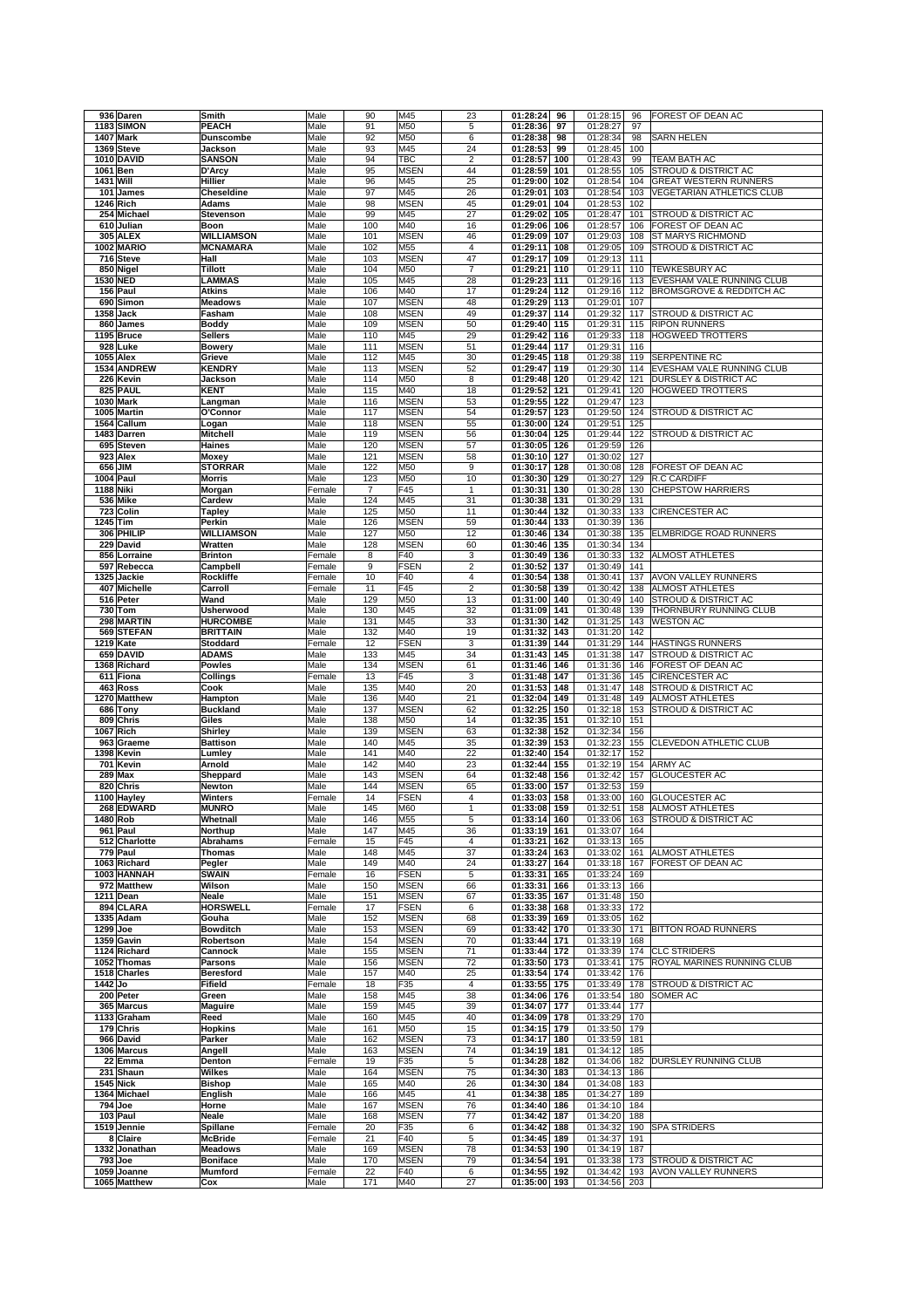| | | | | | | | | | | | | |
|---|---|---|---|---|---|---|---|---|---|---|---|---|
| 936 | Daren | Smith | Male | 90 | M45 | 23 | 01:28:24 | 96 | 01:28:15 | 96 | FOREST OF DEAN AC |
| 1183 | SIMON | PEACH | Male | 91 | M50 | 5 | 01:28:36 | 97 | 01:28:27 | 97 | |
| 1407 | Mark | Dunscombe | Male | 92 | M50 | 6 | 01:28:38 | 98 | 01:28:34 | 98 | SARN HELEN |
| 1369 | Steve | Jackson | Male | 93 | M45 | 24 | 01:28:53 | 99 | 01:28:45 | 100 | |
| 1010 | DAVID | SANSON | Male | 94 | TBC | 2 | 01:28:57 | 100 | 01:28:43 | 99 | TEAM BATH AC |
| 1061 | Ben | D'Arcy | Male | 95 | MSEN | 44 | 01:28:59 | 101 | 01:28:55 | 105 | STROUD & DISTRICT AC |
| 1431 | Will | Hillier | Male | 96 | M45 | 25 | 01:29:00 | 102 | 01:28:54 | 104 | GREAT WESTERN RUNNERS |
| 101 | James | Cheseldine | Male | 97 | M45 | 26 | 01:29:01 | 103 | 01:28:54 | 103 | VEGETARIAN ATHLETICS CLUB |
| 1246 | Rich | Adams | Male | 98 | MSEN | 45 | 01:29:01 | 104 | 01:28:53 | 102 | |
| 254 | Michael | Stevenson | Male | 99 | M45 | 27 | 01:29:02 | 105 | 01:28:47 | 101 | STROUD & DISTRICT AC |
| 610 | Julian | Boon | Male | 100 | M40 | 16 | 01:29:06 | 106 | 01:28:57 | 106 | FOREST OF DEAN AC |
| 305 | ALEX | WILLIAMSON | Male | 101 | MSEN | 46 | 01:29:09 | 107 | 01:29:03 | 108 | ST MARYS RICHMOND |
| 1002 | MARIO | MCNAMARA | Male | 102 | M55 | 4 | 01:29:11 | 108 | 01:29:05 | 109 | STROUD & DISTRICT AC |
| 716 | Steve | Hall | Male | 103 | MSEN | 47 | 01:29:17 | 109 | 01:29:13 | 111 | |
| 850 | Nigel | Tillott | Male | 104 | M50 | 7 | 01:29:21 | 110 | 01:29:11 | 110 | TEWKESBURY AC |
| 1530 | NED | LAMMAS | Male | 105 | M45 | 28 | 01:29:23 | 111 | 01:29:16 | 113 | EVESHAM VALE RUNNING CLUB |
| 156 | Paul | Atkins | Male | 106 | M40 | 17 | 01:29:24 | 112 | 01:29:16 | 112 | BROMSGROVE & REDDITCH AC |
| 690 | Simon | Meadows | Male | 107 | MSEN | 48 | 01:29:29 | 113 | 01:29:01 | 107 | |
| 1358 | Jack | Fasham | Male | 108 | MSEN | 49 | 01:29:37 | 114 | 01:29:32 | 117 | STROUD & DISTRICT AC |
| 860 | James | Boddy | Male | 109 | MSEN | 50 | 01:29:40 | 115 | 01:29:31 | 115 | RIPON RUNNERS |
| 1195 | Bruce | Sellers | Male | 110 | M45 | 29 | 01:29:42 | 116 | 01:29:33 | 118 | HOGWEED TROTTERS |
| 928 | Luke | Bowery | Male | 111 | MSEN | 51 | 01:29:44 | 117 | 01:29:31 | 116 | |
| 1055 | Alex | Grieve | Male | 112 | M45 | 30 | 01:29:45 | 118 | 01:29:38 | 119 | SERPENTINE RC |
| 1534 | ANDREW | KENDRY | Male | 113 | MSEN | 52 | 01:29:47 | 119 | 01:29:30 | 114 | EVESHAM VALE RUNNING CLUB |
| 226 | Kevin | Jackson | Male | 114 | M50 | 8 | 01:29:48 | 120 | 01:29:42 | 121 | DURSLEY & DISTRICT AC |
| 825 | PAUL | KENT | Male | 115 | M40 | 18 | 01:29:52 | 121 | 01:29:41 | 120 | HOGWEED TROTTERS |
| 1030 | Mark | Langman | Male | 116 | MSEN | 53 | 01:29:55 | 122 | 01:29:47 | 123 | |
| 1005 | Martin | O'Connor | Male | 117 | MSEN | 54 | 01:29:57 | 123 | 01:29:50 | 124 | STROUD & DISTRICT AC |
| 1564 | Callum | Logan | Male | 118 | MSEN | 55 | 01:30:00 | 124 | 01:29:51 | 125 | |
| 1483 | Darren | Mitchell | Male | 119 | MSEN | 56 | 01:30:04 | 125 | 01:29:44 | 122 | STROUD & DISTRICT AC |
| 695 | Steven | Haines | Male | 120 | MSEN | 57 | 01:30:05 | 126 | 01:29:59 | 126 | |
| 923 | Alex | Moxey | Male | 121 | MSEN | 58 | 01:30:10 | 127 | 01:30:02 | 127 | |
| 656 | JIM | STORRAR | Male | 122 | M50 | 9 | 01:30:17 | 128 | 01:30:08 | 128 | FOREST OF DEAN AC |
| 1004 | Paul | Morris | Male | 123 | M50 | 10 | 01:30:30 | 129 | 01:30:27 | 129 | R.C CARDIFF |
| 1188 | Niki | Morgan | Female | 7 | F45 | 1 | 01:30:31 | 130 | 01:30:28 | 130 | CHEPSTOW HARRIERS |
| 536 | Mike | Cardew | Male | 124 | M45 | 31 | 01:30:38 | 131 | 01:30:29 | 131 | |
| 723 | Colin | Tapley | Male | 125 | M50 | 11 | 01:30:44 | 132 | 01:30:33 | 133 | CIRENCESTER AC |
| 1245 | Tim | Perkin | Male | 126 | MSEN | 59 | 01:30:44 | 133 | 01:30:39 | 136 | |
| 306 | PHILIP | WILLIAMSON | Male | 127 | M50 | 12 | 01:30:46 | 134 | 01:30:38 | 135 | ELMBRIDGE ROAD RUNNERS |
| 229 | David | Wratten | Male | 128 | MSEN | 60 | 01:30:46 | 135 | 01:30:34 | 134 | |
| 856 | Lorraine | Brinton | Female | 8 | F40 | 3 | 01:30:49 | 136 | 01:30:33 | 132 | ALMOST ATHLETES |
| 597 | Rebecca | Campbell | Female | 9 | FSEN | 2 | 01:30:52 | 137 | 01:30:49 | 141 | |
| 1325 | Jackie | Rockliffe | Female | 10 | F40 | 4 | 01:30:54 | 138 | 01:30:41 | 137 | AVON VALLEY RUNNERS |
| 407 | Michelle | Carroll | Female | 11 | F45 | 2 | 01:30:58 | 139 | 01:30:42 | 138 | ALMOST ATHLETES |
| 516 | Peter | Wand | Male | 129 | M50 | 13 | 01:31:00 | 140 | 01:30:49 | 140 | STROUD & DISTRICT AC |
| 730 | Tom | Usherwood | Male | 130 | M45 | 32 | 01:31:09 | 141 | 01:30:48 | 139 | THORNBURY RUNNING CLUB |
| 298 | MARTIN | HURCOMBE | Male | 131 | M45 | 33 | 01:31:30 | 142 | 01:31:25 | 143 | WESTON AC |
| 569 | STEFAN | BRITTAIN | Male | 132 | M40 | 19 | 01:31:32 | 143 | 01:31:20 | 142 | |
| 1219 | Kate | Stoddard | Female | 12 | FSEN | 3 | 01:31:39 | 144 | 01:31:29 | 144 | HASTINGS RUNNERS |
| 659 | DAVID | ADAMS | Male | 133 | M45 | 34 | 01:31:43 | 145 | 01:31:38 | 147 | STROUD & DISTRICT AC |
| 1368 | Richard | Powles | Male | 134 | MSEN | 61 | 01:31:46 | 146 | 01:31:36 | 146 | FOREST OF DEAN AC |
| 611 | Fiona | Collings | Female | 13 | F45 | 3 | 01:31:48 | 147 | 01:31:36 | 145 | CIRENCESTER AC |
| 463 | Ross | Cook | Male | 135 | M40 | 20 | 01:31:53 | 148 | 01:31:47 | 148 | STROUD & DISTRICT AC |
| 1270 | Matthew | Hampton | Male | 136 | M40 | 21 | 01:32:04 | 149 | 01:31:48 | 149 | ALMOST ATHLETES |
| 686 | Tony | Buckland | Male | 137 | MSEN | 62 | 01:32:25 | 150 | 01:32:18 | 153 | STROUD & DISTRICT AC |
| 809 | Chris | Giles | Male | 138 | M50 | 14 | 01:32:35 | 151 | 01:32:10 | 151 | |
| 1067 | Rich | Shirley | Male | 139 | MSEN | 63 | 01:32:38 | 152 | 01:32:34 | 156 | |
| 963 | Graeme | Battison | Male | 140 | M45 | 35 | 01:32:39 | 153 | 01:32:23 | 155 | CLEVEDON ATHLETIC CLUB |
| 1398 | Kevin | Lumley | Male | 141 | M40 | 22 | 01:32:40 | 154 | 01:32:17 | 152 | |
| 701 | Kevin | Arnold | Male | 142 | M40 | 23 | 01:32:44 | 155 | 01:32:19 | 154 | ARMY AC |
| 289 | Max | Sheppard | Male | 143 | MSEN | 64 | 01:32:48 | 156 | 01:32:42 | 157 | GLOUCESTER AC |
| 820 | Chris | Newton | Male | 144 | MSEN | 65 | 01:33:00 | 157 | 01:32:53 | 159 | |
| 1100 | Hayley | Winters | Female | 14 | FSEN | 4 | 01:33:03 | 158 | 01:33:00 | 160 | GLOUCESTER AC |
| 268 | EDWARD | MUNRO | Male | 145 | M60 | 1 | 01:33:08 | 159 | 01:32:51 | 158 | ALMOST ATHLETES |
| 1480 | Rob | Whetnall | Male | 146 | M55 | 5 | 01:33:14 | 160 | 01:33:06 | 163 | STROUD & DISTRICT AC |
| 961 | Paul | Northup | Male | 147 | M45 | 36 | 01:33:19 | 161 | 01:33:07 | 164 | |
| 512 | Charlotte | Abrahams | Female | 15 | F45 | 4 | 01:33:21 | 162 | 01:33:13 | 165 | |
| 779 | Paul | Thomas | Male | 148 | M45 | 37 | 01:33:24 | 163 | 01:33:02 | 161 | ALMOST ATHLETES |
| 1063 | Richard | Pegler | Male | 149 | M40 | 24 | 01:33:27 | 164 | 01:33:18 | 167 | FOREST OF DEAN AC |
| 1003 | HANNAH | SWAIN | Female | 16 | FSEN | 5 | 01:33:31 | 165 | 01:33:24 | 169 | |
| 972 | Matthew | Wilson | Male | 150 | MSEN | 66 | 01:33:31 | 166 | 01:33:13 | 166 | |
| 1211 | Dean | Neale | Male | 151 | MSEN | 67 | 01:33:35 | 167 | 01:31:48 | 150 | |
| 894 | CLARA | HORSWELL | Female | 17 | FSEN | 6 | 01:33:38 | 168 | 01:33:33 | 172 | |
| 1335 | Adam | Gouha | Male | 152 | MSEN | 68 | 01:33:39 | 169 | 01:33:05 | 162 | |
| 1299 | Joe | Bowditch | Male | 153 | MSEN | 69 | 01:33:42 | 170 | 01:33:30 | 171 | BITTON ROAD RUNNERS |
| 1359 | Gavin | Robertson | Male | 154 | MSEN | 70 | 01:33:44 | 171 | 01:33:19 | 168 | |
| 1124 | Richard | Cannock | Male | 155 | MSEN | 71 | 01:33:44 | 172 | 01:33:39 | 174 | CLC STRIDERS |
| 1052 | Thomas | Parsons | Male | 156 | MSEN | 72 | 01:33:50 | 173 | 01:33:41 | 175 | ROYAL MARINES RUNNING CLUB |
| 1518 | Charles | Beresford | Male | 157 | M40 | 25 | 01:33:54 | 174 | 01:33:42 | 176 | |
| 1442 | Jo | Fifield | Female | 18 | F35 | 4 | 01:33:55 | 175 | 01:33:49 | 178 | STROUD & DISTRICT AC |
| 200 | Peter | Green | Male | 158 | M45 | 38 | 01:34:06 | 176 | 01:33:54 | 180 | SOMER AC |
| 365 | Marcus | Maguire | Male | 159 | M45 | 39 | 01:34:07 | 177 | 01:33:44 | 177 | |
| 1133 | Graham | Reed | Male | 160 | M45 | 40 | 01:34:09 | 178 | 01:33:29 | 170 | |
| 179 | Chris | Hopkins | Male | 161 | M50 | 15 | 01:34:15 | 179 | 01:33:50 | 179 | |
| 966 | David | Parker | Male | 162 | MSEN | 73 | 01:34:17 | 180 | 01:33:59 | 181 | |
| 1306 | Marcus | Angell | Male | 163 | MSEN | 74 | 01:34:19 | 181 | 01:34:12 | 185 | |
| 22 | Emma | Denton | Female | 19 | F35 | 5 | 01:34:28 | 182 | 01:34:06 | 182 | DURSLEY RUNNING CLUB |
| 231 | Shaun | Wilkes | Male | 164 | MSEN | 75 | 01:34:30 | 183 | 01:34:13 | 186 | |
| 1545 | Nick | Bishop | Male | 165 | M40 | 26 | 01:34:30 | 184 | 01:34:08 | 183 | |
| 1364 | Michael | English | Male | 166 | M45 | 41 | 01:34:38 | 185 | 01:34:27 | 189 | |
| 794 | Joe | Horne | Male | 167 | MSEN | 76 | 01:34:40 | 186 | 01:34:10 | 184 | |
| 103 | Paul | Neale | Male | 168 | MSEN | 77 | 01:34:42 | 187 | 01:34:20 | 188 | |
| 1519 | Jennie | Spillane | Female | 20 | F35 | 6 | 01:34:42 | 188 | 01:34:32 | 190 | SPA STRIDERS |
| 8 | Claire | McBride | Female | 21 | F40 | 5 | 01:34:45 | 189 | 01:34:37 | 191 | |
| 1332 | Jonathan | Meadows | Male | 169 | MSEN | 78 | 01:34:53 | 190 | 01:34:19 | 187 | |
| 793 | Joe | Boniface | Male | 170 | MSEN | 79 | 01:34:54 | 191 | 01:33:38 | 173 | STROUD & DISTRICT AC |
| 1059 | Joanne | Mumford | Female | 22 | F40 | 6 | 01:34:55 | 192 | 01:34:42 | 193 | AVON VALLEY RUNNERS |
| 1065 | Matthew | Cox | Male | 171 | M40 | 27 | 01:35:00 | 193 | 01:34:56 | 203 | |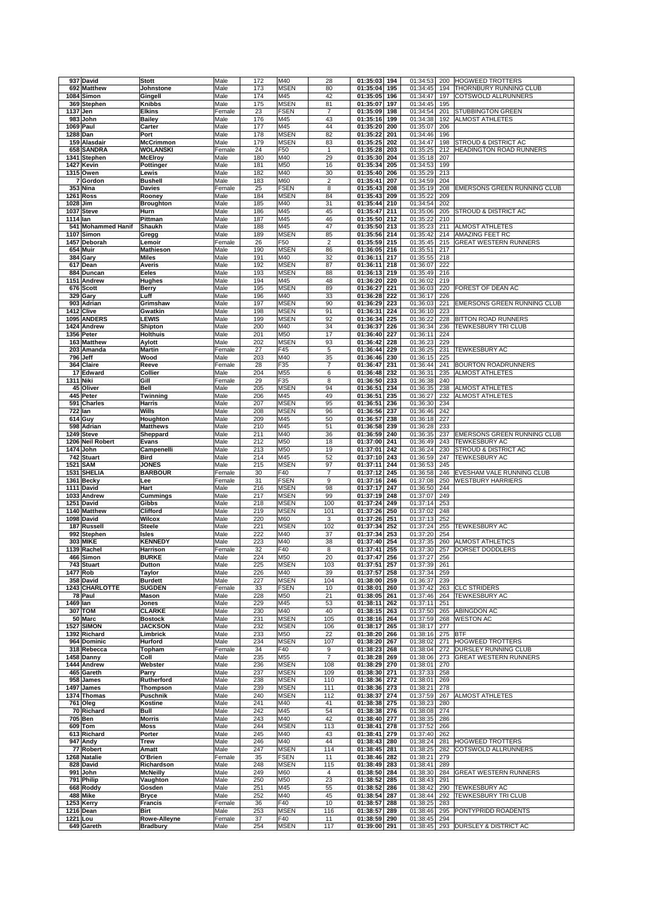| | | | | | | | | | | | | |
|---|---|---|---|---|---|---|---|---|---|---|---|---|
| 937 | David | Stott | Male | 172 | M40 | 28 | 01:35:03 | 194 | 01:34:53 | 200 | HOGWEED TROTTERS |
| 692 | Matthew | Johnstone | Male | 173 | MSEN | 80 | 01:35:04 | 195 | 01:34:45 | 194 | THORNBURY RUNNING CLUB |
| 1084 | Simon | Gingell | Male | 174 | M45 | 42 | 01:35:05 | 196 | 01:34:47 | 197 | COTSWOLD ALLRUNNERS |
| 369 | Stephen | Knibbs | Male | 175 | MSEN | 81 | 01:35:07 | 197 | 01:34:45 | 195 | |
| 1137 | Jen | Elkins | Female | 23 | FSEN | 7 | 01:35:09 | 198 | 01:34:54 | 201 | STUBBINGTON GREEN |
| 983 | John | Bailey | Male | 176 | M45 | 43 | 01:35:16 | 199 | 01:34:38 | 192 | ALMOST ATHLETES |
| 1069 | Paul | Carter | Male | 177 | M45 | 44 | 01:35:20 | 200 | 01:35:07 | 206 | |
| 1288 | Dan | Port | Male | 178 | MSEN | 82 | 01:35:22 | 201 | 01:34:46 | 196 | |
| 159 | Alasdair | McCrimmon | Male | 179 | MSEN | 83 | 01:35:25 | 202 | 01:34:47 | 198 | STROUD & DISTRICT AC |
| 658 | SANDRA | WOLANSKI | Female | 24 | F50 | 1 | 01:35:28 | 203 | 01:35:25 | 212 | HEADINGTON ROAD RUNNERS |
| 1341 | Stephen | McElroy | Male | 180 | M40 | 29 | 01:35:30 | 204 | 01:35:18 | 207 | |
| 1427 | Kevin | Pottinger | Male | 181 | M50 | 16 | 01:35:34 | 205 | 01:34:53 | 199 | |
| 1315 | Owen | Lewis | Male | 182 | M40 | 30 | 01:35:40 | 206 | 01:35:29 | 213 | |
| 7 | Gordon | Bushell | Male | 183 | M60 | 2 | 01:35:41 | 207 | 01:34:59 | 204 | |
| 353 | Nina | Davies | Female | 25 | FSEN | 8 | 01:35:43 | 208 | 01:35:19 | 208 | EMERSONS GREEN RUNNING CLUB |
| 1261 | Ross | Rooney | Male | 184 | MSEN | 84 | 01:35:43 | 209 | 01:35:22 | 209 | |
| 1028 | Jim | Broughton | Male | 185 | M40 | 31 | 01:35:44 | 210 | 01:34:54 | 202 | |
| 1037 | Steve | Hurn | Male | 186 | M45 | 45 | 01:35:47 | 211 | 01:35:06 | 205 | STROUD & DISTRICT AC |
| 1114 | Ian | Pittman | Male | 187 | M45 | 46 | 01:35:50 | 212 | 01:35:22 | 210 | |
| 541 | Mohammed Hanif | Shaukh | Male | 188 | M45 | 47 | 01:35:50 | 213 | 01:35:23 | 211 | ALMOST ATHLETES |
| 1107 | Simon | Gregg | Male | 189 | MSEN | 85 | 01:35:56 | 214 | 01:35:42 | 214 | AMAZING FEET RC |
| 1457 | Deborah | Lemoir | Female | 26 | F50 | 2 | 01:35:59 | 215 | 01:35:45 | 215 | GREAT WESTERN RUNNERS |
| 654 | Muir | Mathieson | Male | 190 | MSEN | 86 | 01:36:05 | 216 | 01:35:51 | 217 | |
| 384 | Gary | Miles | Male | 191 | M40 | 32 | 01:36:11 | 217 | 01:35:55 | 218 | |
| 617 | Dean | Averis | Male | 192 | MSEN | 87 | 01:36:11 | 218 | 01:36:07 | 222 | |
| 884 | Duncan | Eeles | Male | 193 | MSEN | 88 | 01:36:13 | 219 | 01:35:49 | 216 | |
| 1151 | Andrew | Hughes | Male | 194 | M45 | 48 | 01:36:20 | 220 | 01:36:02 | 219 | |
| 676 | Scott | Berry | Male | 195 | MSEN | 89 | 01:36:27 | 221 | 01:36:03 | 220 | FOREST OF DEAN AC |
| 329 | Gary | Luff | Male | 196 | M40 | 33 | 01:36:28 | 222 | 01:36:17 | 226 | |
| 903 | Adrian | Grimshaw | Male | 197 | MSEN | 90 | 01:36:29 | 223 | 01:36:03 | 221 | EMERSONS GREEN RUNNING CLUB |
| 1412 | Clive | Gwatkin | Male | 198 | MSEN | 91 | 01:36:31 | 224 | 01:36:10 | 223 | |
| 1095 | ANDERS | LEWIS | Male | 199 | MSEN | 92 | 01:36:34 | 225 | 01:36:22 | 228 | BITTON ROAD RUNNERS |
| 1424 | Andrew | Shipton | Male | 200 | M40 | 34 | 01:36:37 | 226 | 01:36:34 | 236 | TEWKESBURY TRI CLUB |
| 1356 | Peter | Holthuis | Male | 201 | M50 | 17 | 01:36:40 | 227 | 01:36:11 | 224 | |
| 163 | Matthew | Aylott | Male | 202 | MSEN | 93 | 01:36:42 | 228 | 01:36:23 | 229 | |
| 203 | Amanda | Martin | Female | 27 | F45 | 5 | 01:36:44 | 229 | 01:36:25 | 231 | TEWKESBURY AC |
| 796 | Jeff | Wood | Male | 203 | M40 | 35 | 01:36:46 | 230 | 01:36:15 | 225 | |
| 364 | Claire | Reeve | Female | 28 | F35 | 7 | 01:36:47 | 231 | 01:36:44 | 241 | BOURTON ROADRUNNERS |
| 17 | Edward | Collier | Male | 204 | M55 | 6 | 01:36:48 | 232 | 01:36:31 | 235 | ALMOST ATHLETES |
| 1311 | Niki | Gill | Female | 29 | F35 | 8 | 01:36:50 | 233 | 01:36:38 | 240 | |
| 45 | Oliver | Bell | Male | 205 | MSEN | 94 | 01:36:51 | 234 | 01:36:35 | 238 | ALMOST ATHLETES |
| 445 | Peter | Twinning | Male | 206 | M45 | 49 | 01:36:51 | 235 | 01:36:27 | 232 | ALMOST ATHLETES |
| 591 | Charles | Harris | Male | 207 | MSEN | 95 | 01:36:51 | 236 | 01:36:30 | 234 | |
| 722 | Ian | Wills | Male | 208 | MSEN | 96 | 01:36:56 | 237 | 01:36:46 | 242 | |
| 614 | Guy | Houghton | Male | 209 | M45 | 50 | 01:36:57 | 238 | 01:36:18 | 227 | |
| 598 | Adrian | Matthews | Male | 210 | M45 | 51 | 01:36:58 | 239 | 01:36:28 | 233 | |
| 1249 | Steve | Sheppard | Male | 211 | M40 | 36 | 01:36:59 | 240 | 01:36:35 | 237 | EMERSONS GREEN RUNNING CLUB |
| 1206 | Neil Robert | Evans | Male | 212 | M50 | 18 | 01:37:00 | 241 | 01:36:49 | 243 | TEWKESBURY AC |
| 1474 | John | Campenelli | Male | 213 | M50 | 19 | 01:37:01 | 242 | 01:36:24 | 230 | STROUD & DISTRICT AC |
| 742 | Stuart | Bird | Male | 214 | M45 | 52 | 01:37:10 | 243 | 01:36:59 | 247 | TEWKESBURY AC |
| 1521 | SAM | JONES | Male | 215 | MSEN | 97 | 01:37:11 | 244 | 01:36:53 | 245 | |
| 1531 | SHELIA | BARBOUR | Female | 30 | F40 | 7 | 01:37:12 | 245 | 01:36:58 | 246 | EVESHAM VALE RUNNING CLUB |
| 1361 | Becky | Lee | Female | 31 | FSEN | 9 | 01:37:16 | 246 | 01:37:08 | 250 | WESTBURY HARRIERS |
| 1111 | David | Hart | Male | 216 | MSEN | 98 | 01:37:17 | 247 | 01:36:50 | 244 | |
| 1033 | Andrew | Cummings | Male | 217 | MSEN | 99 | 01:37:19 | 248 | 01:37:07 | 249 | |
| 1251 | David | Gibbs | Male | 218 | MSEN | 100 | 01:37:24 | 249 | 01:37:14 | 253 | |
| 1140 | Matthew | Clifford | Male | 219 | MSEN | 101 | 01:37:26 | 250 | 01:37:02 | 248 | |
| 1098 | David | Wilcox | Male | 220 | M60 | 3 | 01:37:26 | 251 | 01:37:13 | 252 | |
| 187 | Russell | Steele | Male | 221 | MSEN | 102 | 01:37:34 | 252 | 01:37:24 | 255 | TEWKESBURY AC |
| 992 | Stephen | Isles | Male | 222 | M40 | 37 | 01:37:34 | 253 | 01:37:20 | 254 | |
| 303 | MIKE | KENNEDY | Male | 223 | M40 | 38 | 01:37:40 | 254 | 01:37:35 | 260 | ALMOST ATHLETICS |
| 1139 | Rachel | Harrison | Female | 32 | F40 | 8 | 01:37:41 | 255 | 01:37:30 | 257 | DORSET DODDLERS |
| 466 | Simon | BURKE | Male | 224 | M50 | 20 | 01:37:47 | 256 | 01:37:27 | 256 | |
| 743 | Stuart | Dutton | Male | 225 | MSEN | 103 | 01:37:51 | 257 | 01:37:39 | 261 | |
| 1477 | Rob | Taylor | Male | 226 | M40 | 39 | 01:37:57 | 258 | 01:37:34 | 259 | |
| 358 | David | Burdett | Male | 227 | MSEN | 104 | 01:38:00 | 259 | 01:36:37 | 239 | |
| 1243 | CHARLOTTE | SUGDEN | Female | 33 | FSEN | 10 | 01:38:01 | 260 | 01:37:42 | 263 | CLC STRIDERS |
| 78 | Paul | Mason | Male | 228 | M50 | 21 | 01:38:05 | 261 | 01:37:46 | 264 | TEWKESBURY AC |
| 1469 | Ian | Jones | Male | 229 | M45 | 53 | 01:38:11 | 262 | 01:37:11 | 251 | |
| 307 | TOM | CLARKE | Male | 230 | M40 | 40 | 01:38:15 | 263 | 01:37:50 | 265 | ABINGDON AC |
| 50 | Marc | Bostock | Male | 231 | MSEN | 105 | 01:38:16 | 264 | 01:37:59 | 268 | WESTON AC |
| 1527 | SIMON | JACKSON | Male | 232 | MSEN | 106 | 01:38:17 | 265 | 01:38:17 | 277 | |
| 1392 | Richard | Limbrick | Male | 233 | M50 | 22 | 01:38:20 | 266 | 01:38:16 | 275 | BTF |
| 964 | Dominic | Hurford | Male | 234 | MSEN | 107 | 01:38:20 | 267 | 01:38:02 | 271 | HOGWEED TROTTERS |
| 318 | Rebecca | Topham | Female | 34 | F40 | 9 | 01:38:23 | 268 | 01:38:04 | 272 | DURSLEY RUNNING CLUB |
| 1458 | Danny | Coll | Male | 235 | M55 | 7 | 01:38:28 | 269 | 01:38:06 | 273 | GREAT WESTERN RUNNERS |
| 1444 | Andrew | Webster | Male | 236 | MSEN | 108 | 01:38:29 | 270 | 01:38:01 | 270 | |
| 465 | Gareth | Parry | Male | 237 | MSEN | 109 | 01:38:30 | 271 | 01:37:33 | 258 | |
| 958 | James | Rutherford | Male | 238 | MSEN | 110 | 01:38:36 | 272 | 01:38:01 | 269 | |
| 1497 | James | Thompson | Male | 239 | MSEN | 111 | 01:38:36 | 273 | 01:38:21 | 278 | |
| 1374 | Thomas | Puschnik | Male | 240 | MSEN | 112 | 01:38:37 | 274 | 01:37:59 | 267 | ALMOST ATHLETES |
| 761 | Oleg | Kostine | Male | 241 | M40 | 41 | 01:38:38 | 275 | 01:38:23 | 280 | |
| 70 | Richard | Bull | Male | 242 | M45 | 54 | 01:38:38 | 276 | 01:38:08 | 274 | |
| 705 | Ben | Morris | Male | 243 | M40 | 42 | 01:38:40 | 277 | 01:38:35 | 286 | |
| 609 | Tom | Moss | Male | 244 | MSEN | 113 | 01:38:41 | 278 | 01:37:52 | 266 | |
| 613 | Richard | Porter | Male | 245 | M40 | 43 | 01:38:41 | 279 | 01:37:40 | 262 | |
| 947 | Andy | Trew | Male | 246 | M40 | 44 | 01:38:43 | 280 | 01:38:24 | 281 | HOGWEED TROTTERS |
| 77 | Robert | Amatt | Male | 247 | MSEN | 114 | 01:38:45 | 281 | 01:38:25 | 282 | COTSWOLD ALLRUNNERS |
| 1268 | Natalie | O'Brien | Female | 35 | FSEN | 11 | 01:38:46 | 282 | 01:38:21 | 279 | |
| 828 | David | Richardson | Male | 248 | MSEN | 115 | 01:38:49 | 283 | 01:38:41 | 289 | |
| 991 | John | McNeilly | Male | 249 | M60 | 4 | 01:38:50 | 284 | 01:38:30 | 284 | GREAT WESTERN RUNNERS |
| 791 | Philip | Vaughton | Male | 250 | M50 | 23 | 01:38:52 | 285 | 01:38:43 | 291 | |
| 668 | Roddy | Gosden | Male | 251 | M45 | 55 | 01:38:52 | 286 | 01:38:42 | 290 | TEWKESBURY AC |
| 488 | Mike | Bryce | Male | 252 | M40 | 45 | 01:38:54 | 287 | 01:38:44 | 292 | TEWKESBURY TRI CLUB |
| 1253 | Kerry | Francis | Female | 36 | F40 | 10 | 01:38:57 | 288 | 01:38:25 | 283 | |
| 1216 | Dean | Birt | Male | 253 | MSEN | 116 | 01:38:57 | 289 | 01:38:46 | 295 | PONTYPRIDD ROADENTS |
| 1221 | Lou | Rowe-Alleyne | Female | 37 | F40 | 11 | 01:38:59 | 290 | 01:38:45 | 294 | |
| 649 | Gareth | Bradbury | Male | 254 | MSEN | 117 | 01:39:00 | 291 | 01:38:45 | 293 | DURSLEY & DISTRICT AC |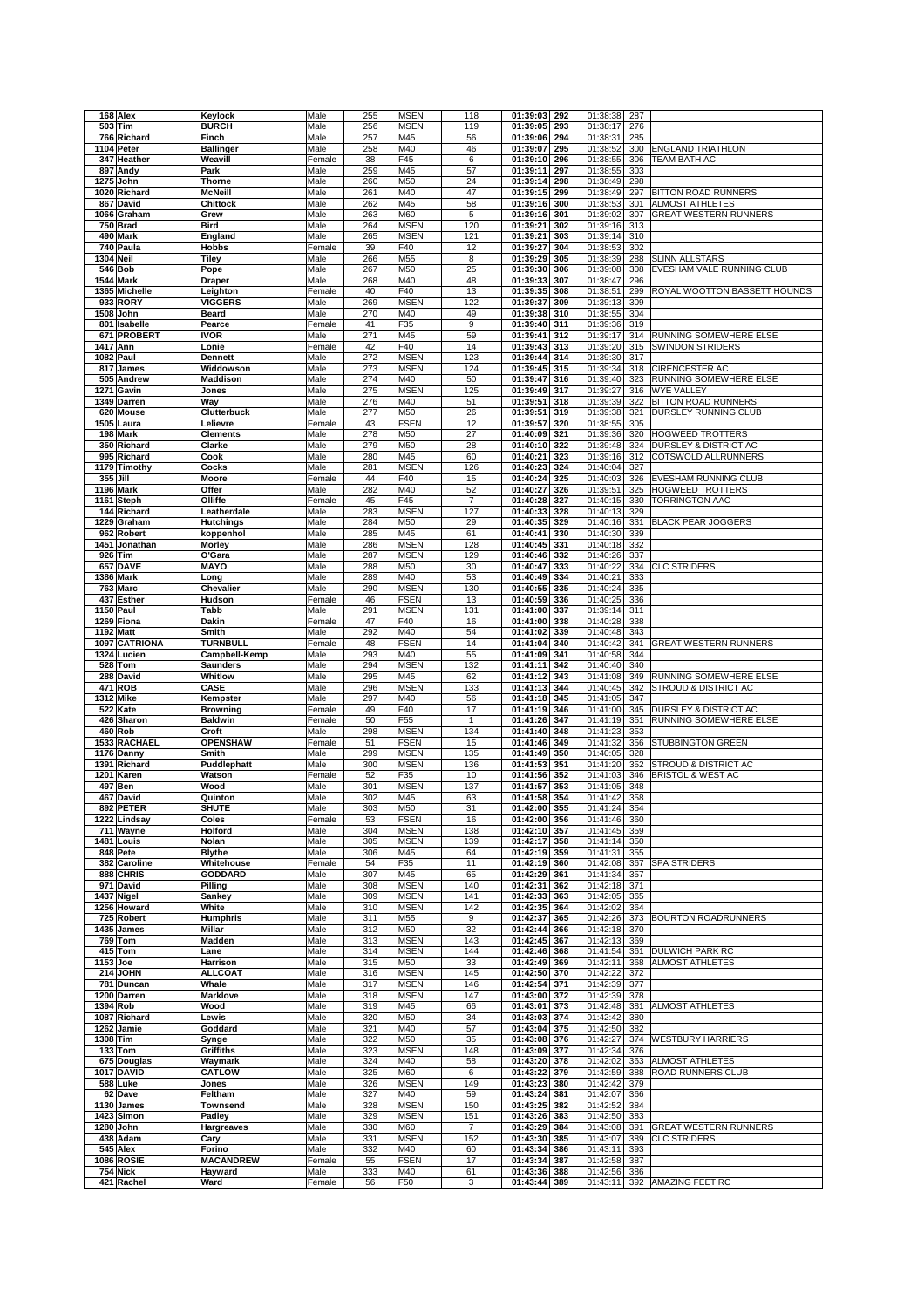| | | | | | | | | | | | | |
|---|---|---|---|---|---|---|---|---|---|---|---|---|
| 168 | Alex | Keylock | Male | 255 | MSEN | 118 | 01:39:03 | 292 | 01:38:38 | 287 | |
| 503 | Tim | BURCH | Male | 256 | MSEN | 119 | 01:39:05 | 293 | 01:38:17 | 276 | |
| 766 | Richard | Finch | Male | 257 | M45 | 56 | 01:39:06 | 294 | 01:38:31 | 285 | |
| 1104 | Peter | Ballinger | Male | 258 | M40 | 46 | 01:39:07 | 295 | 01:38:52 | 300 | ENGLAND TRIATHLON |
| 347 | Heather | Weavill | Female | 38 | F45 | 6 | 01:39:10 | 296 | 01:38:55 | 306 | TEAM BATH AC |
| 897 | Andy | Park | Male | 259 | M45 | 57 | 01:39:11 | 297 | 01:38:55 | 303 | |
| 1275 | John | Thorne | Male | 260 | M50 | 24 | 01:39:14 | 298 | 01:38:49 | 298 | |
| 1020 | Richard | McNeill | Male | 261 | M40 | 47 | 01:39:15 | 299 | 01:38:49 | 297 | BITTON ROAD RUNNERS |
| 867 | David | Chittock | Male | 262 | M45 | 58 | 01:39:16 | 300 | 01:38:53 | 301 | ALMOST ATHLETES |
| 1066 | Graham | Grew | Male | 263 | M60 | 5 | 01:39:16 | 301 | 01:39:02 | 307 | GREAT WESTERN RUNNERS |
| 750 | Brad | Bird | Male | 264 | MSEN | 120 | 01:39:21 | 302 | 01:39:16 | 313 | |
| 490 | Mark | England | Male | 265 | MSEN | 121 | 01:39:21 | 303 | 01:39:14 | 310 | |
| 740 | Paula | Hobbs | Female | 39 | F40 | 12 | 01:39:27 | 304 | 01:38:53 | 302 | |
| 1304 | Neil | Tiley | Male | 266 | M55 | 8 | 01:39:29 | 305 | 01:38:39 | 288 | SLINN ALLSTARS |
| 546 | Bob | Pope | Male | 267 | M50 | 25 | 01:39:30 | 306 | 01:39:08 | 308 | EVESHAM VALE RUNNING CLUB |
| 1544 | Mark | Draper | Male | 268 | M40 | 48 | 01:39:33 | 307 | 01:38:47 | 296 | |
| 1365 | Michelle | Leighton | Female | 40 | F40 | 13 | 01:39:35 | 308 | 01:38:51 | 299 | ROYAL WOOTTON BASSETT HOUNDS |
| 933 | RORY | VIGGERS | Male | 269 | MSEN | 122 | 01:39:37 | 309 | 01:39:13 | 309 | |
| 1508 | John | Beard | Male | 270 | M40 | 49 | 01:39:38 | 310 | 01:38:55 | 304 | |
| 801 | Isabelle | Pearce | Female | 41 | F35 | 9 | 01:39:40 | 311 | 01:39:36 | 319 | |
| 671 | PROBERT | IVOR | Male | 271 | M45 | 59 | 01:39:41 | 312 | 01:39:17 | 314 | RUNNING SOMEWHERE ELSE |
| 1417 | Ann | Lonie | Female | 42 | F40 | 14 | 01:39:43 | 313 | 01:39:20 | 315 | SWINDON STRIDERS |
| 1082 | Paul | Dennett | Male | 272 | MSEN | 123 | 01:39:44 | 314 | 01:39:30 | 317 | |
| 817 | James | Widdowson | Male | 273 | MSEN | 124 | 01:39:45 | 315 | 01:39:34 | 318 | CIRENCESTER AC |
| 505 | Andrew | Maddison | Male | 274 | M40 | 50 | 01:39:47 | 316 | 01:39:40 | 323 | RUNNING SOMEWHERE ELSE |
| 1271 | Gavin | Jones | Male | 275 | MSEN | 125 | 01:39:49 | 317 | 01:39:27 | 316 | WYE VALLEY |
| 1349 | Darren | Way | Male | 276 | M40 | 51 | 01:39:51 | 318 | 01:39:39 | 322 | BITTON ROAD RUNNERS |
| 620 | Mouse | Clutterbuck | Male | 277 | M50 | 26 | 01:39:51 | 319 | 01:39:38 | 321 | DURSLEY RUNNING CLUB |
| 1505 | Laura | Lelievre | Female | 43 | FSEN | 12 | 01:39:57 | 320 | 01:38:55 | 305 | |
| 198 | Mark | Clements | Male | 278 | M50 | 27 | 01:40:09 | 321 | 01:39:36 | 320 | HOGWEED TROTTERS |
| 350 | Richard | Clarke | Male | 279 | M50 | 28 | 01:40:10 | 322 | 01:39:48 | 324 | DURSLEY & DISTRICT AC |
| 995 | Richard | Cook | Male | 280 | M45 | 60 | 01:40:21 | 323 | 01:39:16 | 312 | COTSWOLD ALLRUNNERS |
| 1179 | Timothy | Cocks | Male | 281 | MSEN | 126 | 01:40:23 | 324 | 01:40:04 | 327 | |
| 355 | Jill | Moore | Female | 44 | F40 | 15 | 01:40:24 | 325 | 01:40:03 | 326 | EVESHAM RUNNING CLUB |
| 1196 | Mark | Offer | Male | 282 | M40 | 52 | 01:40:27 | 326 | 01:39:51 | 325 | HOGWEED TROTTERS |
| 1161 | Steph | Olliffe | Female | 45 | F45 | 7 | 01:40:28 | 327 | 01:40:15 | 330 | TORRINGTON AAC |
| 144 | Richard | Leatherdale | Male | 283 | MSEN | 127 | 01:40:33 | 328 | 01:40:13 | 329 | |
| 1229 | Graham | Hutchings | Male | 284 | M50 | 29 | 01:40:35 | 329 | 01:40:16 | 331 | BLACK PEAR JOGGERS |
| 962 | Robert | koppenhol | Male | 285 | M45 | 61 | 01:40:41 | 330 | 01:40:30 | 339 | |
| 1451 | Jonathan | Morley | Male | 286 | MSEN | 128 | 01:40:45 | 331 | 01:40:18 | 332 | |
| 926 | Tim | O'Gara | Male | 287 | MSEN | 129 | 01:40:46 | 332 | 01:40:26 | 337 | |
| 657 | DAVE | MAYO | Male | 288 | M50 | 30 | 01:40:47 | 333 | 01:40:22 | 334 | CLC STRIDERS |
| 1386 | Mark | Long | Male | 289 | M40 | 53 | 01:40:49 | 334 | 01:40:21 | 333 | |
| 763 | Marc | Chevalier | Male | 290 | MSEN | 130 | 01:40:55 | 335 | 01:40:24 | 335 | |
| 437 | Esther | Hudson | Female | 46 | FSEN | 13 | 01:40:59 | 336 | 01:40:25 | 336 | |
| 1150 | Paul | Tabb | Male | 291 | MSEN | 131 | 01:41:00 | 337 | 01:39:14 | 311 | |
| 1269 | Fiona | Dakin | Female | 47 | F40 | 16 | 01:41:00 | 338 | 01:40:28 | 338 | |
| 1192 | Matt | Smith | Male | 292 | M40 | 54 | 01:41:02 | 339 | 01:40:48 | 343 | |
| 1097 | CATRIONA | TURNBULL | Female | 48 | FSEN | 14 | 01:41:04 | 340 | 01:40:42 | 341 | GREAT WESTERN RUNNERS |
| 1324 | Lucien | Campbell-Kemp | Male | 293 | M40 | 55 | 01:41:09 | 341 | 01:40:58 | 344 | |
| 528 | Tom | Saunders | Male | 294 | MSEN | 132 | 01:41:11 | 342 | 01:40:40 | 340 | |
| 288 | David | Whitlow | Male | 295 | M45 | 62 | 01:41:12 | 343 | 01:41:08 | 349 | RUNNING SOMEWHERE ELSE |
| 471 | ROB | CASE | Male | 296 | MSEN | 133 | 01:41:13 | 344 | 01:40:45 | 342 | STROUD & DISTRICT AC |
| 1312 | Mike | Kempster | Male | 297 | M40 | 56 | 01:41:18 | 345 | 01:41:05 | 347 | |
| 522 | Kate | Browning | Female | 49 | F40 | 17 | 01:41:19 | 346 | 01:41:00 | 345 | DURSLEY & DISTRICT AC |
| 426 | Sharon | Baldwin | Female | 50 | F55 | 1 | 01:41:26 | 347 | 01:41:19 | 351 | RUNNING SOMEWHERE ELSE |
| 460 | Rob | Croft | Male | 298 | MSEN | 134 | 01:41:40 | 348 | 01:41:23 | 353 | |
| 1533 | RACHAEL | OPENSHAW | Female | 51 | FSEN | 15 | 01:41:46 | 349 | 01:41:32 | 356 | STUBBINGTON GREEN |
| 1176 | Danny | Smith | Male | 299 | MSEN | 135 | 01:41:49 | 350 | 01:40:05 | 328 | |
| 1391 | Richard | Puddlephatt | Male | 300 | MSEN | 136 | 01:41:53 | 351 | 01:41:20 | 352 | STROUD & DISTRICT AC |
| 1201 | Karen | Watson | Female | 52 | F35 | 10 | 01:41:56 | 352 | 01:41:03 | 346 | BRISTOL & WEST AC |
| 497 | Ben | Wood | Male | 301 | MSEN | 137 | 01:41:57 | 353 | 01:41:05 | 348 | |
| 467 | David | Quinton | Male | 302 | M45 | 63 | 01:41:58 | 354 | 01:41:42 | 358 | |
| 892 | PETER | SHUTE | Male | 303 | M50 | 31 | 01:42:00 | 355 | 01:41:24 | 354 | |
| 1222 | Lindsay | Coles | Female | 53 | FSEN | 16 | 01:42:00 | 356 | 01:41:46 | 360 | |
| 711 | Wayne | Holford | Male | 304 | MSEN | 138 | 01:42:10 | 357 | 01:41:45 | 359 | |
| 1481 | Louis | Nolan | Male | 305 | MSEN | 139 | 01:42:17 | 358 | 01:41:14 | 350 | |
| 848 | Pete | Blythe | Male | 306 | M45 | 64 | 01:42:19 | 359 | 01:41:31 | 355 | |
| 382 | Caroline | Whitehouse | Female | 54 | F35 | 11 | 01:42:19 | 360 | 01:42:08 | 367 | SPA STRIDERS |
| 888 | CHRIS | GODDARD | Male | 307 | M45 | 65 | 01:42:29 | 361 | 01:41:34 | 357 | |
| 971 | David | Pilling | Male | 308 | MSEN | 140 | 01:42:31 | 362 | 01:42:18 | 371 | |
| 1437 | Nigel | Sankey | Male | 309 | MSEN | 141 | 01:42:33 | 363 | 01:42:05 | 365 | |
| 1256 | Howard | White | Male | 310 | MSEN | 142 | 01:42:35 | 364 | 01:42:02 | 364 | |
| 725 | Robert | Humphris | Male | 311 | M55 | 9 | 01:42:37 | 365 | 01:42:26 | 373 | BOURTON ROADRUNNERS |
| 1435 | James | Millar | Male | 312 | M50 | 32 | 01:42:44 | 366 | 01:42:18 | 370 | |
| 769 | Tom | Madden | Male | 313 | MSEN | 143 | 01:42:45 | 367 | 01:42:13 | 369 | |
| 415 | Tom | Lane | Male | 314 | MSEN | 144 | 01:42:46 | 368 | 01:41:54 | 361 | DULWICH PARK RC |
| 1153 | Joe | Harrison | Male | 315 | M50 | 33 | 01:42:49 | 369 | 01:42:11 | 368 | ALMOST ATHLETES |
| 214 | JOHN | ALLCOAT | Male | 316 | MSEN | 145 | 01:42:50 | 370 | 01:42:22 | 372 | |
| 781 | Duncan | Whale | Male | 317 | MSEN | 146 | 01:42:54 | 371 | 01:42:39 | 377 | |
| 1200 | Darren | Marklove | Male | 318 | MSEN | 147 | 01:43:00 | 372 | 01:42:39 | 378 | |
| 1394 | Rob | Wood | Male | 319 | M45 | 66 | 01:43:01 | 373 | 01:42:48 | 381 | ALMOST ATHLETES |
| 1087 | Richard | Lewis | Male | 320 | M50 | 34 | 01:43:03 | 374 | 01:42:42 | 380 | |
| 1262 | Jamie | Goddard | Male | 321 | M40 | 57 | 01:43:04 | 375 | 01:42:50 | 382 | |
| 1308 | Tim | Synge | Male | 322 | M50 | 35 | 01:43:08 | 376 | 01:42:27 | 374 | WESTBURY HARRIERS |
| 133 | Tom | Griffiths | Male | 323 | MSEN | 148 | 01:43:09 | 377 | 01:42:34 | 376 | |
| 675 | Douglas | Waymark | Male | 324 | M40 | 58 | 01:43:20 | 378 | 01:42:02 | 363 | ALMOST ATHLETES |
| 1017 | DAVID | CATLOW | Male | 325 | M60 | 6 | 01:43:22 | 379 | 01:42:59 | 388 | ROAD RUNNERS CLUB |
| 588 | Luke | Jones | Male | 326 | MSEN | 149 | 01:43:23 | 380 | 01:42:42 | 379 | |
| 62 | Dave | Feltham | Male | 327 | M40 | 59 | 01:43:24 | 381 | 01:42:07 | 366 | |
| 1130 | James | Townsend | Male | 328 | MSEN | 150 | 01:43:25 | 382 | 01:42:52 | 384 | |
| 1423 | Simon | Padley | Male | 329 | MSEN | 151 | 01:43:26 | 383 | 01:42:50 | 383 | |
| 1280 | John | Hargreaves | Male | 330 | M60 | 7 | 01:43:29 | 384 | 01:43:08 | 391 | GREAT WESTERN RUNNERS |
| 438 | Adam | Cary | Male | 331 | MSEN | 152 | 01:43:30 | 385 | 01:43:07 | 389 | CLC STRIDERS |
| 545 | Alex | Forino | Male | 332 | M40 | 60 | 01:43:34 | 386 | 01:43:11 | 393 | |
| 1086 | ROSIE | MACANDREW | Female | 55 | FSEN | 17 | 01:43:34 | 387 | 01:42:58 | 387 | |
| 754 | Nick | Hayward | Male | 333 | M40 | 61 | 01:43:36 | 388 | 01:42:56 | 386 | |
| 421 | Rachel | Ward | Female | 56 | F50 | 3 | 01:43:44 | 389 | 01:43:11 | 392 | AMAZING FEET RC |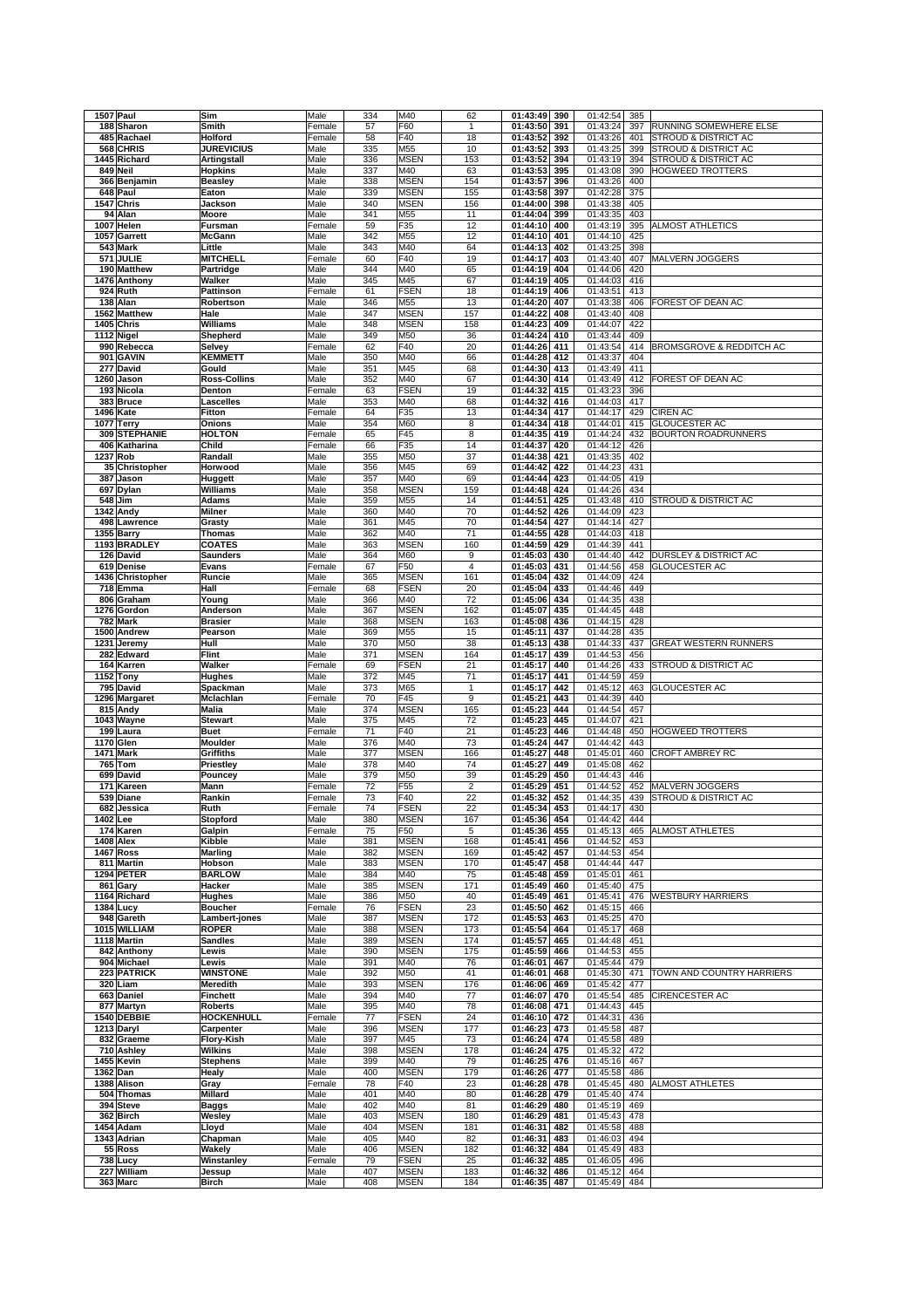| 1507 | Paul | Sim | Male | 334 | M40 | 62 | 01:43:49 | 390 | 01:42:54 | 385 | |
|---|---|---|---|---|---|---|---|---|---|---|---|
| 188 | Sharon | Smith | Female | 57 | F60 | 1 | 01:43:50 | 391 | 01:43:24 | 397 | RUNNING SOMEWHERE ELSE |
| 485 | Rachael | Holford | Female | 58 | F40 | 18 | 01:43:52 | 392 | 01:43:26 | 401 | STROUD & DISTRICT AC |
| 568 | CHRIS | JUREVICIUS | Male | 335 | M55 | 10 | 01:43:52 | 393 | 01:43:25 | 399 | STROUD & DISTRICT AC |
| 1445 | Richard | Artingstall | Male | 336 | MSEN | 153 | 01:43:52 | 394 | 01:43:19 | 394 | STROUD & DISTRICT AC |
| 849 | Neil | Hopkins | Male | 337 | M40 | 63 | 01:43:53 | 395 | 01:43:08 | 390 | HOGWEED TROTTERS |
| 366 | Benjamin | Beasley | Male | 338 | MSEN | 154 | 01:43:57 | 396 | 01:43:26 | 400 | |
| 648 | Paul | Eaton | Male | 339 | MSEN | 155 | 01:43:58 | 397 | 01:42:28 | 375 | |
| 1547 | Chris | Jackson | Male | 340 | MSEN | 156 | 01:44:00 | 398 | 01:43:38 | 405 | |
| 94 | Alan | Moore | Male | 341 | M55 | 11 | 01:44:04 | 399 | 01:43:35 | 403 | |
| 1007 | Helen | Fursman | Female | 59 | F35 | 12 | 01:44:10 | 400 | 01:43:19 | 395 | ALMOST ATHLETICS |
| 1057 | Garrett | McGann | Male | 342 | M55 | 12 | 01:44:10 | 401 | 01:44:10 | 425 | |
| 543 | Mark | Little | Male | 343 | M40 | 64 | 01:44:13 | 402 | 01:43:25 | 398 | |
| 571 | JULIE | MITCHELL | Female | 60 | F40 | 19 | 01:44:17 | 403 | 01:43:40 | 407 | MALVERN JOGGERS |
| 190 | Matthew | Partridge | Male | 344 | M40 | 65 | 01:44:19 | 404 | 01:44:06 | 420 | |
| 1476 | Anthony | Walker | Male | 345 | M45 | 67 | 01:44:19 | 405 | 01:44:03 | 416 | |
| 924 | Ruth | Pattinson | Female | 61 | FSEN | 18 | 01:44:19 | 406 | 01:43:51 | 413 | |
| 138 | Alan | Robertson | Male | 346 | M55 | 13 | 01:44:20 | 407 | 01:43:38 | 406 | FOREST OF DEAN AC |
| 1562 | Matthew | Hale | Male | 347 | MSEN | 157 | 01:44:22 | 408 | 01:43:40 | 408 | |
| 1405 | Chris | Williams | Male | 348 | MSEN | 158 | 01:44:23 | 409 | 01:44:07 | 422 | |
| 1112 | Nigel | Shepherd | Male | 349 | M50 | 36 | 01:44:24 | 410 | 01:43:44 | 409 | |
| 990 | Rebecca | Selvey | Female | 62 | F40 | 20 | 01:44:26 | 411 | 01:43:54 | 414 | BROMSGROVE & REDDITCH AC |
| 901 | GAVIN | KEMMETT | Male | 350 | M40 | 66 | 01:44:28 | 412 | 01:43:37 | 404 | |
| 277 | David | Gould | Male | 351 | M45 | 68 | 01:44:30 | 413 | 01:43:49 | 411 | |
| 1260 | Jason | Ross-Collins | Male | 352 | M40 | 67 | 01:44:30 | 414 | 01:43:49 | 412 | FOREST OF DEAN AC |
| 193 | Nicola | Denton | Female | 63 | FSEN | 19 | 01:44:32 | 415 | 01:43:23 | 396 | |
| 383 | Bruce | Lascelles | Male | 353 | M40 | 68 | 01:44:32 | 416 | 01:44:03 | 417 | |
| 1496 | Kate | Fitton | Female | 64 | F35 | 13 | 01:44:34 | 417 | 01:44:17 | 429 | CIREN AC |
| 1077 | Terry | Onions | Male | 354 | M60 | 8 | 01:44:34 | 418 | 01:44:01 | 415 | GLOUCESTER AC |
| 309 | STEPHANIE | HOLTON | Female | 65 | F45 | 8 | 01:44:35 | 419 | 01:44:24 | 432 | BOURTON ROADRUNNERS |
| 406 | Katharina | Child | Female | 66 | F35 | 14 | 01:44:37 | 420 | 01:44:12 | 426 | |
| 1237 | Rob | Randall | Male | 355 | M50 | 37 | 01:44:38 | 421 | 01:43:35 | 402 | |
| 35 | Christopher | Horwood | Male | 356 | M45 | 69 | 01:44:42 | 422 | 01:44:23 | 431 | |
| 387 | Jason | Huggett | Male | 357 | M40 | 69 | 01:44:44 | 423 | 01:44:05 | 419 | |
| 697 | Dylan | Williams | Male | 358 | MSEN | 159 | 01:44:48 | 424 | 01:44:26 | 434 | |
| 548 | Jim | Adams | Male | 359 | M55 | 14 | 01:44:51 | 425 | 01:43:48 | 410 | STROUD & DISTRICT AC |
| 1342 | Andy | Milner | Male | 360 | M40 | 70 | 01:44:52 | 426 | 01:44:09 | 423 | |
| 498 | Lawrence | Grasty | Male | 361 | M45 | 70 | 01:44:54 | 427 | 01:44:14 | 427 | |
| 1355 | Barry | Thomas | Male | 362 | M40 | 71 | 01:44:55 | 428 | 01:44:03 | 418 | |
| 1193 | BRADLEY | COATES | Male | 363 | MSEN | 160 | 01:44:59 | 429 | 01:44:39 | 441 | |
| 126 | David | Saunders | Male | 364 | M60 | 9 | 01:45:03 | 430 | 01:44:40 | 442 | DURSLEY & DISTRICT AC |
| 619 | Denise | Evans | Female | 67 | F50 | 4 | 01:45:03 | 431 | 01:44:56 | 458 | GLOUCESTER AC |
| 1436 | Christopher | Runcie | Male | 365 | MSEN | 161 | 01:45:04 | 432 | 01:44:09 | 424 | |
| 718 | Emma | Hall | Female | 68 | FSEN | 20 | 01:45:04 | 433 | 01:44:46 | 449 | |
| 806 | Graham | Young | Male | 366 | M40 | 72 | 01:45:06 | 434 | 01:44:35 | 438 | |
| 1276 | Gordon | Anderson | Male | 367 | MSEN | 162 | 01:45:07 | 435 | 01:44:45 | 448 | |
| 782 | Mark | Brasier | Male | 368 | MSEN | 163 | 01:45:08 | 436 | 01:44:15 | 428 | |
| 1500 | Andrew | Pearson | Male | 369 | M55 | 15 | 01:45:11 | 437 | 01:44:28 | 435 | |
| 1231 | Jeremy | Hull | Male | 370 | M50 | 38 | 01:45:13 | 438 | 01:44:33 | 437 | GREAT WESTERN RUNNERS |
| 282 | Edward | Flint | Male | 371 | MSEN | 164 | 01:45:17 | 439 | 01:44:53 | 456 | |
| 164 | Karren | Walker | Female | 69 | FSEN | 21 | 01:45:17 | 440 | 01:44:26 | 433 | STROUD & DISTRICT AC |
| 1152 | Tony | Hughes | Male | 372 | M45 | 71 | 01:45:17 | 441 | 01:44:59 | 459 | |
| 795 | David | Spackman | Male | 373 | M65 | 1 | 01:45:17 | 442 | 01:45:12 | 463 | GLOUCESTER AC |
| 1296 | Margaret | Mclachlan | Female | 70 | F45 | 9 | 01:45:21 | 443 | 01:44:39 | 440 | |
| 815 | Andy | Malia | Male | 374 | MSEN | 165 | 01:45:23 | 444 | 01:44:54 | 457 | |
| 1043 | Wayne | Stewart | Male | 375 | M45 | 72 | 01:45:23 | 445 | 01:44:07 | 421 | |
| 199 | Laura | Buet | Female | 71 | F40 | 21 | 01:45:23 | 446 | 01:44:48 | 450 | HOGWEED TROTTERS |
| 1170 | Glen | Moulder | Male | 376 | M40 | 73 | 01:45:24 | 447 | 01:44:42 | 443 | |
| 1471 | Mark | Griffiths | Male | 377 | MSEN | 166 | 01:45:27 | 448 | 01:45:01 | 460 | CROFT AMBREY RC |
| 765 | Tom | Priestley | Male | 378 | M40 | 74 | 01:45:27 | 449 | 01:45:08 | 462 | |
| 699 | David | Pouncey | Male | 379 | M50 | 39 | 01:45:29 | 450 | 01:44:43 | 446 | |
| 171 | Kareen | Mann | Female | 72 | F55 | 2 | 01:45:29 | 451 | 01:44:52 | 452 | MALVERN JOGGERS |
| 539 | Diane | Rankin | Female | 73 | F40 | 22 | 01:45:32 | 452 | 01:44:35 | 439 | STROUD & DISTRICT AC |
| 682 | Jessica | Ruth | Female | 74 | FSEN | 22 | 01:45:34 | 453 | 01:44:17 | 430 | |
| 1402 | Lee | Stopford | Male | 380 | MSEN | 167 | 01:45:36 | 454 | 01:44:42 | 444 | |
| 174 | Karen | Galpin | Female | 75 | F50 | 5 | 01:45:36 | 455 | 01:45:13 | 465 | ALMOST ATHLETES |
| 1408 | Alex | Kibble | Male | 381 | MSEN | 168 | 01:45:41 | 456 | 01:44:52 | 453 | |
| 1467 | Ross | Marling | Male | 382 | MSEN | 169 | 01:45:42 | 457 | 01:44:53 | 454 | |
| 811 | Martin | Hobson | Male | 383 | MSEN | 170 | 01:45:47 | 458 | 01:44:44 | 447 | |
| 1294 | PETER | BARLOW | Male | 384 | M40 | 75 | 01:45:48 | 459 | 01:45:01 | 461 | |
| 861 | Gary | Hacker | Male | 385 | MSEN | 171 | 01:45:49 | 460 | 01:45:40 | 475 | |
| 1164 | Richard | Hughes | Male | 386 | M50 | 40 | 01:45:49 | 461 | 01:45:41 | 476 | WESTBURY HARRIERS |
| 1384 | Lucy | Boucher | Female | 76 | FSEN | 23 | 01:45:50 | 462 | 01:45:15 | 466 | |
| 948 | Gareth | Lambert-jones | Male | 387 | MSEN | 172 | 01:45:53 | 463 | 01:45:25 | 470 | |
| 1015 | WILLIAM | ROPER | Male | 388 | MSEN | 173 | 01:45:54 | 464 | 01:45:17 | 468 | |
| 1118 | Martin | Sandles | Male | 389 | MSEN | 174 | 01:45:57 | 465 | 01:44:48 | 451 | |
| 842 | Anthony | Lewis | Male | 390 | MSEN | 175 | 01:45:59 | 466 | 01:44:53 | 455 | |
| 904 | Michael | Lewis | Male | 391 | M40 | 76 | 01:46:01 | 467 | 01:45:44 | 479 | |
| 223 | PATRICK | WINSTONE | Male | 392 | M50 | 41 | 01:46:01 | 468 | 01:45:30 | 471 | TOWN AND COUNTRY HARRIERS |
| 320 | Liam | Meredith | Male | 393 | MSEN | 176 | 01:46:06 | 469 | 01:45:42 | 477 | |
| 663 | Daniel | Finchett | Male | 394 | M40 | 77 | 01:46:07 | 470 | 01:45:54 | 485 | CIRENCESTER AC |
| 877 | Martyn | Roberts | Male | 395 | M40 | 78 | 01:46:08 | 471 | 01:44:43 | 445 | |
| 1540 | DEBBIE | HOCKENHULL | Female | 77 | FSEN | 24 | 01:46:10 | 472 | 01:44:31 | 436 | |
| 1213 | Daryl | Carpenter | Male | 396 | MSEN | 177 | 01:46:23 | 473 | 01:45:58 | 487 | |
| 832 | Graeme | Flory-Kish | Male | 397 | M45 | 73 | 01:46:24 | 474 | 01:45:58 | 489 | |
| 710 | Ashley | Wilkins | Male | 398 | MSEN | 178 | 01:46:24 | 475 | 01:45:32 | 472 | |
| 1455 | Kevin | Stephens | Male | 399 | M40 | 79 | 01:46:25 | 476 | 01:45:16 | 467 | |
| 1362 | Dan | Healy | Male | 400 | MSEN | 179 | 01:46:26 | 477 | 01:45:58 | 486 | |
| 1388 | Alison | Gray | Female | 78 | F40 | 23 | 01:46:28 | 478 | 01:45:45 | 480 | ALMOST ATHLETES |
| 504 | Thomas | Millard | Male | 401 | M40 | 80 | 01:46:28 | 479 | 01:45:40 | 474 | |
| 394 | Steve | Baggs | Male | 402 | M40 | 81 | 01:46:29 | 480 | 01:45:19 | 469 | |
| 362 | Birch | Wesley | Male | 403 | MSEN | 180 | 01:46:29 | 481 | 01:45:43 | 478 | |
| 1454 | Adam | Lloyd | Male | 404 | MSEN | 181 | 01:46:31 | 482 | 01:45:58 | 488 | |
| 1343 | Adrian | Chapman | Male | 405 | M40 | 82 | 01:46:31 | 483 | 01:46:03 | 494 | |
| 55 | Ross | Wakely | Male | 406 | MSEN | 182 | 01:46:32 | 484 | 01:45:49 | 483 | |
| 736 | Lucy | Winstanley | Female | 79 | FSEN | 25 | 01:46:32 | 485 | 01:46:05 | 496 | |
| 227 | William | Jessup | Male | 407 | MSEN | 183 | 01:46:32 | 486 | 01:45:12 | 464 | |
| 363 | Marc | Birch | Male | 408 | MSEN | 184 | 01:46:35 | 487 | 01:45:49 | 484 | |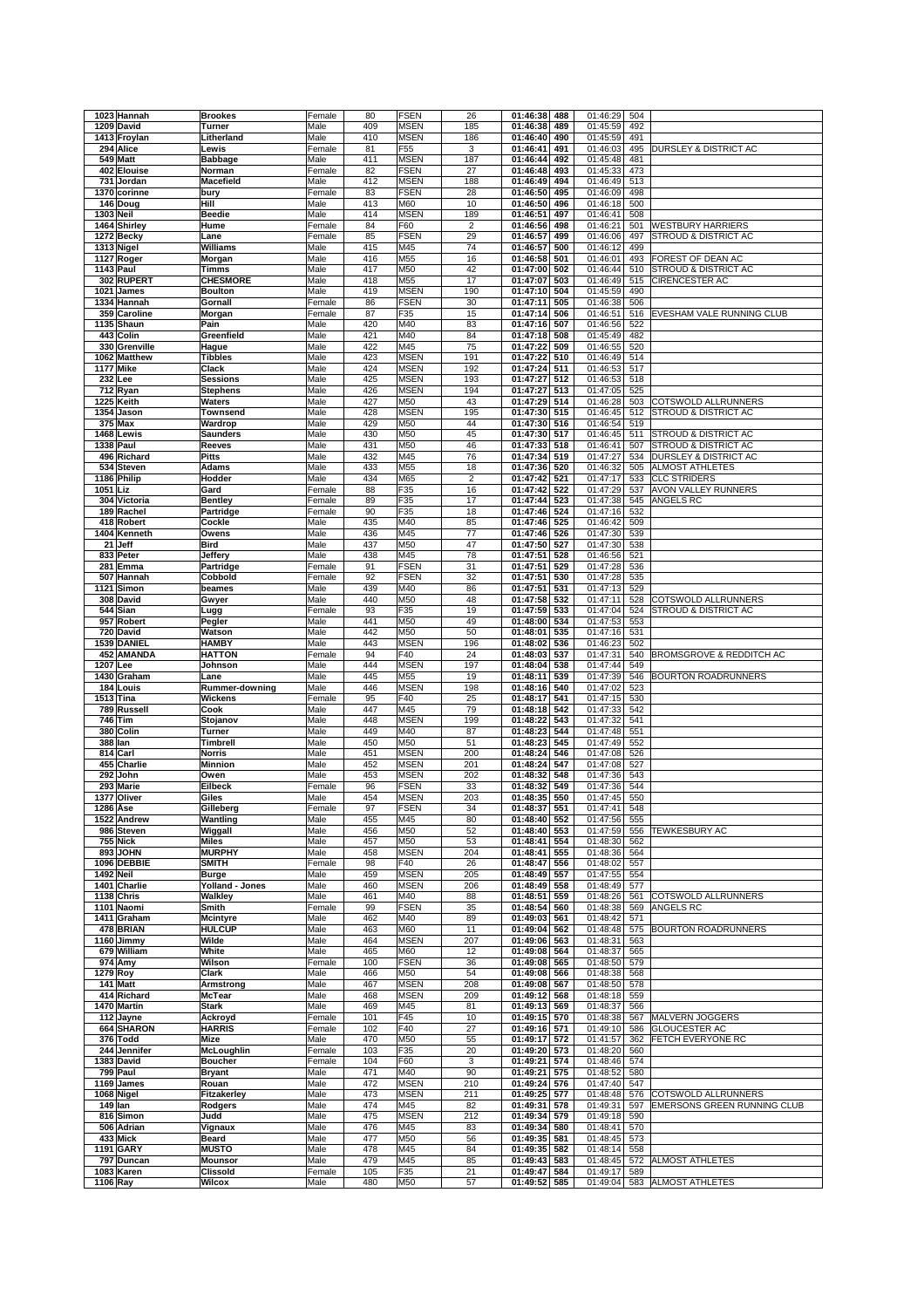| | | | | | | | | | | | | |
|---|---|---|---|---|---|---|---|---|---|---|---|---|
| 1023 | Hannah | Brookes | Female | 80 | FSEN | 26 | 01:46:38 | 488 | 01:46:29 | 504 | |
| 1209 | David | Turner | Male | 409 | MSEN | 185 | 01:46:38 | 489 | 01:45:59 | 492 | |
| 1413 | Froylan | Litherland | Male | 410 | MSEN | 186 | 01:46:40 | 490 | 01:45:59 | 491 | |
| 294 | Alice | Lewis | Female | 81 | F55 | 3 | 01:46:41 | 491 | 01:46:03 | 495 | DURSLEY & DISTRICT AC |
| 549 | Matt | Babbage | Male | 411 | MSEN | 187 | 01:46:44 | 492 | 01:45:48 | 481 | |
| 402 | Elouise | Norman | Female | 82 | FSEN | 27 | 01:46:48 | 493 | 01:45:33 | 473 | |
| 731 | Jordan | Macefield | Male | 412 | MSEN | 188 | 01:46:49 | 494 | 01:46:49 | 513 | |
| 1370 | corinne | bury | Female | 83 | FSEN | 28 | 01:46:50 | 495 | 01:46:09 | 498 | |
| 146 | Doug | Hill | Male | 413 | M60 | 10 | 01:46:50 | 496 | 01:46:18 | 500 | |
| 1303 | Neil | Beedie | Male | 414 | MSEN | 189 | 01:46:51 | 497 | 01:46:41 | 508 | |
| 1464 | Shirley | Hume | Female | 84 | F60 | 2 | 01:46:56 | 498 | 01:46:21 | 501 | WESTBURY HARRIERS |
| 1272 | Becky | Lane | Female | 85 | FSEN | 29 | 01:46:57 | 499 | 01:46:06 | 497 | STROUD & DISTRICT AC |
| 1313 | Nigel | Williams | Male | 415 | M45 | 74 | 01:46:57 | 500 | 01:46:12 | 499 | |
| 1127 | Roger | Morgan | Male | 416 | M55 | 16 | 01:46:58 | 501 | 01:46:01 | 493 | FOREST OF DEAN AC |
| 1143 | Paul | Timms | Male | 417 | M50 | 42 | 01:47:00 | 502 | 01:46:44 | 510 | STROUD & DISTRICT AC |
| 302 | RUPERT | CHESMORE | Male | 418 | M55 | 17 | 01:47:07 | 503 | 01:46:49 | 515 | CIRENCESTER AC |
| 1021 | James | Boulton | Male | 419 | MSEN | 190 | 01:47:10 | 504 | 01:45:59 | 490 | |
| 1334 | Hannah | Gornall | Female | 86 | FSEN | 30 | 01:47:11 | 505 | 01:46:38 | 506 | |
| 359 | Caroline | Morgan | Female | 87 | F35 | 15 | 01:47:14 | 506 | 01:46:51 | 516 | EVESHAM VALE RUNNING CLUB |
| 1135 | Shaun | Pain | Male | 420 | M40 | 83 | 01:47:16 | 507 | 01:46:56 | 522 | |
| 443 | Colin | Greenfield | Male | 421 | M40 | 84 | 01:47:18 | 508 | 01:45:49 | 482 | |
| 330 | Grenville | Hague | Male | 422 | M45 | 75 | 01:47:22 | 509 | 01:46:55 | 520 | |
| 1062 | Matthew | Tibbles | Male | 423 | MSEN | 191 | 01:47:22 | 510 | 01:46:49 | 514 | |
| 1177 | Mike | Clack | Male | 424 | MSEN | 192 | 01:47:24 | 511 | 01:46:53 | 517 | |
| 232 | Lee | Sessions | Male | 425 | MSEN | 193 | 01:47:27 | 512 | 01:46:53 | 518 | |
| 712 | Ryan | Stephens | Male | 426 | MSEN | 194 | 01:47:27 | 513 | 01:47:05 | 525 | |
| 1225 | Keith | Waters | Male | 427 | M50 | 43 | 01:47:29 | 514 | 01:46:28 | 503 | COTSWOLD ALLRUNNERS |
| 1354 | Jason | Townsend | Male | 428 | MSEN | 195 | 01:47:30 | 515 | 01:46:45 | 512 | STROUD & DISTRICT AC |
| 375 | Max | Wardrop | Male | 429 | M50 | 44 | 01:47:30 | 516 | 01:46:54 | 519 | |
| 1468 | Lewis | Saunders | Male | 430 | M50 | 45 | 01:47:30 | 517 | 01:46:45 | 511 | STROUD & DISTRICT AC |
| 1338 | Paul | Reeves | Male | 431 | M50 | 46 | 01:47:33 | 518 | 01:46:41 | 507 | STROUD & DISTRICT AC |
| 496 | Richard | Pitts | Male | 432 | M45 | 76 | 01:47:34 | 519 | 01:47:27 | 534 | DURSLEY & DISTRICT AC |
| 534 | Steven | Adams | Male | 433 | M55 | 18 | 01:47:36 | 520 | 01:46:32 | 505 | ALMOST ATHLETES |
| 1186 | Philip | Hodder | Male | 434 | M65 | 2 | 01:47:42 | 521 | 01:47:17 | 533 | CLC STRIDERS |
| 1051 | Liz | Gard | Female | 88 | F35 | 16 | 01:47:42 | 522 | 01:47:29 | 537 | AVON VALLEY RUNNERS |
| 304 | Victoria | Bentley | Female | 89 | F35 | 17 | 01:47:44 | 523 | 01:47:38 | 545 | ANGELS RC |
| 189 | Rachel | Partridge | Female | 90 | F35 | 18 | 01:47:46 | 524 | 01:47:16 | 532 | |
| 418 | Robert | Cockle | Male | 435 | M40 | 85 | 01:47:46 | 525 | 01:46:42 | 509 | |
| 1404 | Kenneth | Owens | Male | 436 | M45 | 77 | 01:47:46 | 526 | 01:47:30 | 539 | |
| 21 | Jeff | Bird | Male | 437 | M50 | 47 | 01:47:50 | 527 | 01:47:30 | 538 | |
| 833 | Peter | Jeffery | Male | 438 | M45 | 78 | 01:47:51 | 528 | 01:46:56 | 521 | |
| 281 | Emma | Partridge | Female | 91 | FSEN | 31 | 01:47:51 | 529 | 01:47:28 | 536 | |
| 507 | Hannah | Cobbold | Female | 92 | FSEN | 32 | 01:47:51 | 530 | 01:47:28 | 535 | |
| 1121 | Simon | beames | Male | 439 | M40 | 86 | 01:47:51 | 531 | 01:47:13 | 529 | |
| 308 | David | Gwyer | Male | 440 | M50 | 48 | 01:47:58 | 532 | 01:47:11 | 528 | COTSWOLD ALLRUNNERS |
| 544 | Sian | Lugg | Female | 93 | F35 | 19 | 01:47:59 | 533 | 01:47:04 | 524 | STROUD & DISTRICT AC |
| 957 | Robert | Pegler | Male | 441 | M50 | 49 | 01:48:00 | 534 | 01:47:53 | 553 | |
| 720 | David | Watson | Male | 442 | M50 | 50 | 01:48:01 | 535 | 01:47:16 | 531 | |
| 1539 | DANIEL | HAMBY | Male | 443 | MSEN | 196 | 01:48:02 | 536 | 01:46:23 | 502 | |
| 452 | AMANDA | HATTON | Female | 94 | F40 | 24 | 01:48:03 | 537 | 01:47:31 | 540 | BROMSGROVE & REDDITCH AC |
| 1207 | Lee | Johnson | Male | 444 | MSEN | 197 | 01:48:04 | 538 | 01:47:44 | 549 | |
| 1430 | Graham | Lane | Male | 445 | M55 | 19 | 01:48:11 | 539 | 01:47:39 | 546 | BOURTON ROADRUNNERS |
| 184 | Louis | Rummer-downing | Male | 446 | MSEN | 198 | 01:48:16 | 540 | 01:47:02 | 523 | |
| 1513 | Tina | Wickens | Female | 95 | F40 | 25 | 01:48:17 | 541 | 01:47:15 | 530 | |
| 789 | Russell | Cook | Male | 447 | M45 | 79 | 01:48:18 | 542 | 01:47:33 | 542 | |
| 746 | Tim | Stojanov | Male | 448 | MSEN | 199 | 01:48:22 | 543 | 01:47:32 | 541 | |
| 380 | Colin | Turner | Male | 449 | M40 | 87 | 01:48:23 | 544 | 01:47:48 | 551 | |
| 388 | Ian | Timbrell | Male | 450 | M50 | 51 | 01:48:23 | 545 | 01:47:49 | 552 | |
| 814 | Carl | Norris | Male | 451 | MSEN | 200 | 01:48:24 | 546 | 01:47:08 | 526 | |
| 455 | Charlie | Minnion | Male | 452 | MSEN | 201 | 01:48:24 | 547 | 01:47:08 | 527 | |
| 292 | John | Owen | Male | 453 | MSEN | 202 | 01:48:32 | 548 | 01:47:36 | 543 | |
| 293 | Marie | Eilbeck | Female | 96 | FSEN | 33 | 01:48:32 | 549 | 01:47:36 | 544 | |
| 1377 | Oliver | Giles | Male | 454 | MSEN | 203 | 01:48:35 | 550 | 01:47:45 | 550 | |
| 1286 | Ase | Gilleberg | Female | 97 | FSEN | 34 | 01:48:37 | 551 | 01:47:41 | 548 | |
| 1522 | Andrew | Wantling | Male | 455 | M45 | 80 | 01:48:40 | 552 | 01:47:56 | 555 | |
| 986 | Steven | Wiggall | Male | 456 | M50 | 52 | 01:48:40 | 553 | 01:47:59 | 556 | TEWKESBURY AC |
| 755 | Nick | Miles | Male | 457 | M50 | 53 | 01:48:41 | 554 | 01:48:30 | 562 | |
| 893 | JOHN | MURPHY | Male | 458 | MSEN | 204 | 01:48:41 | 555 | 01:48:36 | 564 | |
| 1096 | DEBBIE | SMITH | Female | 98 | F40 | 26 | 01:48:47 | 556 | 01:48:02 | 557 | |
| 1492 | Neil | Burge | Male | 459 | MSEN | 205 | 01:48:49 | 557 | 01:47:55 | 554 | |
| 1401 | Charlie | Yolland - Jones | Male | 460 | MSEN | 206 | 01:48:49 | 558 | 01:48:49 | 577 | |
| 1138 | Chris | Walkley | Male | 461 | M40 | 88 | 01:48:51 | 559 | 01:48:26 | 561 | COTSWOLD ALLRUNNERS |
| 1101 | Naomi | Smith | Female | 99 | FSEN | 35 | 01:48:54 | 560 | 01:48:38 | 569 | ANGELS RC |
| 1411 | Graham | Mcintyre | Male | 462 | M40 | 89 | 01:49:03 | 561 | 01:48:42 | 571 | |
| 478 | BRIAN | HULCUP | Male | 463 | M60 | 11 | 01:49:04 | 562 | 01:48:48 | 575 | BOURTON ROADRUNNERS |
| 1160 | Jimmy | Wilde | Male | 464 | MSEN | 207 | 01:49:06 | 563 | 01:48:31 | 563 | |
| 679 | William | White | Male | 465 | M60 | 12 | 01:49:08 | 564 | 01:48:37 | 565 | |
| 974 | Amy | Wilson | Female | 100 | FSEN | 36 | 01:49:08 | 565 | 01:48:50 | 579 | |
| 1279 | Roy | Clark | Male | 466 | M50 | 54 | 01:49:08 | 566 | 01:48:38 | 568 | |
| 141 | Matt | Armstrong | Male | 467 | MSEN | 208 | 01:49:08 | 567 | 01:48:50 | 578 | |
| 414 | Richard | McTear | Male | 468 | MSEN | 209 | 01:49:12 | 568 | 01:48:18 | 559 | |
| 1470 | Martin | Stark | Male | 469 | M45 | 81 | 01:49:13 | 569 | 01:48:37 | 566 | |
| 112 | Jayne | Ackroyd | Female | 101 | F45 | 10 | 01:49:15 | 570 | 01:48:38 | 567 | MALVERN JOGGERS |
| 664 | SHARON | HARRIS | Female | 102 | F40 | 27 | 01:49:16 | 571 | 01:49:10 | 586 | GLOUCESTER AC |
| 376 | Todd | Mize | Male | 470 | M50 | 55 | 01:49:17 | 572 | 01:41:57 | 362 | FETCH EVERYONE RC |
| 244 | Jennifer | McLoughlin | Female | 103 | F35 | 20 | 01:49:20 | 573 | 01:48:20 | 560 | |
| 1383 | David | Boucher | Female | 104 | F60 | 3 | 01:49:21 | 574 | 01:48:46 | 574 | |
| 799 | Paul | Bryant | Male | 471 | M40 | 90 | 01:49:21 | 575 | 01:48:52 | 580 | |
| 1169 | James | Rouan | Male | 472 | MSEN | 210 | 01:49:24 | 576 | 01:47:40 | 547 | |
| 1068 | Nigel | Fitzakerley | Male | 473 | MSEN | 211 | 01:49:25 | 577 | 01:48:48 | 576 | COTSWOLD ALLRUNNERS |
| 149 | Ian | Rodgers | Male | 474 | M45 | 82 | 01:49:31 | 578 | 01:49:31 | 597 | EMERSONS GREEN RUNNING CLUB |
| 816 | Simon | Judd | Male | 475 | MSEN | 212 | 01:49:34 | 579 | 01:49:18 | 590 | |
| 506 | Adrian | Vignaux | Male | 476 | M45 | 83 | 01:49:34 | 580 | 01:48:41 | 570 | |
| 433 | Mick | Beard | Male | 477 | M50 | 56 | 01:49:35 | 581 | 01:48:45 | 573 | |
| 1191 | GARY | MUSTO | Male | 478 | M45 | 84 | 01:49:35 | 582 | 01:48:14 | 558 | |
| 797 | Duncan | Mounsor | Male | 479 | M45 | 85 | 01:49:43 | 583 | 01:48:45 | 572 | ALMOST ATHLETES |
| 1083 | Karen | Clissold | Female | 105 | F35 | 21 | 01:49:47 | 584 | 01:49:17 | 589 | |
| 1106 | Ray | Wilcox | Male | 480 | M50 | 57 | 01:49:52 | 585 | 01:49:04 | 583 | ALMOST ATHLETES |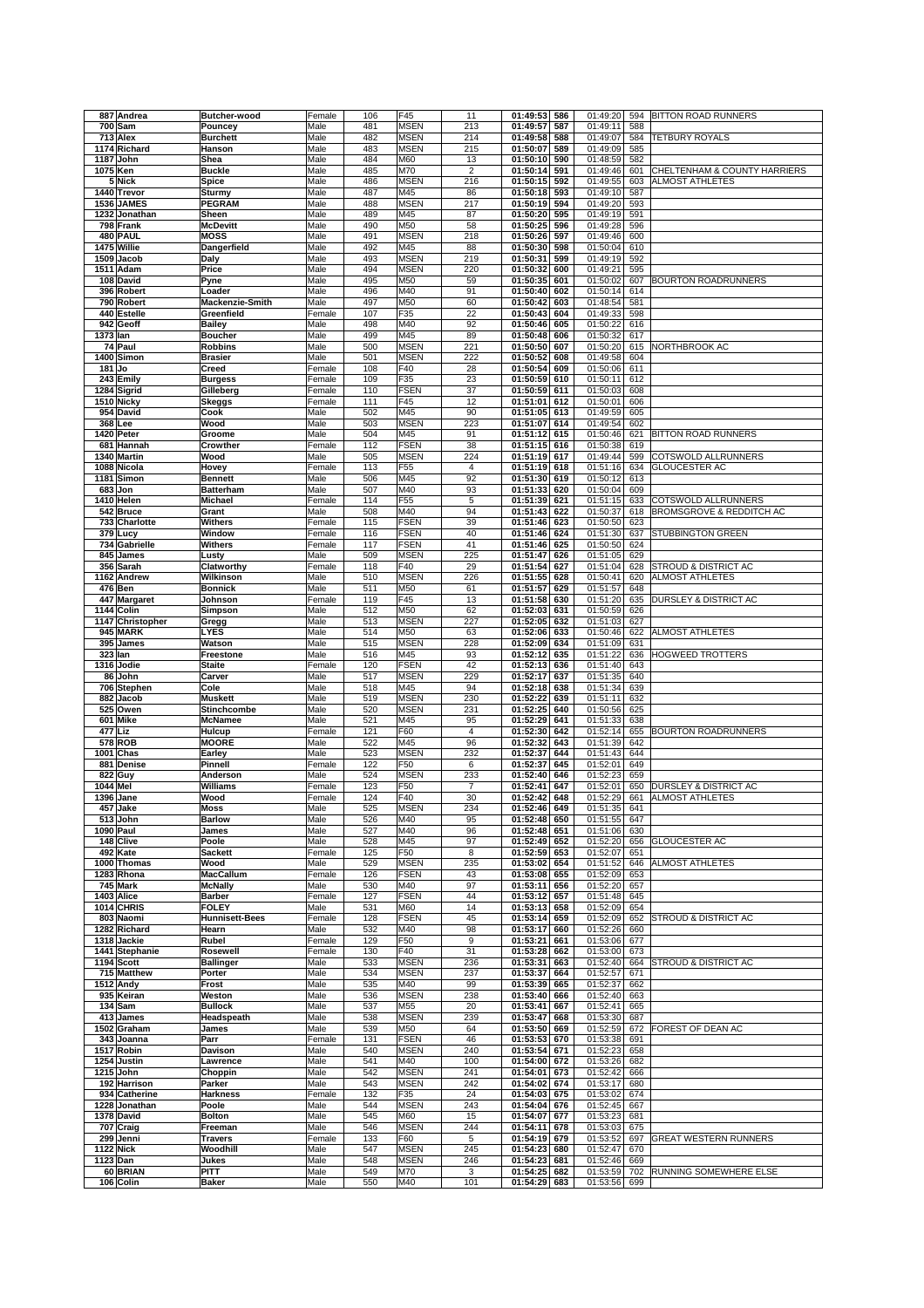| | | | | | | | | | | | | |
|---|---|---|---|---|---|---|---|---|---|---|---|---|
| 887 | Andrea | Butcher-wood | Female | 106 | F45 | 11 | 01:49:53 | 586 | 01:49:20 | 594 | BITTON ROAD RUNNERS |
| 700 | Sam | Pouncey | Male | 481 | MSEN | 213 | 01:49:57 | 587 | 01:49:11 | 588 | |
| 713 | Alex | Burchett | Male | 482 | MSEN | 214 | 01:49:58 | 588 | 01:49:07 | 584 | TETBURY ROYALS |
| 1174 | Richard | Hanson | Male | 483 | MSEN | 215 | 01:50:07 | 589 | 01:49:09 | 585 | |
| 1187 | John | Shea | Male | 484 | M60 | 13 | 01:50:10 | 590 | 01:48:59 | 582 | |
| 1075 | Ken | Buckle | Male | 485 | M70 | 2 | 01:50:14 | 591 | 01:49:46 | 601 | CHELTENHAM & COUNTY HARRIERS |
| 5 | Nick | Spice | Male | 486 | MSEN | 216 | 01:50:15 | 592 | 01:49:55 | 603 | ALMOST ATHLETES |
| 1440 | Trevor | Sturmy | Male | 487 | M45 | 86 | 01:50:18 | 593 | 01:49:10 | 587 | |
| 1536 | JAMES | PEGRAM | Male | 488 | MSEN | 217 | 01:50:19 | 594 | 01:49:20 | 593 | |
| 1232 | Jonathan | Sheen | Male | 489 | M45 | 87 | 01:50:20 | 595 | 01:49:19 | 591 | |
| 798 | Frank | McDevitt | Male | 490 | M50 | 58 | 01:50:25 | 596 | 01:49:28 | 596 | |
| 480 | PAUL | MOSS | Male | 491 | MSEN | 218 | 01:50:26 | 597 | 01:49:46 | 600 | |
| 1475 | Willie | Dangerfield | Male | 492 | M45 | 88 | 01:50:30 | 598 | 01:50:04 | 610 | |
| 1509 | Jacob | Daly | Male | 493 | MSEN | 219 | 01:50:31 | 599 | 01:49:19 | 592 | |
| 1511 | Adam | Price | Male | 494 | MSEN | 220 | 01:50:32 | 600 | 01:49:21 | 595 | |
| 108 | David | Pyne | Male | 495 | M50 | 59 | 01:50:35 | 601 | 01:50:02 | 607 | BOURTON ROADRUNNERS |
| 396 | Robert | Loader | Male | 496 | M40 | 91 | 01:50:40 | 602 | 01:50:14 | 614 | |
| 790 | Robert | Mackenzie-Smith | Male | 497 | M50 | 60 | 01:50:42 | 603 | 01:48:54 | 581 | |
| 440 | Estelle | Greenfield | Female | 107 | F35 | 22 | 01:50:43 | 604 | 01:49:33 | 598 | |
| 942 | Geoff | Bailey | Male | 498 | M40 | 92 | 01:50:46 | 605 | 01:50:22 | 616 | |
| 1373 | Ian | Boucher | Male | 499 | M45 | 89 | 01:50:48 | 606 | 01:50:32 | 617 | |
| 74 | Paul | Robbins | Male | 500 | MSEN | 221 | 01:50:50 | 607 | 01:50:20 | 615 | NORTHBROOK AC |
| 1400 | Simon | Brasier | Male | 501 | MSEN | 222 | 01:50:52 | 608 | 01:49:58 | 604 | |
| 181 | Jo | Creed | Female | 108 | F40 | 28 | 01:50:54 | 609 | 01:50:06 | 611 | |
| 243 | Emily | Burgess | Female | 109 | F35 | 23 | 01:50:59 | 610 | 01:50:11 | 612 | |
| 1284 | Sigrid | Gilleberg | Female | 110 | FSEN | 37 | 01:50:59 | 611 | 01:50:03 | 608 | |
| 1510 | Nicky | Skeggs | Female | 111 | F45 | 12 | 01:51:01 | 612 | 01:50:01 | 606 | |
| 954 | David | Cook | Male | 502 | M45 | 90 | 01:51:05 | 613 | 01:49:59 | 605 | |
| 368 | Lee | Wood | Male | 503 | MSEN | 223 | 01:51:07 | 614 | 01:49:54 | 602 | |
| 1420 | Peter | Groome | Male | 504 | M45 | 91 | 01:51:12 | 615 | 01:50:46 | 621 | BITTON ROAD RUNNERS |
| 681 | Hannah | Crowther | Female | 112 | FSEN | 38 | 01:51:15 | 616 | 01:50:38 | 619 | |
| 1340 | Martin | Wood | Male | 505 | MSEN | 224 | 01:51:19 | 617 | 01:49:44 | 599 | COTSWOLD ALLRUNNERS |
| 1088 | Nicola | Hovey | Female | 113 | F55 | 4 | 01:51:19 | 618 | 01:51:16 | 634 | GLOUCESTER AC |
| 1181 | Simon | Bennett | Male | 506 | M45 | 92 | 01:51:30 | 619 | 01:50:12 | 613 | |
| 683 | Jon | Batterham | Male | 507 | M40 | 93 | 01:51:33 | 620 | 01:50:04 | 609 | |
| 1410 | Helen | Michael | Female | 114 | F55 | 5 | 01:51:39 | 621 | 01:51:15 | 633 | COTSWOLD ALLRUNNERS |
| 542 | Bruce | Grant | Male | 508 | M40 | 94 | 01:51:43 | 622 | 01:50:37 | 618 | BROMSGROVE & REDDITCH AC |
| 733 | Charlotte | Withers | Female | 115 | FSEN | 39 | 01:51:46 | 623 | 01:50:50 | 623 | |
| 379 | Lucy | Window | Female | 116 | FSEN | 40 | 01:51:46 | 624 | 01:51:30 | 637 | STUBBINGTON GREEN |
| 734 | Gabrielle | Withers | Female | 117 | FSEN | 41 | 01:51:46 | 625 | 01:50:50 | 624 | |
| 845 | James | Lusty | Male | 509 | MSEN | 225 | 01:51:47 | 626 | 01:51:05 | 629 | |
| 356 | Sarah | Clatworthy | Female | 118 | F40 | 29 | 01:51:54 | 627 | 01:51:04 | 628 | STROUD & DISTRICT AC |
| 1162 | Andrew | Wilkinson | Male | 510 | MSEN | 226 | 01:51:55 | 628 | 01:50:41 | 620 | ALMOST ATHLETES |
| 476 | Ben | Bonnick | Male | 511 | M50 | 61 | 01:51:57 | 629 | 01:51:57 | 648 | |
| 447 | Margaret | Johnson | Female | 119 | F45 | 13 | 01:51:58 | 630 | 01:51:20 | 635 | DURSLEY & DISTRICT AC |
| 1144 | Colin | Simpson | Male | 512 | M50 | 62 | 01:52:03 | 631 | 01:50:59 | 626 | |
| 1147 | Christopher | Gregg | Male | 513 | MSEN | 227 | 01:52:05 | 632 | 01:51:03 | 627 | |
| 945 | MARK | LYES | Male | 514 | M50 | 63 | 01:52:06 | 633 | 01:50:46 | 622 | ALMOST ATHLETES |
| 395 | James | Watson | Male | 515 | MSEN | 228 | 01:52:09 | 634 | 01:51:09 | 631 | |
| 323 | Ian | Freestone | Male | 516 | M45 | 93 | 01:52:12 | 635 | 01:51:22 | 636 | HOGWEED TROTTERS |
| 1316 | Jodie | Staite | Female | 120 | FSEN | 42 | 01:52:13 | 636 | 01:51:40 | 643 | |
| 86 | John | Carver | Male | 517 | MSEN | 229 | 01:52:17 | 637 | 01:51:35 | 640 | |
| 706 | Stephen | Cole | Male | 518 | M45 | 94 | 01:52:18 | 638 | 01:51:34 | 639 | |
| 882 | Jacob | Muskett | Male | 519 | MSEN | 230 | 01:52:22 | 639 | 01:51:11 | 632 | |
| 525 | Owen | Stinchcombe | Male | 520 | MSEN | 231 | 01:52:25 | 640 | 01:50:56 | 625 | |
| 601 | Mike | McNamee | Male | 521 | M45 | 95 | 01:52:29 | 641 | 01:51:33 | 638 | |
| 477 | Liz | Hulcup | Female | 121 | F60 | 4 | 01:52:30 | 642 | 01:52:14 | 655 | BOURTON ROADRUNNERS |
| 578 | ROB | MOORE | Male | 522 | M45 | 96 | 01:52:32 | 643 | 01:51:39 | 642 | |
| 1001 | Chas | Earley | Male | 523 | MSEN | 232 | 01:52:37 | 644 | 01:51:43 | 644 | |
| 881 | Denise | Pinnell | Female | 122 | F50 | 6 | 01:52:37 | 645 | 01:52:01 | 649 | |
| 822 | Guy | Anderson | Male | 524 | MSEN | 233 | 01:52:40 | 646 | 01:52:23 | 659 | |
| 1044 | Mel | Williams | Female | 123 | F50 | 7 | 01:52:41 | 647 | 01:52:01 | 650 | DURSLEY & DISTRICT AC |
| 1396 | Jane | Wood | Female | 124 | F40 | 30 | 01:52:42 | 648 | 01:52:29 | 661 | ALMOST ATHLETES |
| 457 | Jake | Moss | Male | 525 | MSEN | 234 | 01:52:46 | 649 | 01:51:35 | 641 | |
| 513 | John | Barlow | Male | 526 | M40 | 95 | 01:52:48 | 650 | 01:51:55 | 647 | |
| 1090 | Paul | James | Male | 527 | M40 | 96 | 01:52:48 | 651 | 01:51:06 | 630 | |
| 148 | Clive | Poole | Male | 528 | M45 | 97 | 01:52:49 | 652 | 01:52:20 | 656 | GLOUCESTER AC |
| 492 | Kate | Sackett | Female | 125 | F50 | 8 | 01:52:59 | 653 | 01:52:07 | 651 | |
| 1000 | Thomas | Wood | Male | 529 | MSEN | 235 | 01:53:02 | 654 | 01:51:52 | 646 | ALMOST ATHLETES |
| 1283 | Rhona | MacCallum | Female | 126 | FSEN | 43 | 01:53:08 | 655 | 01:52:09 | 653 | |
| 745 | Mark | McNally | Male | 530 | M40 | 97 | 01:53:11 | 656 | 01:52:20 | 657 | |
| 1403 | Alice | Barber | Female | 127 | FSEN | 44 | 01:53:12 | 657 | 01:51:48 | 645 | |
| 1014 | CHRIS | FOLEY | Male | 531 | M60 | 14 | 01:53:13 | 658 | 01:52:09 | 654 | |
| 803 | Naomi | Hunnisett-Bees | Female | 128 | FSEN | 45 | 01:53:14 | 659 | 01:52:09 | 652 | STROUD & DISTRICT AC |
| 1282 | Richard | Hearn | Male | 532 | M40 | 98 | 01:53:17 | 660 | 01:52:26 | 660 | |
| 1318 | Jackie | Rubel | Female | 129 | F50 | 9 | 01:53:21 | 661 | 01:53:06 | 677 | |
| 1441 | Stephanie | Rosewell | Female | 130 | F40 | 31 | 01:53:28 | 662 | 01:53:00 | 673 | |
| 1194 | Scott | Ballinger | Male | 533 | MSEN | 236 | 01:53:31 | 663 | 01:52:40 | 664 | STROUD & DISTRICT AC |
| 715 | Matthew | Porter | Male | 534 | MSEN | 237 | 01:53:37 | 664 | 01:52:57 | 671 | |
| 1512 | Andy | Frost | Male | 535 | M40 | 99 | 01:53:39 | 665 | 01:52:37 | 662 | |
| 935 | Keiran | Weston | Male | 536 | MSEN | 238 | 01:53:40 | 666 | 01:52:40 | 663 | |
| 134 | Sam | Bullock | Male | 537 | M55 | 20 | 01:53:41 | 667 | 01:52:41 | 665 | |
| 413 | James | Headspeath | Male | 538 | MSEN | 239 | 01:53:47 | 668 | 01:53:30 | 687 | |
| 1502 | Graham | James | Male | 539 | M50 | 64 | 01:53:50 | 669 | 01:52:59 | 672 | FOREST OF DEAN AC |
| 343 | Joanna | Parr | Female | 131 | FSEN | 46 | 01:53:53 | 670 | 01:53:38 | 691 | |
| 1517 | Robin | Davison | Male | 540 | MSEN | 240 | 01:53:54 | 671 | 01:52:23 | 658 | |
| 1254 | Justin | Lawrence | Male | 541 | M40 | 100 | 01:54:00 | 672 | 01:53:26 | 682 | |
| 1215 | John | Choppin | Male | 542 | MSEN | 241 | 01:54:01 | 673 | 01:52:42 | 666 | |
| 192 | Harrison | Parker | Male | 543 | MSEN | 242 | 01:54:02 | 674 | 01:53:17 | 680 | |
| 934 | Catherine | Harkness | Female | 132 | F35 | 24 | 01:54:03 | 675 | 01:53:02 | 674 | |
| 1228 | Jonathan | Poole | Male | 544 | MSEN | 243 | 01:54:04 | 676 | 01:52:45 | 667 | |
| 1378 | David | Bolton | Male | 545 | M60 | 15 | 01:54:07 | 677 | 01:53:23 | 681 | |
| 707 | Craig | Freeman | Male | 546 | MSEN | 244 | 01:54:11 | 678 | 01:53:03 | 675 | |
| 299 | Jenni | Travers | Female | 133 | F60 | 5 | 01:54:19 | 679 | 01:53:52 | 697 | GREAT WESTERN RUNNERS |
| 1122 | Nick | Woodhill | Male | 547 | MSEN | 245 | 01:54:23 | 680 | 01:52:47 | 670 | |
| 1123 | Dan | Jukes | Male | 548 | MSEN | 246 | 01:54:23 | 681 | 01:52:46 | 669 | |
| 60 | BRIAN | PITT | Male | 549 | M70 | 3 | 01:54:25 | 682 | 01:53:59 | 702 | RUNNING SOMEWHERE ELSE |
| 106 | Colin | Baker | Male | 550 | M40 | 101 | 01:54:29 | 683 | 01:53:56 | 699 | |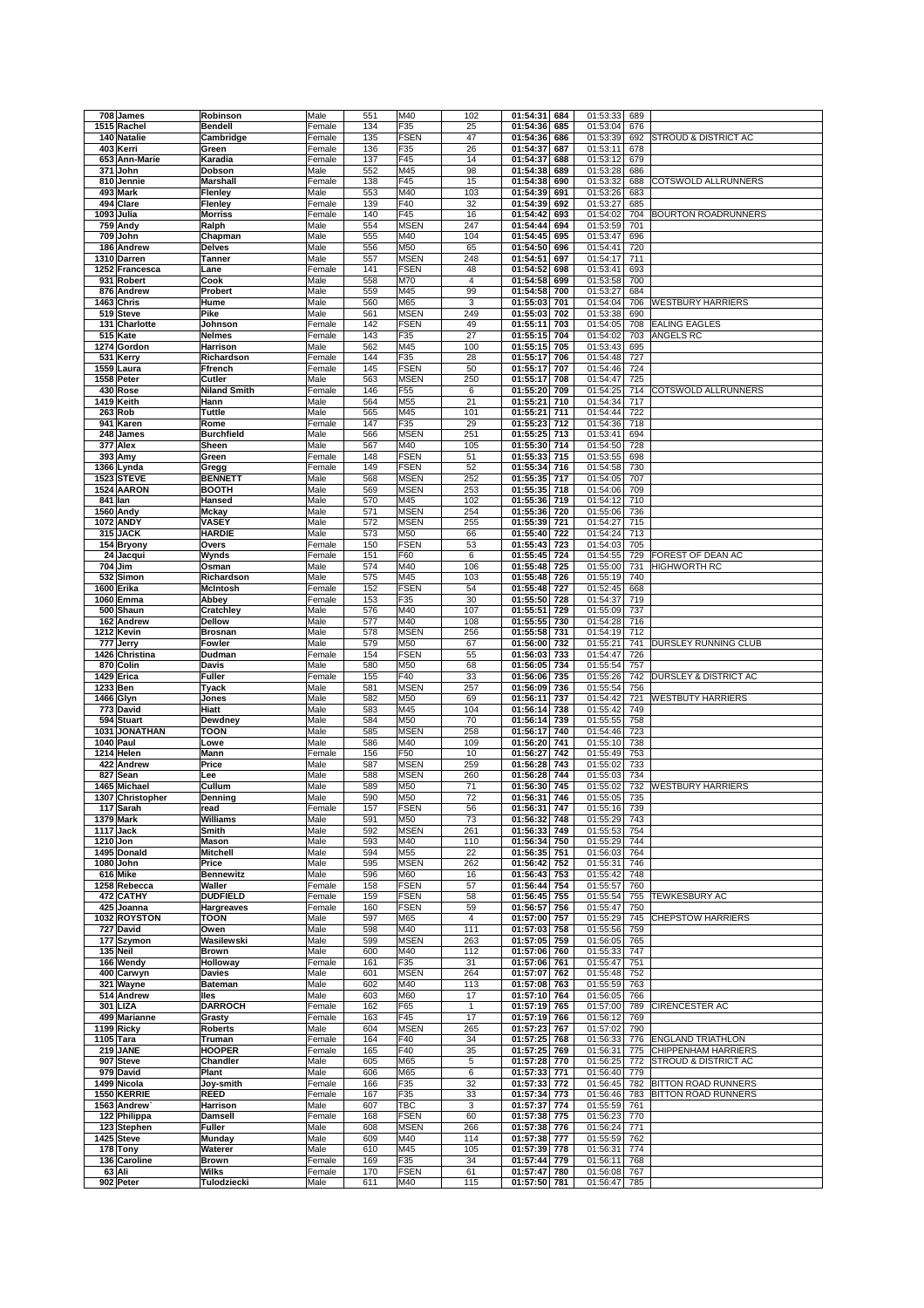| | | | | | | | | | | | |
|---|---|---|---|---|---|---|---|---|---|---|---|
| 708 | James | Robinson | Male | 551 | M40 | 102 | 01:54:31 | 684 | 01:53:33 | 689 | |
| 1515 | Rachel | Bendell | Female | 134 | F35 | 25 | 01:54:36 | 685 | 01:53:04 | 676 | |
| 140 | Natalie | Cambridge | Female | 135 | FSEN | 47 | 01:54:36 | 686 | 01:53:39 | 692 | STROUD & DISTRICT AC |
| 403 | Kerri | Green | Female | 136 | F35 | 26 | 01:54:37 | 687 | 01:53:11 | 678 | |
| 653 | Ann-Marie | Karadia | Female | 137 | F45 | 14 | 01:54:37 | 688 | 01:53:12 | 679 | |
| 371 | John | Dobson | Male | 552 | M45 | 98 | 01:54:38 | 689 | 01:53:28 | 686 | |
| 810 | Jennie | Marshall | Female | 138 | F45 | 15 | 01:54:38 | 690 | 01:53:32 | 688 | COTSWOLD ALLRUNNERS |
| 493 | Mark | Flenley | Male | 553 | M40 | 103 | 01:54:39 | 691 | 01:53:26 | 683 | |
| 494 | Clare | Flenley | Female | 139 | F40 | 32 | 01:54:39 | 692 | 01:53:27 | 685 | |
| 1093 | Julia | Morriss | Female | 140 | F45 | 16 | 01:54:42 | 693 | 01:54:02 | 704 | BOURTON ROADRUNNERS |
| 759 | Andy | Ralph | Male | 554 | MSEN | 247 | 01:54:44 | 694 | 01:53:59 | 701 | |
| 709 | John | Chapman | Male | 555 | M40 | 104 | 01:54:45 | 695 | 01:53:47 | 696 | |
| 186 | Andrew | Delves | Male | 556 | M50 | 65 | 01:54:50 | 696 | 01:54:41 | 720 | |
| 1310 | Darren | Tanner | Male | 557 | MSEN | 248 | 01:54:51 | 697 | 01:54:17 | 711 | |
| 1252 | Francesca | Lane | Female | 141 | FSEN | 48 | 01:54:52 | 698 | 01:53:41 | 693 | |
| 931 | Robert | Cook | Male | 558 | M70 | 4 | 01:54:58 | 699 | 01:53:58 | 700 | |
| 876 | Andrew | Probert | Male | 559 | M45 | 99 | 01:54:58 | 700 | 01:53:27 | 684 | |
| 1463 | Chris | Hume | Male | 560 | M65 | 3 | 01:55:03 | 701 | 01:54:04 | 706 | WESTBURY HARRIERS |
| 519 | Steve | Pike | Male | 561 | MSEN | 249 | 01:55:03 | 702 | 01:53:38 | 690 | |
| 131 | Charlotte | Johnson | Female | 142 | FSEN | 49 | 01:55:11 | 703 | 01:54:05 | 708 | EALING EAGLES |
| 515 | Kate | Nelmes | Female | 143 | F35 | 27 | 01:55:15 | 704 | 01:54:02 | 703 | ANGELS RC |
| 1274 | Gordon | Harrison | Male | 562 | M45 | 100 | 01:55:15 | 705 | 01:53:43 | 695 | |
| 531 | Kerry | Richardson | Female | 144 | F35 | 28 | 01:55:17 | 706 | 01:54:48 | 727 | |
| 1559 | Laura | Ffrench | Female | 145 | FSEN | 50 | 01:55:17 | 707 | 01:54:46 | 724 | |
| 1558 | Peter | Cutler | Male | 563 | MSEN | 250 | 01:55:17 | 708 | 01:54:47 | 725 | |
| 430 | Rose | Niland Smith | Female | 146 | F55 | 6 | 01:55:20 | 709 | 01:54:25 | 714 | COTSWOLD ALLRUNNERS |
| 1419 | Keith | Hann | Male | 564 | M55 | 21 | 01:55:21 | 710 | 01:54:34 | 717 | |
| 263 | Rob | Tuttle | Male | 565 | M45 | 101 | 01:55:21 | 711 | 01:54:44 | 722 | |
| 941 | Karen | Rome | Female | 147 | F35 | 29 | 01:55:23 | 712 | 01:54:36 | 718 | |
| 248 | James | Burchfield | Male | 566 | MSEN | 251 | 01:55:25 | 713 | 01:53:41 | 694 | |
| 377 | Alex | Sheen | Male | 567 | M40 | 105 | 01:55:30 | 714 | 01:54:50 | 728 | |
| 393 | Amy | Green | Female | 148 | FSEN | 51 | 01:55:33 | 715 | 01:53:55 | 698 | |
| 1366 | Lynda | Gregg | Female | 149 | FSEN | 52 | 01:55:34 | 716 | 01:54:58 | 730 | |
| 1523 | STEVE | BENNETT | Male | 568 | MSEN | 252 | 01:55:35 | 717 | 01:54:05 | 707 | |
| 1524 | AARON | BOOTH | Male | 569 | MSEN | 253 | 01:55:35 | 718 | 01:54:06 | 709 | |
| 841 | Ian | Hansed | Male | 570 | M45 | 102 | 01:55:36 | 719 | 01:54:12 | 710 | |
| 1560 | Andy | Mckay | Male | 571 | MSEN | 254 | 01:55:36 | 720 | 01:55:06 | 736 | |
| 1072 | ANDY | VASEY | Male | 572 | MSEN | 255 | 01:55:39 | 721 | 01:54:27 | 715 | |
| 315 | JACK | HARDIE | Male | 573 | M50 | 66 | 01:55:40 | 722 | 01:54:24 | 713 | |
| 154 | Bryony | Overs | Female | 150 | FSEN | 53 | 01:55:43 | 723 | 01:54:03 | 705 | |
| 24 | Jacqui | Wynds | Female | 151 | F60 | 6 | 01:55:45 | 724 | 01:54:55 | 729 | FOREST OF DEAN AC |
| 704 | Jim | Osman | Male | 574 | M40 | 106 | 01:55:48 | 725 | 01:55:00 | 731 | HIGHWORTH RC |
| 532 | Simon | Richardson | Male | 575 | M45 | 103 | 01:55:48 | 726 | 01:55:19 | 740 | |
| 1600 | Erika | McIntosh | Female | 152 | FSEN | 54 | 01:55:48 | 727 | 01:52:45 | 668 | |
| 1060 | Emma | Abbey | Female | 153 | F35 | 30 | 01:55:50 | 728 | 01:54:37 | 719 | |
| 500 | Shaun | Cratchley | Male | 576 | M40 | 107 | 01:55:51 | 729 | 01:55:09 | 737 | |
| 162 | Andrew | Dellow | Male | 577 | M40 | 108 | 01:55:55 | 730 | 01:54:28 | 716 | |
| 1212 | Kevin | Brosnan | Male | 578 | MSEN | 256 | 01:55:58 | 731 | 01:54:19 | 712 | |
| 777 | Jerry | Fowler | Male | 579 | M50 | 67 | 01:56:00 | 732 | 01:55:21 | 741 | DURSLEY RUNNING CLUB |
| 1426 | Christina | Dudman | Female | 154 | FSEN | 55 | 01:56:03 | 733 | 01:54:47 | 726 | |
| 870 | Colin | Davis | Male | 580 | M50 | 68 | 01:56:05 | 734 | 01:55:54 | 757 | |
| 1429 | Erica | Fuller | Female | 155 | F40 | 33 | 01:56:06 | 735 | 01:55:26 | 742 | DURSLEY & DISTRICT AC |
| 1233 | Ben | Tyack | Male | 581 | MSEN | 257 | 01:56:09 | 736 | 01:55:54 | 756 | |
| 1466 | Glyn | Jones | Male | 582 | M50 | 69 | 01:56:11 | 737 | 01:54:42 | 721 | WESTBUTY HARRIERS |
| 773 | David | Hiatt | Male | 583 | M45 | 104 | 01:56:14 | 738 | 01:55:42 | 749 | |
| 594 | Stuart | Dewdney | Male | 584 | M50 | 70 | 01:56:14 | 739 | 01:55:55 | 758 | |
| 1031 | JONATHAN | TOON | Male | 585 | MSEN | 258 | 01:56:17 | 740 | 01:54:46 | 723 | |
| 1040 | Paul | Lowe | Male | 586 | M40 | 109 | 01:56:20 | 741 | 01:55:10 | 738 | |
| 1214 | Helen | Mann | Female | 156 | F50 | 10 | 01:56:27 | 742 | 01:55:49 | 753 | |
| 422 | Andrew | Price | Male | 587 | MSEN | 259 | 01:56:28 | 743 | 01:55:02 | 733 | |
| 827 | Sean | Lee | Male | 588 | MSEN | 260 | 01:56:28 | 744 | 01:55:03 | 734 | |
| 1465 | Michael | Cullum | Male | 589 | M50 | 71 | 01:56:30 | 745 | 01:55:02 | 732 | WESTBURY HARRIERS |
| 1307 | Christopher | Denning | Male | 590 | M50 | 72 | 01:56:31 | 746 | 01:55:05 | 735 | |
| 117 | Sarah | read | Female | 157 | FSEN | 56 | 01:56:31 | 747 | 01:55:16 | 739 | |
| 1379 | Mark | Williams | Male | 591 | M50 | 73 | 01:56:32 | 748 | 01:55:29 | 743 | |
| 1117 | Jack | Smith | Male | 592 | MSEN | 261 | 01:56:33 | 749 | 01:55:53 | 754 | |
| 1210 | Jon | Mason | Male | 593 | M40 | 110 | 01:56:34 | 750 | 01:55:29 | 744 | |
| 1495 | Donald | Mitchell | Male | 594 | M55 | 22 | 01:56:35 | 751 | 01:56:03 | 764 | |
| 1080 | John | Price | Male | 595 | MSEN | 262 | 01:56:42 | 752 | 01:55:31 | 746 | |
| 616 | Mike | Bennewitz | Male | 596 | M60 | 16 | 01:56:43 | 753 | 01:55:42 | 748 | |
| 1258 | Rebecca | Waller | Female | 158 | FSEN | 57 | 01:56:44 | 754 | 01:55:57 | 760 | |
| 472 | CATHY | DUDFIELD | Female | 159 | FSEN | 58 | 01:56:45 | 755 | 01:55:54 | 755 | TEWKESBURY AC |
| 425 | Joanna | Hargreaves | Female | 160 | FSEN | 59 | 01:56:57 | 756 | 01:55:47 | 750 | |
| 1032 | ROYSTON | TOON | Male | 597 | M65 | 4 | 01:57:00 | 757 | 01:55:29 | 745 | CHEPSTOW HARRIERS |
| 727 | David | Owen | Male | 598 | M40 | 111 | 01:57:03 | 758 | 01:55:56 | 759 | |
| 177 | Szymon | Wasilewski | Male | 599 | MSEN | 263 | 01:57:05 | 759 | 01:56:05 | 765 | |
| 135 | Neil | Brown | Male | 600 | M40 | 112 | 01:57:06 | 760 | 01:55:33 | 747 | |
| 166 | Wendy | Holloway | Female | 161 | F35 | 31 | 01:57:06 | 761 | 01:55:47 | 751 | |
| 400 | Carwyn | Davies | Male | 601 | MSEN | 264 | 01:57:07 | 762 | 01:55:48 | 752 | |
| 321 | Wayne | Bateman | Male | 602 | M40 | 113 | 01:57:08 | 763 | 01:55:59 | 763 | |
| 514 | Andrew | Iles | Male | 603 | M60 | 17 | 01:57:10 | 764 | 01:56:05 | 766 | |
| 301 | LIZA | DARROCH | Female | 162 | F65 | 1 | 01:57:19 | 765 | 01:57:00 | 789 | CIRENCESTER AC |
| 499 | Marianne | Grasty | Female | 163 | F45 | 17 | 01:57:19 | 766 | 01:56:12 | 769 | |
| 1199 | Ricky | Roberts | Male | 604 | MSEN | 265 | 01:57:23 | 767 | 01:57:02 | 790 | |
| 1105 | Tara | Truman | Female | 164 | F40 | 34 | 01:57:25 | 768 | 01:56:33 | 776 | ENGLAND TRIATHLON |
| 219 | JANE | HOOPER | Female | 165 | F40 | 35 | 01:57:25 | 769 | 01:56:31 | 775 | CHIPPENHAM HARRIERS |
| 907 | Steve | Chandler | Male | 605 | M65 | 5 | 01:57:28 | 770 | 01:56:25 | 772 | STROUD & DISTRICT AC |
| 979 | David | Plant | Male | 606 | M65 | 6 | 01:57:33 | 771 | 01:56:40 | 779 | |
| 1499 | Nicola | Joy-smith | Female | 166 | F35 | 32 | 01:57:33 | 772 | 01:56:45 | 782 | BITTON ROAD RUNNERS |
| 1550 | KERRIE | REED | Female | 167 | F35 | 33 | 01:57:34 | 773 | 01:56:46 | 783 | BITTON ROAD RUNNERS |
| 1563 | Andrew` | Harrison | Male | 607 | TBC | 3 | 01:57:37 | 774 | 01:55:59 | 761 | |
| 122 | Philippa | Damsell | Female | 168 | FSEN | 60 | 01:57:38 | 775 | 01:56:23 | 770 | |
| 123 | Stephen | Fuller | Male | 608 | MSEN | 266 | 01:57:38 | 776 | 01:56:24 | 771 | |
| 1425 | Steve | Munday | Male | 609 | M40 | 114 | 01:57:38 | 777 | 01:55:59 | 762 | |
| 178 | Tony | Waterer | Male | 610 | M45 | 105 | 01:57:39 | 778 | 01:56:31 | 774 | |
| 136 | Caroline | Brown | Female | 169 | F35 | 34 | 01:57:44 | 779 | 01:56:11 | 768 | |
| 63 | Ali | Wilks | Female | 170 | FSEN | 61 | 01:57:47 | 780 | 01:56:08 | 767 | |
| 902 | Peter | Tulodziecki | Male | 611 | M40 | 115 | 01:57:50 | 781 | 01:56:47 | 785 | |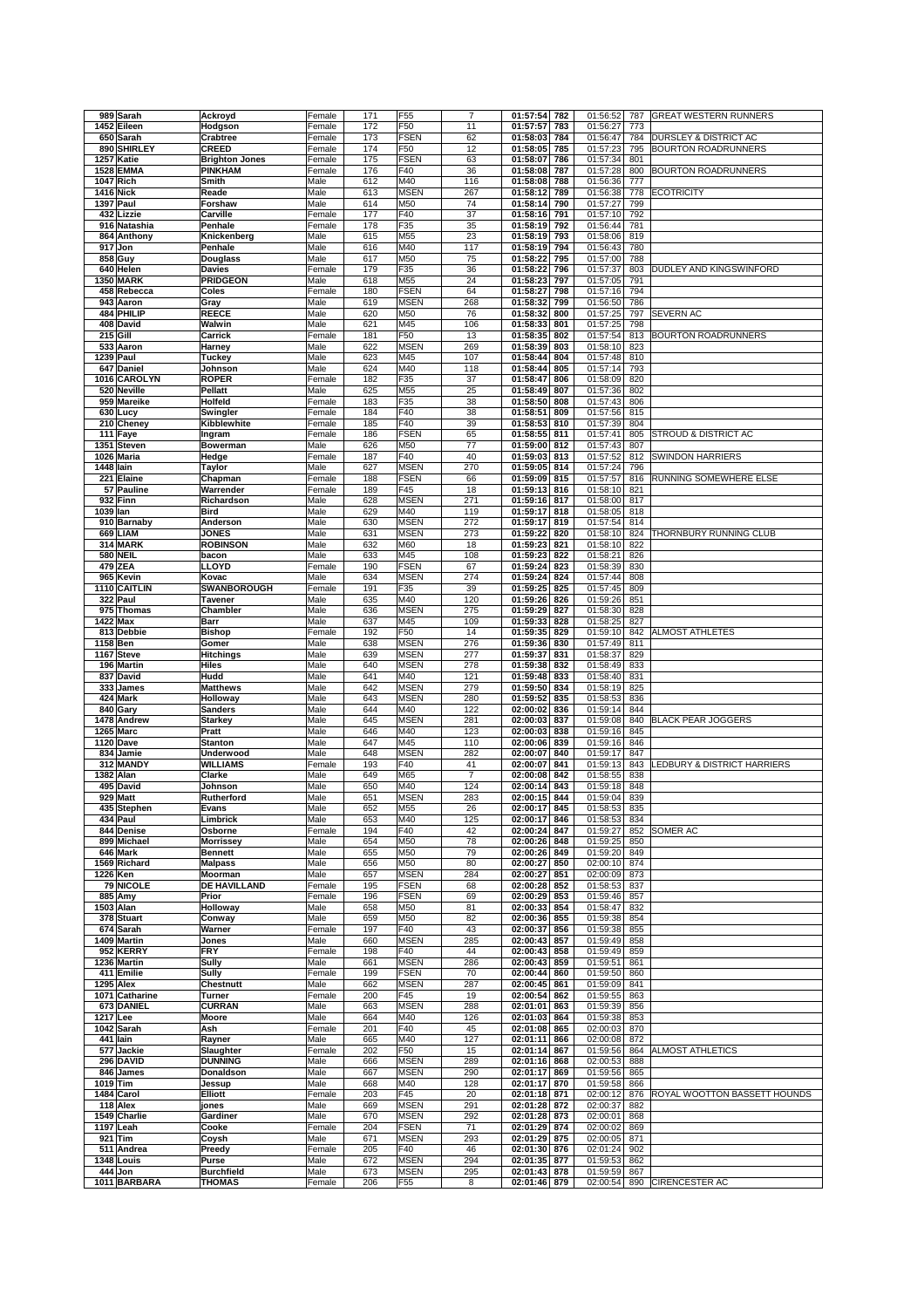| | | | | | | | | | | | | |
|---|---|---|---|---|---|---|---|---|---|---|---|---|
| 989 | Sarah | Ackroyd | Female | 171 | F55 | 7 | 01:57:54 | 782 | 01:56:52 | 787 | GREAT WESTERN RUNNERS |
| 1452 | Eileen | Hodgson | Female | 172 | F50 | 11 | 01:57:57 | 783 | 01:56:27 | 773 | |
| 650 | Sarah | Crabtree | Female | 173 | FSEN | 62 | 01:58:03 | 784 | 01:56:47 | 784 | DURSLEY & DISTRICT AC |
| 890 | SHIRLEY | CREED | Female | 174 | F50 | 12 | 01:58:05 | 785 | 01:57:23 | 795 | BOURTON ROADRUNNERS |
| 1257 | Katie | Brighton Jones | Female | 175 | FSEN | 63 | 01:58:07 | 786 | 01:57:34 | 801 | |
| 1528 | EMMA | PINKHAM | Female | 176 | F40 | 36 | 01:58:08 | 787 | 01:57:28 | 800 | BOURTON ROADRUNNERS |
| 1047 | Rich | Smith | Male | 612 | M40 | 116 | 01:58:08 | 788 | 01:56:36 | 777 | |
| 1416 | Nick | Reade | Male | 613 | MSEN | 267 | 01:58:12 | 789 | 01:56:38 | 778 | ECOTRICITY |
| 1397 | Paul | Forshaw | Male | 614 | M50 | 74 | 01:58:14 | 790 | 01:57:27 | 799 | |
| 432 | Lizzie | Carville | Female | 177 | F40 | 37 | 01:58:16 | 791 | 01:57:10 | 792 | |
| 916 | Natashia | Penhale | Female | 178 | F35 | 35 | 01:58:19 | 792 | 01:56:44 | 781 | |
| 864 | Anthony | Knickenberg | Male | 615 | M55 | 23 | 01:58:19 | 793 | 01:58:06 | 819 | |
| 917 | Jon | Penhale | Male | 616 | M40 | 117 | 01:58:19 | 794 | 01:56:43 | 780 | |
| 858 | Guy | Douglass | Male | 617 | M50 | 75 | 01:58:22 | 795 | 01:57:00 | 788 | |
| 640 | Helen | Davies | Female | 179 | F35 | 36 | 01:58:22 | 796 | 01:57:37 | 803 | DUDLEY AND KINGSWINFORD |
| 1350 | MARK | PRIDGEON | Male | 618 | M55 | 24 | 01:58:23 | 797 | 01:57:05 | 791 | |
| 458 | Rebecca | Coles | Female | 180 | FSEN | 64 | 01:58:27 | 798 | 01:57:16 | 794 | |
| 943 | Aaron | Gray | Male | 619 | MSEN | 268 | 01:58:32 | 799 | 01:56:50 | 786 | |
| 484 | PHILIP | REECE | Male | 620 | M50 | 76 | 01:58:32 | 800 | 01:57:25 | 797 | SEVERN AC |
| 408 | David | Walwin | Male | 621 | M45 | 106 | 01:58:33 | 801 | 01:57:25 | 798 | |
| 215 | Gill | Carrick | Female | 181 | F50 | 13 | 01:58:35 | 802 | 01:57:54 | 813 | BOURTON ROADRUNNERS |
| 533 | Aaron | Harney | Male | 622 | MSEN | 269 | 01:58:39 | 803 | 01:58:10 | 823 | |
| 1239 | Paul | Tuckey | Male | 623 | M45 | 107 | 01:58:44 | 804 | 01:57:48 | 810 | |
| 647 | Daniel | Johnson | Male | 624 | M40 | 118 | 01:58:44 | 805 | 01:57:14 | 793 | |
| 1016 | CAROLYN | ROPER | Female | 182 | F35 | 37 | 01:58:47 | 806 | 01:58:09 | 820 | |
| 520 | Neville | Pellatt | Male | 625 | M55 | 25 | 01:58:49 | 807 | 01:57:36 | 802 | |
| 959 | Mareike | Holfeld | Female | 183 | F35 | 38 | 01:58:50 | 808 | 01:57:43 | 806 | |
| 630 | Lucy | Swingler | Female | 184 | F40 | 38 | 01:58:51 | 809 | 01:57:56 | 815 | |
| 210 | Cheney | Kibblewhite | Female | 185 | F40 | 39 | 01:58:53 | 810 | 01:57:39 | 804 | |
| 111 | Faye | Ingram | Female | 186 | FSEN | 65 | 01:58:55 | 811 | 01:57:41 | 805 | STROUD & DISTRICT AC |
| 1351 | Steven | Bowerman | Male | 626 | M50 | 77 | 01:59:00 | 812 | 01:57:43 | 807 | |
| 1026 | Maria | Hedge | Female | 187 | F40 | 40 | 01:59:03 | 813 | 01:57:52 | 812 | SWINDON HARRIERS |
| 1448 | Iain | Taylor | Male | 627 | MSEN | 270 | 01:59:05 | 814 | 01:57:24 | 796 | |
| 221 | Elaine | Chapman | Female | 188 | FSEN | 66 | 01:59:09 | 815 | 01:57:57 | 816 | RUNNING SOMEWHERE ELSE |
| 57 | Pauline | Warrender | Female | 189 | F45 | 18 | 01:59:13 | 816 | 01:58:10 | 821 | |
| 932 | Finn | Richardson | Male | 628 | MSEN | 271 | 01:59:16 | 817 | 01:58:00 | 817 | |
| 1039 | Ian | Bird | Male | 629 | M40 | 119 | 01:59:17 | 818 | 01:58:05 | 818 | |
| 910 | Barnaby | Anderson | Male | 630 | MSEN | 272 | 01:59:17 | 819 | 01:57:54 | 814 | |
| 669 | LIAM | JONES | Male | 631 | MSEN | 273 | 01:59:22 | 820 | 01:58:10 | 824 | THORNBURY RUNNING CLUB |
| 314 | MARK | ROBINSON | Male | 632 | M60 | 18 | 01:59:23 | 821 | 01:58:10 | 822 | |
| 580 | NEIL | bacon | Male | 633 | M45 | 108 | 01:59:23 | 822 | 01:58:21 | 826 | |
| 479 | ZEA | LLOYD | Female | 190 | FSEN | 67 | 01:59:24 | 823 | 01:58:39 | 830 | |
| 965 | Kevin | Kovac | Male | 634 | MSEN | 274 | 01:59:24 | 824 | 01:57:44 | 808 | |
| 1110 | CAITLIN | SWANBOROUGH | Female | 191 | F35 | 39 | 01:59:25 | 825 | 01:57:45 | 809 | |
| 322 | Paul | Tavener | Male | 635 | M40 | 120 | 01:59:26 | 826 | 01:59:26 | 851 | |
| 975 | Thomas | Chambler | Male | 636 | MSEN | 275 | 01:59:29 | 827 | 01:58:30 | 828 | |
| 1422 | Max | Barr | Male | 637 | M45 | 109 | 01:59:33 | 828 | 01:58:25 | 827 | |
| 813 | Debbie | Bishop | Female | 192 | F50 | 14 | 01:59:35 | 829 | 01:59:10 | 842 | ALMOST ATHLETES |
| 1158 | Ben | Gomer | Male | 638 | MSEN | 276 | 01:59:36 | 830 | 01:57:49 | 811 | |
| 1167 | Steve | Hitchings | Male | 639 | MSEN | 277 | 01:59:37 | 831 | 01:58:37 | 829 | |
| 196 | Martin | Hiles | Male | 640 | MSEN | 278 | 01:59:38 | 832 | 01:58:49 | 833 | |
| 837 | David | Hudd | Male | 641 | M40 | 121 | 01:59:48 | 833 | 01:58:40 | 831 | |
| 333 | James | Matthews | Male | 642 | MSEN | 279 | 01:59:50 | 834 | 01:58:19 | 825 | |
| 424 | Mark | Holloway | Male | 643 | MSEN | 280 | 01:59:52 | 835 | 01:58:53 | 836 | |
| 840 | Gary | Sanders | Male | 644 | M40 | 122 | 02:00:02 | 836 | 01:59:14 | 844 | |
| 1478 | Andrew | Starkey | Male | 645 | MSEN | 281 | 02:00:03 | 837 | 01:59:08 | 840 | BLACK PEAR JOGGERS |
| 1265 | Marc | Pratt | Male | 646 | M40 | 123 | 02:00:03 | 838 | 01:59:16 | 845 | |
| 1120 | Dave | Stanton | Male | 647 | M45 | 110 | 02:00:06 | 839 | 01:59:16 | 846 | |
| 834 | Jamie | Underwood | Male | 648 | MSEN | 282 | 02:00:07 | 840 | 01:59:17 | 847 | |
| 312 | MANDY | WILLIAMS | Female | 193 | F40 | 41 | 02:00:07 | 841 | 01:59:13 | 843 | LEDBURY & DISTRICT HARRIERS |
| 1382 | Alan | Clarke | Male | 649 | M65 | 7 | 02:00:08 | 842 | 01:58:55 | 838 | |
| 495 | David | Johnson | Male | 650 | M40 | 124 | 02:00:14 | 843 | 01:59:18 | 848 | |
| 929 | Matt | Rutherford | Male | 651 | MSEN | 283 | 02:00:15 | 844 | 01:59:04 | 839 | |
| 435 | Stephen | Evans | Male | 652 | M55 | 26 | 02:00:17 | 845 | 01:58:53 | 835 | |
| 434 | Paul | Limbrick | Male | 653 | M40 | 125 | 02:00:17 | 846 | 01:58:53 | 834 | |
| 844 | Denise | Osborne | Female | 194 | F40 | 42 | 02:00:24 | 847 | 01:59:27 | 852 | SOMER AC |
| 899 | Michael | Morrissey | Male | 654 | M50 | 78 | 02:00:26 | 848 | 01:59:25 | 850 | |
| 646 | Mark | Bennett | Male | 655 | M50 | 79 | 02:00:26 | 849 | 01:59:20 | 849 | |
| 1569 | Richard | Malpass | Male | 656 | M50 | 80 | 02:00:27 | 850 | 02:00:10 | 874 | |
| 1226 | Ken | Moorman | Male | 657 | MSEN | 284 | 02:00:27 | 851 | 02:00:09 | 873 | |
| 79 | NICOLE | DE HAVILLAND | Female | 195 | FSEN | 68 | 02:00:28 | 852 | 01:58:53 | 837 | |
| 885 | Amy | Prior | Female | 196 | FSEN | 69 | 02:00:29 | 853 | 01:59:46 | 857 | |
| 1503 | Alan | Holloway | Male | 658 | M50 | 81 | 02:00:33 | 854 | 01:58:47 | 832 | |
| 378 | Stuart | Conway | Male | 659 | M50 | 82 | 02:00:36 | 855 | 01:59:38 | 854 | |
| 674 | Sarah | Warner | Female | 197 | F40 | 43 | 02:00:37 | 856 | 01:59:38 | 855 | |
| 1409 | Martin | Jones | Male | 660 | MSEN | 285 | 02:00:43 | 857 | 01:59:49 | 858 | |
| 952 | KERRY | FRY | Female | 198 | F40 | 44 | 02:00:43 | 858 | 01:59:49 | 859 | |
| 1236 | Martin | Sully | Male | 661 | MSEN | 286 | 02:00:43 | 859 | 01:59:51 | 861 | |
| 411 | Emilie | Sully | Female | 199 | FSEN | 70 | 02:00:44 | 860 | 01:59:50 | 860 | |
| 1295 | Alex | Chestnutt | Male | 662 | MSEN | 287 | 02:00:45 | 861 | 01:59:09 | 841 | |
| 1071 | Catharine | Turner | Female | 200 | F45 | 19 | 02:00:54 | 862 | 01:59:55 | 863 | |
| 673 | DANIEL | CURRAN | Male | 663 | MSEN | 288 | 02:01:01 | 863 | 01:59:39 | 856 | |
| 1217 | Lee | Moore | Male | 664 | M40 | 126 | 02:01:03 | 864 | 01:59:38 | 853 | |
| 1042 | Sarah | Ash | Female | 201 | F40 | 45 | 02:01:08 | 865 | 02:00:03 | 870 | |
| 441 | Iain | Rayner | Male | 665 | M40 | 127 | 02:01:11 | 866 | 02:00:08 | 872 | |
| 577 | Jackie | Slaughter | Female | 202 | F50 | 15 | 02:01:14 | 867 | 01:59:56 | 864 | ALMOST ATHLETICS |
| 296 | DAVID | DUNNING | Male | 666 | MSEN | 289 | 02:01:16 | 868 | 02:00:53 | 888 | |
| 846 | James | Donaldson | Male | 667 | MSEN | 290 | 02:01:17 | 869 | 01:59:56 | 865 | |
| 1019 | Tim | Jessup | Male | 668 | M40 | 128 | 02:01:17 | 870 | 01:59:58 | 866 | |
| 1484 | Carol | Elliott | Female | 203 | F45 | 20 | 02:01:18 | 871 | 02:00:12 | 876 | ROYAL WOOTTON BASSETT HOUNDS |
| 118 | Alex | jones | Male | 669 | MSEN | 291 | 02:01:28 | 872 | 02:00:37 | 882 | |
| 1549 | Charlie | Gardiner | Male | 670 | MSEN | 292 | 02:01:28 | 873 | 02:00:01 | 868 | |
| 1197 | Leah | Cooke | Female | 204 | FSEN | 71 | 02:01:29 | 874 | 02:00:02 | 869 | |
| 921 | Tim | Coysh | Male | 671 | MSEN | 293 | 02:01:29 | 875 | 02:00:05 | 871 | |
| 511 | Andrea | Preedy | Female | 205 | F40 | 46 | 02:01:30 | 876 | 02:01:24 | 902 | |
| 1348 | Louis | Purse | Male | 672 | MSEN | 294 | 02:01:35 | 877 | 01:59:53 | 862 | |
| 444 | Jon | Burchfield | Male | 673 | MSEN | 295 | 02:01:43 | 878 | 01:59:59 | 867 | |
| 1011 | BARBARA | THOMAS | Female | 206 | F55 | 8 | 02:01:46 | 879 | 02:00:54 | 890 | CIRENCESTER AC |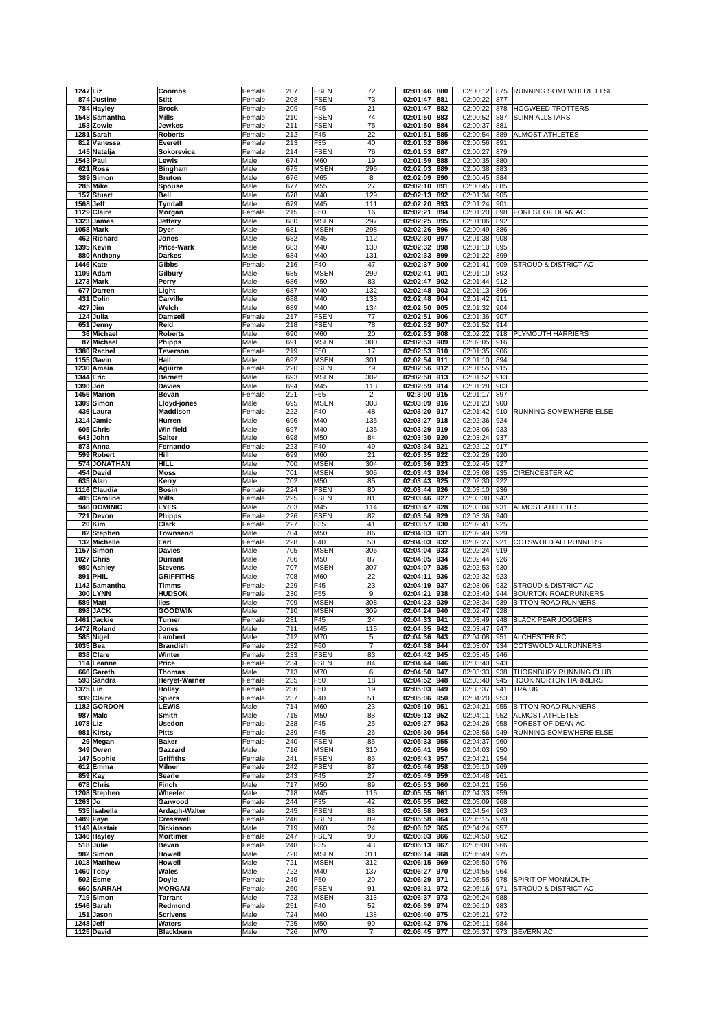| | | | | | | | | | | | | |
|---|---|---|---|---|---|---|---|---|---|---|---|---|
| 1247 | Liz | Coombs | Female | 207 | FSEN | 72 | 02:01:46 | 880 | 02:00:12 | 875 | RUNNING SOMEWHERE ELSE |
| 874 | Justine | Stitt | Female | 208 | FSEN | 73 | 02:01:47 | 881 | 02:00:22 | 877 | |
| 784 | Hayley | Brock | Female | 209 | F45 | 21 | 02:01:47 | 882 | 02:00:22 | 878 | HOGWEED TROTTERS |
| 1548 | Samantha | Mills | Female | 210 | FSEN | 74 | 02:01:50 | 883 | 02:00:52 | 887 | SLINN ALLSTARS |
| 153 | Zowie | Jewkes | Female | 211 | FSEN | 75 | 02:01:50 | 884 | 02:00:37 | 881 | |
| 1281 | Sarah | Roberts | Female | 212 | F45 | 22 | 02:01:51 | 885 | 02:00:54 | 889 | ALMOST ATHLETES |
| 812 | Vanessa | Everett | Female | 213 | F35 | 40 | 02:01:52 | 886 | 02:00:56 | 891 | |
| 145 | Natalja | Sokorevica | Female | 214 | FSEN | 76 | 02:01:53 | 887 | 02:00:27 | 879 | |
| 1543 | Paul | Lewis | Male | 674 | M60 | 19 | 02:01:59 | 888 | 02:00:35 | 880 | |
| 621 | Ross | Bingham | Male | 675 | MSEN | 296 | 02:02:03 | 889 | 02:00:38 | 883 | |
| 389 | Simon | Bruton | Male | 676 | M65 | 8 | 02:02:09 | 890 | 02:00:45 | 884 | |
| 285 | Mike | Spouse | Male | 677 | M55 | 27 | 02:02:10 | 891 | 02:00:45 | 885 | |
| 157 | Stuart | Bell | Male | 678 | M40 | 129 | 02:02:13 | 892 | 02:01:34 | 905 | |
| 1568 | Jeff | Tyndall | Male | 679 | M45 | 111 | 02:02:20 | 893 | 02:01:24 | 901 | |
| 1129 | Claire | Morgan | Female | 215 | F50 | 16 | 02:02:21 | 894 | 02:01:20 | 898 | FOREST OF DEAN AC |
| 1323 | James | Jeffery | Male | 680 | MSEN | 297 | 02:02:25 | 895 | 02:01:06 | 892 | |
| 1058 | Mark | Dyer | Male | 681 | MSEN | 298 | 02:02:26 | 896 | 02:00:49 | 886 | |
| 462 | Richard | Jones | Male | 682 | M45 | 112 | 02:02:30 | 897 | 02:01:38 | 908 | |
| 1395 | Kevin | Price-Wark | Male | 683 | M40 | 130 | 02:02:32 | 898 | 02:01:10 | 895 | |
| 880 | Anthony | Darkes | Male | 684 | M40 | 131 | 02:02:33 | 899 | 02:01:22 | 899 | |
| 1446 | Kate | Gibbs | Female | 216 | F40 | 47 | 02:02:37 | 900 | 02:01:41 | 909 | STROUD & DISTRICT AC |
| 1109 | Adam | Gilbury | Male | 685 | MSEN | 299 | 02:02:41 | 901 | 02:01:10 | 893 | |
| 1273 | Mark | Perry | Male | 686 | M50 | 83 | 02:02:47 | 902 | 02:01:44 | 912 | |
| 677 | Darren | Light | Male | 687 | M40 | 132 | 02:02:48 | 903 | 02:01:13 | 896 | |
| 431 | Colin | Carville | Male | 688 | M40 | 133 | 02:02:48 | 904 | 02:01:42 | 911 | |
| 427 | Jim | Welch | Male | 689 | M40 | 134 | 02:02:50 | 905 | 02:01:32 | 904 | |
| 124 | Julia | Damsell | Female | 217 | FSEN | 77 | 02:02:51 | 906 | 02:01:36 | 907 | |
| 651 | Jenny | Reid | Female | 218 | FSEN | 78 | 02:02:52 | 907 | 02:01:52 | 914 | |
| 36 | Michael | Roberts | Male | 690 | M60 | 20 | 02:02:53 | 908 | 02:02:22 | 918 | PLYMOUTH HARRIERS |
| 87 | Michael | Phipps | Male | 691 | MSEN | 300 | 02:02:53 | 909 | 02:02:05 | 916 | |
| 1380 | Rachel | Teverson | Female | 219 | F50 | 17 | 02:02:53 | 910 | 02:01:35 | 906 | |
| 1155 | Gavin | Hall | Male | 692 | MSEN | 301 | 02:02:54 | 911 | 02:01:10 | 894 | |
| 1230 | Amaia | Aguirre | Female | 220 | FSEN | 79 | 02:02:56 | 912 | 02:01:55 | 915 | |
| 1344 | Eric | Barnett | Male | 693 | MSEN | 302 | 02:02:58 | 913 | 02:01:52 | 913 | |
| 1390 | Jon | Davies | Male | 694 | M45 | 113 | 02:02:59 | 914 | 02:01:28 | 903 | |
| 1456 | Marion | Bevan | Female | 221 | F65 | 2 | 02:3:00 | 915 | 02:01:17 | 897 | |
| 1309 | Simon | Lloyd-jones | Male | 695 | MSEN | 303 | 02:03:09 | 916 | 02:01:23 | 900 | |
| 436 | Laura | Maddison | Female | 222 | F40 | 48 | 02:03:20 | 917 | 02:01:42 | 910 | RUNNING SOMEWHERE ELSE |
| 1314 | Jamie | Hurren | Male | 696 | M40 | 135 | 02:03:27 | 918 | 02:02:36 | 924 | |
| 605 | Chris | Win field | Male | 697 | M40 | 136 | 02:03:29 | 919 | 02:03:06 | 933 | |
| 643 | John | Salter | Male | 698 | M50 | 84 | 02:03:30 | 920 | 02:03:24 | 937 | |
| 873 | Anna | Fernando | Female | 223 | F40 | 49 | 02:03:34 | 921 | 02:02:12 | 917 | |
| 599 | Robert | Hill | Male | 699 | M60 | 21 | 02:03:35 | 922 | 02:02:26 | 920 | |
| 574 | JONATHAN | HILL | Male | 700 | MSEN | 304 | 02:03:36 | 923 | 02:02:45 | 927 | |
| 454 | David | Moss | Male | 701 | MSEN | 305 | 02:03:43 | 924 | 02:03:08 | 935 | CIRENCESTER AC |
| 635 | Alan | Kerry | Male | 702 | M50 | 85 | 02:03:43 | 925 | 02:02:30 | 922 | |
| 1116 | Claudia | Bosin | Female | 224 | FSEN | 80 | 02:03:44 | 926 | 02:03:10 | 936 | |
| 405 | Caroline | Mills | Female | 225 | FSEN | 81 | 02:03:46 | 927 | 02:03:38 | 942 | |
| 946 | DOMINIC | LYES | Male | 703 | M45 | 114 | 02:03:47 | 928 | 02:03:04 | 931 | ALMOST ATHLETES |
| 721 | Devon | Phipps | Female | 226 | FSEN | 82 | 02:03:54 | 929 | 02:03:36 | 940 | |
| 20 | Kim | Clark | Female | 227 | F35 | 41 | 02:03:57 | 930 | 02:02:41 | 925 | |
| 82 | Stephen | Townsend | Male | 704 | M50 | 86 | 02:04:03 | 931 | 02:02:49 | 929 | |
| 132 | Michelle | Earl | Female | 228 | F40 | 50 | 02:04:03 | 932 | 02:02:27 | 921 | COTSWOLD ALLRUNNERS |
| 1157 | Simon | Davies | Male | 705 | MSEN | 306 | 02:04:04 | 933 | 02:02:24 | 919 | |
| 1027 | Chris | Durrant | Male | 706 | M50 | 87 | 02:04:05 | 934 | 02:02:44 | 926 | |
| 980 | Ashley | Stevens | Male | 707 | MSEN | 307 | 02:04:07 | 935 | 02:02:53 | 930 | |
| 891 | PHIL | GRIFFITHS | Male | 708 | M60 | 22 | 02:04:11 | 936 | 02:02:32 | 923 | |
| 1142 | Samantha | Timms | Female | 229 | F45 | 23 | 02:04:19 | 937 | 02:03:06 | 932 | STROUD & DISTRICT AC |
| 300 | LYNN | HUDSON | Female | 230 | F55 | 9 | 02:04:21 | 938 | 02:03:40 | 944 | BOURTON ROADRUNNERS |
| 589 | Matt | Iles | Male | 709 | MSEN | 308 | 02:04:23 | 939 | 02:03:34 | 939 | BITTON ROAD RUNNERS |
| 898 | JACK | GOODWIN | Male | 710 | MSEN | 309 | 02:04:24 | 940 | 02:02:47 | 928 | |
| 1461 | Jackie | Turner | Female | 231 | F45 | 24 | 02:04:33 | 941 | 02:03:49 | 948 | BLACK PEAR JOGGERS |
| 1472 | Roland | Jones | Male | 711 | M45 | 115 | 02:04:35 | 942 | 02:03:47 | 947 | |
| 585 | Nigel | Lambert | Male | 712 | M70 | 5 | 02:04:36 | 943 | 02:04:08 | 951 | ALCHESTER RC |
| 1035 | Bea | Brandish | Female | 232 | F60 | 7 | 02:04:38 | 944 | 02:03:07 | 934 | COTSWOLD ALLRUNNERS |
| 838 | Clare | Winter | Female | 233 | FSEN | 83 | 02:04:42 | 945 | 02:03:45 | 946 | |
| 114 | Leanne | Price | Female | 234 | FSEN | 84 | 02:04:44 | 946 | 02:03:40 | 943 | |
| 666 | Gareth | Thomas | Male | 713 | M70 | 6 | 02:04:50 | 947 | 02:03:33 | 938 | THORNBURY RUNNING CLUB |
| 593 | Sandra | Heryet-Warner | Female | 235 | F50 | 18 | 02:04:52 | 948 | 02:03:40 | 945 | HOOK NORTON HARRIERS |
| 1375 | Lin | Holley | Female | 236 | F50 | 19 | 02:05:03 | 949 | 02:03:37 | 941 | TRA.UK |
| 939 | Claire | Spiers | Female | 237 | F40 | 51 | 02:05:06 | 950 | 02:04:20 | 953 | |
| 1182 | GORDON | LEWIS | Male | 714 | M60 | 23 | 02:05:10 | 951 | 02:04:21 | 955 | BITTON ROAD RUNNERS |
| 987 | Malc | Smith | Male | 715 | M50 | 88 | 02:05:13 | 952 | 02:04:11 | 952 | ALMOST ATHLETES |
| 1078 | Liz | Usedon | Female | 238 | F45 | 25 | 02:05:27 | 953 | 02:04:26 | 958 | FOREST OF DEAN AC |
| 981 | Kirsty | Pitts | Female | 239 | F45 | 26 | 02:05:30 | 954 | 02:03:56 | 949 | RUNNING SOMEWHERE ELSE |
| 29 | Megan | Baker | Female | 240 | FSEN | 85 | 02:05:33 | 955 | 02:04:37 | 960 | |
| 349 | Owen | Gazzard | Male | 716 | MSEN | 310 | 02:05:41 | 956 | 02:04:03 | 950 | |
| 147 | Sophie | Griffiths | Female | 241 | FSEN | 86 | 02:05:43 | 957 | 02:04:21 | 954 | |
| 612 | Emma | Milner | Female | 242 | FSEN | 87 | 02:05:46 | 958 | 02:05:10 | 969 | |
| 859 | Kay | Searle | Female | 243 | F45 | 27 | 02:05:49 | 959 | 02:04:48 | 961 | |
| 678 | Chris | Finch | Male | 717 | M50 | 89 | 02:05:53 | 960 | 02:04:21 | 956 | |
| 1208 | Stephen | Wheeler | Male | 718 | M45 | 116 | 02:05:55 | 961 | 02:04:33 | 959 | |
| 1263 | Jo | Garwood | Female | 244 | F35 | 42 | 02:05:55 | 962 | 02:05:09 | 968 | |
| 535 | Isabella | Ardagh-Walter | Female | 245 | FSEN | 88 | 02:05:58 | 963 | 02:04:54 | 963 | |
| 1489 | Faye | Cresswell | Female | 246 | FSEN | 89 | 02:05:58 | 964 | 02:05:15 | 970 | |
| 1149 | Alastair | Dickinson | Male | 719 | M60 | 24 | 02:06:02 | 965 | 02:04:24 | 957 | |
| 1346 | Hayley | Mortimer | Female | 247 | FSEN | 90 | 02:06:03 | 966 | 02:04:50 | 962 | |
| 518 | Julie | Bevan | Female | 248 | F35 | 43 | 02:06:13 | 967 | 02:05:08 | 966 | |
| 982 | Simon | Howell | Male | 720 | MSEN | 311 | 02:06:14 | 968 | 02:05:49 | 975 | |
| 1018 | Matthew | Howell | Male | 721 | MSEN | 312 | 02:06:15 | 969 | 02:05:50 | 976 | |
| 1460 | Toby | Wales | Male | 722 | M40 | 137 | 02:06:27 | 970 | 02:04:55 | 964 | |
| 502 | Esme | Doyle | Female | 249 | F50 | 20 | 02:06:29 | 971 | 02:05:55 | 978 | SPIRIT OF MONMOUTH |
| 660 | SARRAH | MORGAN | Female | 250 | FSEN | 91 | 02:06:31 | 972 | 02:05:16 | 971 | STROUD & DISTRICT AC |
| 719 | Simon | Tarrant | Male | 723 | MSEN | 313 | 02:06:37 | 973 | 02:06:24 | 988 | |
| 1546 | Sarah | Redmond | Female | 251 | F40 | 52 | 02:06:39 | 974 | 02:06:10 | 983 | |
| 151 | Jason | Scrivens | Male | 724 | M40 | 138 | 02:06:40 | 975 | 02:05:21 | 972 | |
| 1248 | Jeff | Waters | Male | 725 | M50 | 90 | 02:06:42 | 976 | 02:06:11 | 984 | |
| 1125 | David | Blackburn | Male | 726 | M70 | 7 | 02:06:45 | 977 | 02:05:37 | 973 | SEVERN AC |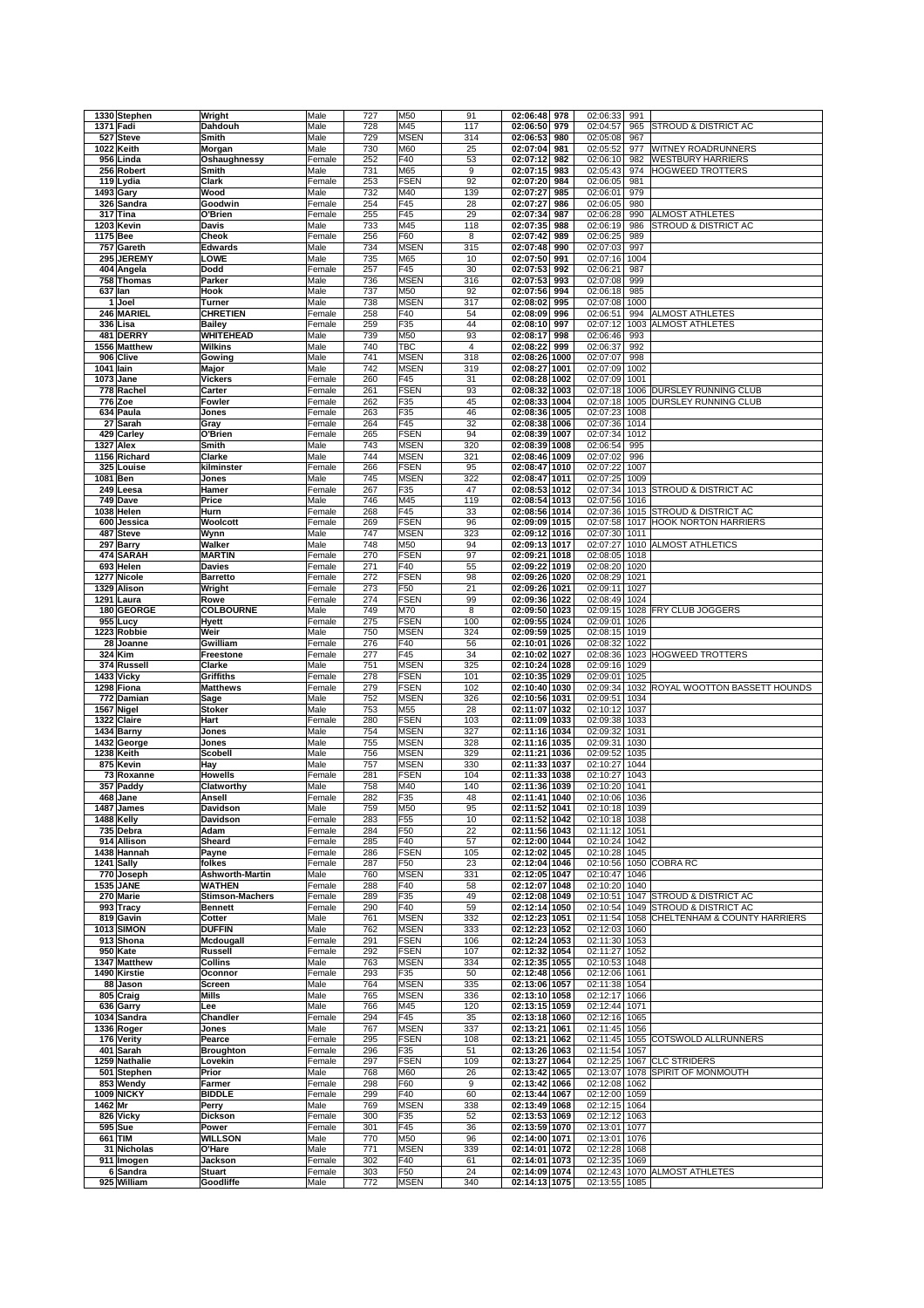| | | | | | | | | | | | | |
|---|---|---|---|---|---|---|---|---|---|---|---|---|
| 1330 | Stephen | Wright | Male | 727 | M50 | 91 | 02:06:48 | 978 | 02:06:33 | 991 | | |
| 1371 | Fadi | Dahdouh | Male | 728 | M45 | 117 | 02:06:50 | 979 | 02:04:57 | 965 | STROUD & DISTRICT AC |
| 527 | Steve | Smith | Male | 729 | MSEN | 314 | 02:06:53 | 980 | 02:05:08 | 967 | |
| 1022 | Keith | Morgan | Male | 730 | M60 | 25 | 02:07:04 | 981 | 02:05:52 | 977 | WITNEY ROADRUNNERS |
| 956 | Linda | Oshaughnessy | Female | 252 | F40 | 53 | 02:07:12 | 982 | 02:06:10 | 982 | WESTBURY HARRIERS |
| 256 | Robert | Smith | Male | 731 | M65 | 9 | 02:07:15 | 983 | 02:05:43 | 974 | HOGWEED TROTTERS |
| 119 | Lydia | Clark | Female | 253 | FSEN | 92 | 02:07:20 | 984 | 02:06:05 | 981 | |
| 1493 | Gary | Wood | Male | 732 | M40 | 139 | 02:07:27 | 985 | 02:06:01 | 979 | |
| 326 | Sandra | Goodwin | Female | 254 | F45 | 28 | 02:07:27 | 986 | 02:06:05 | 980 | |
| 317 | Tina | O'Brien | Female | 255 | F45 | 29 | 02:07:34 | 987 | 02:06:28 | 990 | ALMOST ATHLETES |
| 1203 | Kevin | Davis | Male | 733 | M45 | 118 | 02:07:35 | 988 | 02:06:19 | 986 | STROUD & DISTRICT AC |
| 1175 | Bee | Cheok | Female | 256 | F60 | 8 | 02:07:42 | 989 | 02:06:25 | 989 | |
| 757 | Gareth | Edwards | Male | 734 | MSEN | 315 | 02:07:48 | 990 | 02:07:03 | 997 | |
| 295 | JEREMY | LOWE | Male | 735 | M65 | 10 | 02:07:50 | 991 | 02:07:16 | 1004 | |
| 404 | Angela | Dodd | Female | 257 | F45 | 30 | 02:07:53 | 992 | 02:06:21 | 987 | |
| 758 | Thomas | Parker | Male | 736 | MSEN | 316 | 02:07:53 | 993 | 02:07:08 | 999 | |
| 637 | Ian | Hook | Male | 737 | M50 | 92 | 02:07:56 | 994 | 02:06:18 | 985 | |
| 1 | Joel | Turner | Male | 738 | MSEN | 317 | 02:08:02 | 995 | 02:07:08 | 1000 | |
| 246 | MARIEL | CHRETIEN | Female | 258 | F40 | 54 | 02:08:09 | 996 | 02:06:51 | 994 | ALMOST ATHLETES |
| 336 | Lisa | Bailey | Female | 259 | F35 | 44 | 02:08:10 | 997 | 02:07:12 | 1003 | ALMOST ATHLETES |
| 481 | DERRY | WHITEHEAD | Male | 739 | M50 | 93 | 02:08:17 | 998 | 02:06:46 | 993 | |
| 1556 | Matthew | Wilkins | Male | 740 | TBC | 4 | 02:08:22 | 999 | 02:06:37 | 992 | |
| 906 | Clive | Gowing | Male | 741 | MSEN | 318 | 02:08:26 | 1000 | 02:07:07 | 998 | |
| 1041 | Iain | Major | Male | 742 | MSEN | 319 | 02:08:27 | 1001 | 02:07:09 | 1002 | |
| 1073 | Jane | Vickers | Female | 260 | F45 | 31 | 02:08:28 | 1002 | 02:07:09 | 1001 | |
| 778 | Rachel | Carter | Female | 261 | FSEN | 93 | 02:08:32 | 1003 | 02:07:18 | 1006 | DURSLEY RUNNING CLUB |
| 776 | Zoe | Fowler | Female | 262 | F35 | 45 | 02:08:33 | 1004 | 02:07:18 | 1005 | DURSLEY RUNNING CLUB |
| 634 | Paula | Jones | Female | 263 | F35 | 46 | 02:08:36 | 1005 | 02:07:23 | 1008 | |
| 27 | Sarah | Gray | Female | 264 | F45 | 32 | 02:08:38 | 1006 | 02:07:36 | 1014 | |
| 429 | Carley | O'Brien | Female | 265 | FSEN | 94 | 02:08:39 | 1007 | 02:07:34 | 1012 | |
| 1327 | Alex | Smith | Male | 743 | MSEN | 320 | 02:08:39 | 1008 | 02:06:54 | 995 | |
| 1156 | Richard | Clarke | Male | 744 | MSEN | 321 | 02:08:46 | 1009 | 02:07:02 | 996 | |
| 325 | Louise | kilminster | Female | 266 | FSEN | 95 | 02:08:47 | 1010 | 02:07:22 | 1007 | |
| 1081 | Ben | Jones | Male | 745 | MSEN | 322 | 02:08:47 | 1011 | 02:07:25 | 1009 | |
| 249 | Leesa | Hamer | Female | 267 | F35 | 47 | 02:08:53 | 1012 | 02:07:34 | 1013 | STROUD & DISTRICT AC |
| 749 | Dave | Price | Male | 746 | M45 | 119 | 02:08:54 | 1013 | 02:07:56 | 1016 | |
| 1038 | Helen | Hurn | Female | 268 | F45 | 33 | 02:08:56 | 1014 | 02:07:36 | 1015 | STROUD & DISTRICT AC |
| 600 | Jessica | Woolcott | Female | 269 | FSEN | 96 | 02:09:09 | 1015 | 02:07:58 | 1017 | HOOK NORTON HARRIERS |
| 487 | Steve | Wynn | Male | 747 | MSEN | 323 | 02:09:12 | 1016 | 02:07:30 | 1011 | |
| 297 | Barry | Walker | Male | 748 | M50 | 94 | 02:09:13 | 1017 | 02:07:27 | 1010 | ALMOST ATHLETICS |
| 474 | SARAH | MARTIN | Female | 270 | FSEN | 97 | 02:09:21 | 1018 | 02:08:05 | 1018 | |
| 693 | Helen | Davies | Female | 271 | F40 | 55 | 02:09:22 | 1019 | 02:08:20 | 1020 | |
| 1277 | Nicole | Barretto | Female | 272 | FSEN | 98 | 02:09:26 | 1020 | 02:08:29 | 1021 | |
| 1329 | Alison | Wright | Female | 273 | F50 | 21 | 02:09:26 | 1021 | 02:09:11 | 1027 | |
| 1291 | Laura | Rowe | Female | 274 | FSEN | 99 | 02:09:36 | 1022 | 02:08:49 | 1024 | |
| 180 | GEORGE | COLBOURNE | Male | 749 | M70 | 8 | 02:09:50 | 1023 | 02:09:15 | 1028 | FRY CLUB JOGGERS |
| 955 | Lucy | Hyett | Female | 275 | FSEN | 100 | 02:09:55 | 1024 | 02:09:01 | 1026 | |
| 1223 | Robbie | Weir | Male | 750 | MSEN | 324 | 02:09:59 | 1025 | 02:08:15 | 1019 | |
| 28 | Joanne | Gwilliam | Female | 276 | F40 | 56 | 02:10:01 | 1026 | 02:08:32 | 1022 | |
| 324 | Kim | Freestone | Female | 277 | F45 | 34 | 02:10:02 | 1027 | 02:08:36 | 1023 | HOGWEED TROTTERS |
| 374 | Russell | Clarke | Male | 751 | MSEN | 325 | 02:10:24 | 1028 | 02:09:16 | 1029 | |
| 1433 | Vicky | Griffiths | Female | 278 | FSEN | 101 | 02:10:35 | 1029 | 02:09:01 | 1025 | |
| 1298 | Fiona | Matthews | Female | 279 | FSEN | 102 | 02:10:40 | 1030 | 02:09:34 | 1032 | ROYAL WOOTTON BASSETT HOUNDS |
| 772 | Damian | Sage | Male | 752 | MSEN | 326 | 02:10:56 | 1031 | 02:09:51 | 1034 | |
| 1567 | Nigel | Stoker | Male | 753 | M55 | 28 | 02:11:07 | 1032 | 02:10:12 | 1037 | |
| 1322 | Claire | Hart | Female | 280 | FSEN | 103 | 02:11:09 | 1033 | 02:09:38 | 1033 | |
| 1434 | Barny | Jones | Male | 754 | MSEN | 327 | 02:11:16 | 1034 | 02:09:32 | 1031 | |
| 1432 | George | Jones | Male | 755 | MSEN | 328 | 02:11:16 | 1035 | 02:09:31 | 1030 | |
| 1238 | Keith | Scobell | Male | 756 | MSEN | 329 | 02:11:21 | 1036 | 02:09:52 | 1035 | |
| 875 | Kevin | Hay | Male | 757 | MSEN | 330 | 02:11:33 | 1037 | 02:10:27 | 1044 | |
| 73 | Roxanne | Howells | Female | 281 | FSEN | 104 | 02:11:33 | 1038 | 02:10:27 | 1043 | |
| 357 | Paddy | Clatworthy | Male | 758 | M40 | 140 | 02:11:36 | 1039 | 02:10:20 | 1041 | |
| 468 | Jane | Ansell | Female | 282 | F35 | 48 | 02:11:41 | 1040 | 02:10:06 | 1036 | |
| 1487 | James | Davidson | Male | 759 | M50 | 95 | 02:11:52 | 1041 | 02:10:18 | 1039 | |
| 1488 | Kelly | Davidson | Female | 283 | F55 | 10 | 02:11:52 | 1042 | 02:10:18 | 1038 | |
| 735 | Debra | Adam | Female | 284 | F50 | 22 | 02:11:56 | 1043 | 02:11:28 | 1051 | |
| 914 | Allison | Sheard | Female | 285 | F40 | 57 | 02:12:00 | 1044 | 02:10:24 | 1042 | |
| 1438 | Hannah | Payne | Female | 286 | FSEN | 105 | 02:12:02 | 1045 | 02:10:28 | 1045 | |
| 1241 | Sally | folkes | Female | 287 | F50 | 23 | 02:12:04 | 1046 | 02:10:56 | 1050 | COBRA RC |
| 770 | Joseph | Ashworth-Martin | Male | 760 | MSEN | 331 | 02:12:05 | 1047 | 02:10:47 | 1046 | |
| 1535 | JANE | WATHEN | Female | 288 | F40 | 58 | 02:12:07 | 1048 | 02:10:20 | 1040 | |
| 270 | Marie | Stimson-Machers | Female | 289 | F35 | 49 | 02:12:08 | 1049 | 02:10:51 | 1047 | STROUD & DISTRICT AC |
| 993 | Tracy | Bennett | Female | 290 | F40 | 59 | 02:12:14 | 1050 | 02:10:54 | 1049 | STROUD & DISTRICT AC |
| 819 | Gavin | Cotter | Male | 761 | MSEN | 332 | 02:12:23 | 1051 | 02:11:54 | 1058 | CHELTENHAM & COUNTY HARRIERS |
| 1013 | SIMON | DUFFIN | Male | 762 | MSEN | 333 | 02:12:23 | 1052 | 02:12:03 | 1060 | |
| 913 | Shona | Mcdougall | Female | 291 | FSEN | 106 | 02:12:24 | 1053 | 02:11:30 | 1053 | |
| 950 | Kate | Russell | Female | 292 | FSEN | 107 | 02:12:32 | 1054 | 02:11:27 | 1052 | |
| 1347 | Matthew | Collins | Male | 763 | MSEN | 334 | 02:12:35 | 1055 | 02:10:53 | 1048 | |
| 1490 | Kirstie | Oconnor | Female | 293 | F35 | 50 | 02:12:48 | 1056 | 02:12:06 | 1061 | |
| 88 | Jason | Screen | Male | 764 | MSEN | 335 | 02:13:06 | 1057 | 02:11:38 | 1054 | |
| 805 | Craig | Mills | Male | 765 | MSEN | 336 | 02:13:10 | 1058 | 02:12:17 | 1066 | |
| 636 | Garry | Lee | Male | 766 | M45 | 120 | 02:13:15 | 1059 | 02:12:44 | 1071 | |
| 1034 | Sandra | Chandler | Female | 294 | F45 | 35 | 02:13:18 | 1060 | 02:12:16 | 1065 | |
| 1336 | Roger | Jones | Male | 767 | MSEN | 337 | 02:13:21 | 1061 | 02:11:45 | 1056 | |
| 176 | Verity | Pearce | Female | 295 | FSEN | 108 | 02:13:21 | 1062 | 02:11:45 | 1055 | COTSWOLD ALLRUNNERS |
| 401 | Sarah | Broughton | Female | 296 | F35 | 51 | 02:13:26 | 1063 | 02:11:54 | 1057 | |
| 1259 | Nathalie | Lovekin | Female | 297 | FSEN | 109 | 02:13:27 | 1064 | 02:12:25 | 1067 | CLC STRIDERS |
| 501 | Stephen | Prior | Male | 768 | M60 | 26 | 02:13:42 | 1065 | 02:13:07 | 1078 | SPIRIT OF MONMOUTH |
| 853 | Wendy | Farmer | Female | 298 | F60 | 9 | 02:13:42 | 1066 | 02:12:08 | 1062 | |
| 1009 | NICKY | BIDDLE | Female | 299 | F40 | 60 | 02:13:44 | 1067 | 02:12:00 | 1059 | |
| 1462 | Mr | Perry | Male | 769 | MSEN | 338 | 02:13:49 | 1068 | 02:12:15 | 1064 | |
| 826 | Vicky | Dickson | Female | 300 | F35 | 52 | 02:13:53 | 1069 | 02:12:12 | 1063 | |
| 595 | Sue | Power | Female | 301 | F45 | 36 | 02:13:59 | 1070 | 02:13:01 | 1077 | |
| 661 | TIM | WILLSON | Male | 770 | M50 | 96 | 02:14:00 | 1071 | 02:13:01 | 1076 | |
| 31 | Nicholas | O'Hare | Male | 771 | MSEN | 339 | 02:14:01 | 1072 | 02:12:28 | 1068 | |
| 911 | Imogen | Jackson | Female | 302 | F40 | 61 | 02:14:01 | 1073 | 02:12:35 | 1069 | |
| 6 | Sandra | Stuart | Female | 303 | F50 | 24 | 02:14:09 | 1074 | 02:12:43 | 1070 | ALMOST ATHLETES |
| 925 | William | Goodliffe | Male | 772 | MSEN | 340 | 02:14:13 | 1075 | 02:13:55 | 1085 | |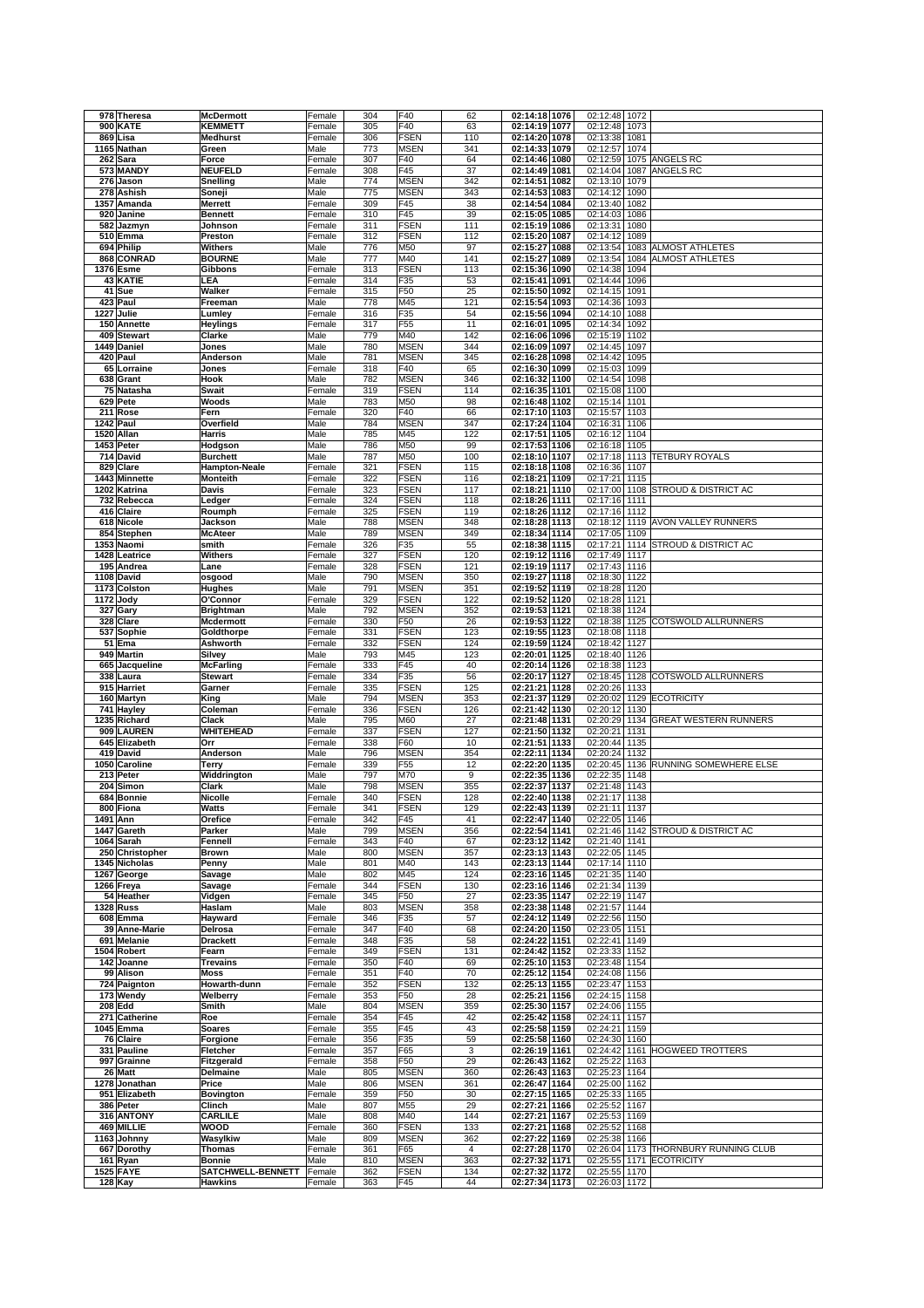| 978 | Theresa | McDermott | Female | 304 | F40 | 62 | 02:14:18 | 1076 | 02:12:48 | 1072 | |
|---|---|---|---|---|---|---|---|---|---|---|---|
| 900 | KATE | KEMMETT | Female | 305 | F40 | 63 | 02:14:19 | 1077 | 02:12:48 | 1073 | |
| 869 | Lisa | Medhurst | Female | 306 | FSEN | 110 | 02:14:20 | 1078 | 02:13:38 | 1081 | |
| 1165 | Nathan | Green | Male | 773 | MSEN | 341 | 02:14:33 | 1079 | 02:12:57 | 1074 | |
| 262 | Sara | Force | Female | 307 | F40 | 64 | 02:14:46 | 1080 | 02:12:59 | 1075 | ANGELS RC |
| 573 | MANDY | NEUFELD | Female | 308 | F45 | 37 | 02:14:49 | 1081 | 02:14:04 | 1087 | ANGELS RC |
| 276 | Jason | Snelling | Male | 774 | MSEN | 342 | 02:14:51 | 1082 | 02:13:10 | 1079 | |
| 278 | Ashish | Soneji | Male | 775 | MSEN | 343 | 02:14:53 | 1083 | 02:14:12 | 1090 | |
| 1357 | Amanda | Merrett | Female | 309 | F45 | 38 | 02:14:54 | 1084 | 02:13:40 | 1082 | |
| 920 | Janine | Bennett | Female | 310 | F45 | 39 | 02:15:05 | 1085 | 02:14:03 | 1086 | |
| 582 | Jazmyn | Johnson | Female | 311 | FSEN | 111 | 02:15:19 | 1086 | 02:13:31 | 1080 | |
| 510 | Emma | Preston | Female | 312 | FSEN | 112 | 02:15:20 | 1087 | 02:14:12 | 1089 | |
| 694 | Philip | Withers | Male | 776 | M50 | 97 | 02:15:27 | 1088 | 02:13:54 | 1083 | ALMOST ATHLETES |
| 868 | CONRAD | BOURNE | Male | 777 | M40 | 141 | 02:15:27 | 1089 | 02:13:54 | 1084 | ALMOST ATHLETES |
| 1376 | Esme | Gibbons | Female | 313 | FSEN | 113 | 02:15:36 | 1090 | 02:14:38 | 1094 | |
| 43 | KATIE | LEA | Female | 314 | F35 | 53 | 02:15:41 | 1091 | 02:14:44 | 1096 | |
| 41 | Sue | Walker | Female | 315 | F50 | 25 | 02:15:50 | 1092 | 02:14:15 | 1091 | |
| 423 | Paul | Freeman | Male | 778 | M45 | 121 | 02:15:54 | 1093 | 02:14:36 | 1093 | |
| 1227 | Julie | Lumley | Female | 316 | F35 | 54 | 02:15:56 | 1094 | 02:14:10 | 1088 | |
| 150 | Annette | Heylings | Female | 317 | F55 | 11 | 02:16:01 | 1095 | 02:14:34 | 1092 | |
| 409 | Stewart | Clarke | Male | 779 | M40 | 142 | 02:16:06 | 1096 | 02:15:19 | 1102 | |
| 1449 | Daniel | Jones | Male | 780 | MSEN | 344 | 02:16:09 | 1097 | 02:14:45 | 1097 | |
| 420 | Paul | Anderson | Male | 781 | MSEN | 345 | 02:16:28 | 1098 | 02:14:42 | 1095 | |
| 65 | Lorraine | Jones | Female | 318 | F40 | 65 | 02:16:30 | 1099 | 02:15:03 | 1099 | |
| 638 | Grant | Hook | Male | 782 | MSEN | 346 | 02:16:32 | 1100 | 02:14:54 | 1098 | |
| 75 | Natasha | Swait | Female | 319 | FSEN | 114 | 02:16:35 | 1101 | 02:15:08 | 1100 | |
| 629 | Pete | Woods | Male | 783 | M50 | 98 | 02:16:48 | 1102 | 02:15:14 | 1101 | |
| 211 | Rose | Fern | Female | 320 | F40 | 66 | 02:17:10 | 1103 | 02:15:57 | 1103 | |
| 1242 | Paul | Overfield | Male | 784 | MSEN | 347 | 02:17:24 | 1104 | 02:16:31 | 1106 | |
| 1520 | Allan | Harris | Male | 785 | M45 | 122 | 02:17:51 | 1105 | 02:16:12 | 1104 | |
| 1453 | Peter | Hodgson | Male | 786 | M50 | 99 | 02:17:53 | 1106 | 02:16:18 | 1105 | |
| 714 | David | Burchett | Male | 787 | M50 | 100 | 02:18:10 | 1107 | 02:17:18 | 1113 | TETBURY ROYALS |
| 829 | Clare | Hampton-Neale | Female | 321 | FSEN | 115 | 02:18:18 | 1108 | 02:16:36 | 1107 | |
| 1443 | Minnette | Monteith | Female | 322 | FSEN | 116 | 02:18:21 | 1109 | 02:17:21 | 1115 | |
| 1202 | Katrina | Davis | Female | 323 | FSEN | 117 | 02:18:21 | 1110 | 02:17:00 | 1108 | STROUD & DISTRICT AC |
| 732 | Rebecca | Ledger | Female | 324 | FSEN | 118 | 02:18:26 | 1111 | 02:17:16 | 1111 | |
| 416 | Claire | Roumph | Female | 325 | FSEN | 119 | 02:18:26 | 1112 | 02:17:16 | 1112 | |
| 618 | Nicole | Jackson | Male | 788 | MSEN | 348 | 02:18:28 | 1113 | 02:18:12 | 1119 | AVON VALLEY RUNNERS |
| 854 | Stephen | McAteer | Male | 789 | MSEN | 349 | 02:18:34 | 1114 | 02:17:05 | 1109 | |
| 1353 | Naomi | smith | Female | 326 | F35 | 55 | 02:18:38 | 1115 | 02:17:21 | 1114 | STROUD & DISTRICT AC |
| 1428 | Leatrice | Withers | Female | 327 | FSEN | 120 | 02:19:12 | 1116 | 02:17:49 | 1117 | |
| 195 | Andrea | Lane | Female | 328 | FSEN | 121 | 02:19:19 | 1117 | 02:17:43 | 1116 | |
| 1108 | David | osgood | Male | 790 | MSEN | 350 | 02:19:27 | 1118 | 02:18:30 | 1122 | |
| 1173 | Colston | Hughes | Male | 791 | MSEN | 351 | 02:19:52 | 1119 | 02:18:28 | 1120 | |
| 1172 | Jody | O'Connor | Female | 329 | FSEN | 122 | 02:19:52 | 1120 | 02:18:28 | 1121 | |
| 327 | Gary | Brightman | Male | 792 | MSEN | 352 | 02:19:53 | 1121 | 02:18:38 | 1124 | |
| 328 | Clare | Mcdermott | Female | 330 | F50 | 26 | 02:19:53 | 1122 | 02:18:38 | 1125 | COTSWOLD ALLRUNNERS |
| 537 | Sophie | Goldthorpe | Female | 331 | FSEN | 123 | 02:19:55 | 1123 | 02:18:08 | 1118 | |
| 51 | Ema | Ashworth | Female | 332 | FSEN | 124 | 02:19:59 | 1124 | 02:18:42 | 1127 | |
| 949 | Martin | Silvey | Male | 793 | M45 | 123 | 02:20:01 | 1125 | 02:18:40 | 1126 | |
| 665 | Jacqueline | McFarling | Female | 333 | F45 | 40 | 02:20:14 | 1126 | 02:18:38 | 1123 | |
| 338 | Laura | Stewart | Female | 334 | F35 | 56 | 02:20:17 | 1127 | 02:18:45 | 1128 | COTSWOLD ALLRUNNERS |
| 915 | Harriet | Garner | Female | 335 | FSEN | 125 | 02:21:21 | 1128 | 02:20:26 | 1133 | |
| 160 | Martyn | King | Male | 794 | MSEN | 353 | 02:21:37 | 1129 | 02:20:02 | 1129 | ECOTRICITY |
| 741 | Hayley | Coleman | Female | 336 | FSEN | 126 | 02:21:42 | 1130 | 02:20:12 | 1130 | |
| 1235 | Richard | Clack | Male | 795 | M60 | 27 | 02:21:48 | 1131 | 02:20:29 | 1134 | GREAT WESTERN RUNNERS |
| 909 | LAUREN | WHITEHEAD | Female | 337 | FSEN | 127 | 02:21:50 | 1132 | 02:20:21 | 1131 | |
| 645 | Elizabeth | Orr | Female | 338 | F60 | 10 | 02:21:51 | 1133 | 02:20:44 | 1135 | |
| 419 | David | Anderson | Male | 796 | MSEN | 354 | 02:22:11 | 1134 | 02:20:24 | 1132 | |
| 1050 | Caroline | Terry | Female | 339 | F55 | 12 | 02:22:20 | 1135 | 02:20:45 | 1136 | RUNNING SOMEWHERE ELSE |
| 213 | Peter | Widdrington | Male | 797 | M70 | 9 | 02:22:35 | 1136 | 02:22:35 | 1148 | |
| 204 | Simon | Clark | Male | 798 | MSEN | 355 | 02:22:37 | 1137 | 02:21:48 | 1143 | |
| 684 | Bonnie | Nicolle | Female | 340 | FSEN | 128 | 02:22:40 | 1138 | 02:21:17 | 1138 | |
| 800 | Fiona | Watts | Female | 341 | FSEN | 129 | 02:22:43 | 1139 | 02:21:11 | 1137 | |
| 1491 | Ann | Orefice | Female | 342 | F45 | 41 | 02:22:47 | 1140 | 02:22:05 | 1146 | |
| 1447 | Gareth | Parker | Male | 799 | MSEN | 356 | 02:22:54 | 1141 | 02:21:46 | 1142 | STROUD & DISTRICT AC |
| 1064 | Sarah | Fennell | Female | 343 | F40 | 67 | 02:23:12 | 1142 | 02:21:40 | 1141 | |
| 250 | Christopher | Brown | Male | 800 | MSEN | 357 | 02:23:13 | 1143 | 02:22:05 | 1145 | |
| 1345 | Nicholas | Penny | Male | 801 | M40 | 143 | 02:23:13 | 1144 | 02:17:14 | 1110 | |
| 1267 | George | Savage | Male | 802 | M45 | 124 | 02:23:16 | 1145 | 02:21:35 | 1140 | |
| 1266 | Freya | Savage | Female | 344 | FSEN | 130 | 02:23:16 | 1146 | 02:21:34 | 1139 | |
| 54 | Heather | Vidgen | Female | 345 | F50 | 27 | 02:23:35 | 1147 | 02:22:19 | 1147 | |
| 1328 | Russ | Haslam | Male | 803 | MSEN | 358 | 02:23:38 | 1148 | 02:21:57 | 1144 | |
| 608 | Emma | Hayward | Female | 346 | F35 | 57 | 02:24:12 | 1149 | 02:22:56 | 1150 | |
| 39 | Anne-Marie | Delrosa | Female | 347 | F40 | 68 | 02:24:20 | 1150 | 02:23:05 | 1151 | |
| 691 | Melanie | Drackett | Female | 348 | F35 | 58 | 02:24:22 | 1151 | 02:22:41 | 1149 | |
| 1504 | Robert | Fearn | Female | 349 | FSEN | 131 | 02:24:42 | 1152 | 02:23:33 | 1152 | |
| 142 | Joanne | Trevains | Female | 350 | F40 | 69 | 02:25:10 | 1153 | 02:23:48 | 1154 | |
| 99 | Alison | Moss | Female | 351 | F40 | 70 | 02:25:12 | 1154 | 02:24:08 | 1156 | |
| 724 | Paignton | Howarth-dunn | Female | 352 | FSEN | 132 | 02:25:13 | 1155 | 02:23:47 | 1153 | |
| 173 | Wendy | Welberry | Female | 353 | F50 | 28 | 02:25:21 | 1156 | 02:24:15 | 1158 | |
| 208 | Edd | Smith | Male | 804 | MSEN | 359 | 02:25:30 | 1157 | 02:24:06 | 1155 | |
| 271 | Catherine | Roe | Female | 354 | F45 | 42 | 02:25:42 | 1158 | 02:24:11 | 1157 | |
| 1045 | Emma | Soares | Female | 355 | F45 | 43 | 02:25:58 | 1159 | 02:24:21 | 1159 | |
| 76 | Claire | Forgione | Female | 356 | F35 | 59 | 02:25:58 | 1160 | 02:24:30 | 1160 | |
| 331 | Pauline | Fletcher | Female | 357 | F65 | 3 | 02:26:19 | 1161 | 02:24:42 | 1161 | HOGWEED TROTTERS |
| 997 | Grainne | Fitzgerald | Female | 358 | F50 | 29 | 02:26:43 | 1162 | 02:25:22 | 1163 | |
| 26 | Matt | Delmaine | Male | 805 | MSEN | 360 | 02:26:43 | 1163 | 02:25:23 | 1164 | |
| 1278 | Jonathan | Price | Male | 806 | MSEN | 361 | 02:26:47 | 1164 | 02:25:00 | 1162 | |
| 951 | Elizabeth | Bovington | Female | 359 | F50 | 30 | 02:27:15 | 1165 | 02:25:33 | 1165 | |
| 386 | Peter | Clinch | Male | 807 | M55 | 29 | 02:27:21 | 1166 | 02:25:52 | 1167 | |
| 316 | ANTONY | CARLILE | Male | 808 | M40 | 144 | 02:27:21 | 1167 | 02:25:53 | 1169 | |
| 469 | MILLIE | WOOD | Female | 360 | FSEN | 133 | 02:27:21 | 1168 | 02:25:52 | 1168 | |
| 1163 | Johnny | Wasylkiw | Male | 809 | MSEN | 362 | 02:27:22 | 1169 | 02:25:38 | 1166 | |
| 667 | Dorothy | Thomas | Female | 361 | F65 | 4 | 02:27:28 | 1170 | 02:26:04 | 1173 | THORNBURY RUNNING CLUB |
| 161 | Ryan | Bonnie | Male | 810 | MSEN | 363 | 02:27:32 | 1171 | 02:25:55 | 1171 | ECOTRICITY |
| 1525 | FAYE | SATCHWELL-BENNETT | Female | 362 | FSEN | 134 | 02:27:32 | 1172 | 02:25:55 | 1170 | |
| 128 | Kay | Hawkins | Female | 363 | F45 | 44 | 02:27:34 | 1173 | 02:26:03 | 1172 | |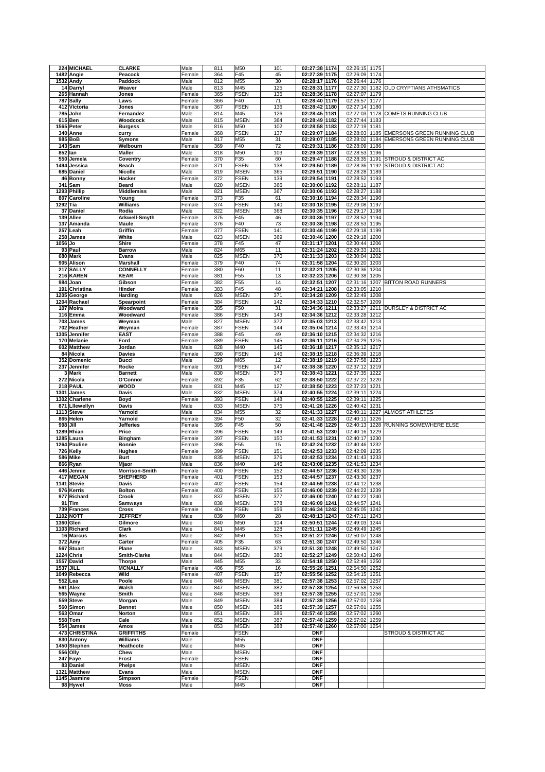| | | | | | | | | | | | | |
|---|---|---|---|---|---|---|---|---|---|---|---|---|
| 224 | MICHAEL | CLARKE | Male | 811 | M50 | 101 | 02:27:38 | 1174 | 02:26:15 | 1175 | |
| 1482 | Angie | Peacock | Female | 364 | F45 | 45 | 02:27:39 | 1175 | 02:26:09 | 1174 | |
| 1532 | Andy | Paddock | Male | 812 | M55 | 30 | 02:28:17 | 1176 | 02:26:44 | 1176 | |
| 14 | Darryl | Weaver | Male | 813 | M45 | 125 | 02:28:31 | 1177 | 02:27:30 | 1182 | OLD CRYPTIANS ATHSMATICS |
| 265 | Hannah | Jones | Female | 365 | FSEN | 135 | 02:28:36 | 1178 | 02:27:07 | 1179 | |
| 787 | Sally | Laws | Female | 366 | F40 | 71 | 02:28:40 | 1179 | 02:26:57 | 1177 | |
| 412 | Victoria | Jones | Female | 367 | FSEN | 136 | 02:28:42 | 1180 | 02:27:14 | 1180 | |
| 785 | John | Fernandez | Male | 814 | M45 | 126 | 02:28:45 | 1181 | 02:27:03 | 1178 | COMETS RUNNING CLUB |
| 615 | Ben | Woodcock | Male | 815 | MSEN | 364 | 02:28:49 | 1182 | 02:27:44 | 1183 | |
| 1565 | Peter | Burgess | Male | 816 | M50 | 102 | 02:28:58 | 1183 | 02:27:19 | 1181 | |
| 340 | Anne | curry | Female | 368 | FSEN | 137 | 02:29:07 | 1184 | 02:28:03 | 1185 | EMERSONS GREEN RUNNING CLUB |
| 985 | BoB | Symons | Male | 817 | M55 | 31 | 02:29:07 | 1185 | 02:28:02 | 1184 | EMERSONS GREEN RUNNING CLUB |
| 143 | Sam | Welbourn | Female | 369 | F40 | 72 | 02:29:31 | 1186 | 02:28:09 | 1186 | |
| 852 | Ian | Maller | Male | 818 | M50 | 103 | 02:29:39 | 1187 | 02:28:53 | 1196 | |
| 550 | Jemela | Coventry | Female | 370 | F35 | 60 | 02:29:47 | 1188 | 02:28:35 | 1191 | STROUD & DISTRICT AC |
| 1494 | Jessica | Beach | Female | 371 | FSEN | 138 | 02:29:50 | 1189 | 02:28:36 | 1192 | STROUD & DISTRICT AC |
| 685 | Daniel | Nicolle | Male | 819 | MSEN | 365 | 02:29:51 | 1190 | 02:28:28 | 1189 | |
| 46 | Bonny | Hacker | Female | 372 | FSEN | 139 | 02:29:54 | 1191 | 02:28:52 | 1193 | |
| 341 | Sam | Beard | Male | 820 | MSEN | 366 | 02:30:00 | 1192 | 02:28:11 | 1187 | |
| 1293 | Phillip | Middlemiss | Male | 821 | MSEN | 367 | 02:30:06 | 1193 | 02:28:27 | 1188 | |
| 807 | Caroline | Young | Female | 373 | F35 | 61 | 02:30:16 | 1194 | 02:28:34 | 1190 | |
| 1292 | Tia | Williams | Female | 374 | FSEN | 140 | 02:30:18 | 1195 | 02:29:08 | 1197 | |
| 37 | Daniel | Rodia | Male | 822 | MSEN | 368 | 02:30:35 | 1196 | 02:29:17 | 1198 | |
| 139 | Allee | Arkwell-Smyth | Female | 375 | F45 | 46 | 02:30:36 | 1197 | 02:28:52 | 1194 | |
| 137 | Amanda | Maule | Female | 376 | F40 | 73 | 02:30:36 | 1198 | 02:28:53 | 1195 | |
| 257 | Leah | Griffin | Female | 377 | FSEN | 141 | 02:30:46 | 1199 | 02:29:18 | 1199 | |
| 258 | James | White | Male | 823 | MSEN | 369 | 02:30:46 | 1200 | 02:29:18 | 1200 | |
| 1056 | Jo | Shire | Female | 378 | F45 | 47 | 02:31:17 | 1201 | 02:30:44 | 1206 | |
| 93 | Paul | Barrow | Male | 824 | M65 | 11 | 02:31:24 | 1202 | 02:29:33 | 1201 | |
| 680 | Mark | Evans | Male | 825 | MSEN | 370 | 02:31:33 | 1203 | 02:30:04 | 1202 | |
| 905 | Alison | Marshall | Female | 379 | F40 | 74 | 02:31:58 | 1204 | 02:30:20 | 1203 | |
| 217 | SALLY | CONNELLY | Female | 380 | F60 | 11 | 02:32:21 | 1205 | 02:30:36 | 1204 | |
| 216 | KAREN | KEAR | Female | 381 | F55 | 13 | 02:32:23 | 1206 | 02:30:38 | 1205 | |
| 984 | Joan | Gibson | Female | 382 | F55 | 14 | 02:32:51 | 1207 | 02:31:16 | 1207 | BITTON ROAD RUNNERS |
| 191 | Christina | Hinder | Female | 383 | F45 | 48 | 02:34:21 | 1208 | 02:33:05 | 1210 | |
| 1205 | George | Harding | Male | 826 | MSEN | 371 | 02:34:28 | 1209 | 02:32:49 | 1208 | |
| 1204 | Rachael | Spearpoint | Female | 384 | FSEN | 142 | 02:34:33 | 1210 | 02:32:57 | 1209 | |
| 107 | Moira | Woodward | Female | 385 | F50 | 31 | 02:34:36 | 1211 | 02:33:27 | 1211 | DURSLEY & DISTRICT AC |
| 116 | Emma | Woodward | Female | 386 | FSEN | 143 | 02:34:36 | 1212 | 02:33:28 | 1212 | |
| 703 | James | Weyman | Male | 827 | MSEN | 372 | 02:35:03 | 1213 | 02:33:42 | 1213 | |
| 702 | Heather | Weyman | Female | 387 | FSEN | 144 | 02:35:04 | 1214 | 02:33:43 | 1214 | |
| 1305 | Jennifer | EAST | Female | 388 | F45 | 49 | 02:36:10 | 1215 | 02:34:32 | 1216 | |
| 170 | Melanie | Ford | Female | 389 | FSEN | 145 | 02:36:11 | 1216 | 02:34:29 | 1215 | |
| 602 | Matthew | Jordan | Male | 828 | M40 | 145 | 02:36:18 | 1217 | 02:35:12 | 1217 | |
| 84 | Nicola | Davies | Female | 390 | FSEN | 146 | 02:38:15 | 1218 | 02:36:39 | 1218 | |
| 352 | Domenic | Bucci | Male | 829 | M65 | 12 | 02:38:19 | 1219 | 02:37:58 | 1223 | |
| 237 | Jennifer | Rocke | Female | 391 | FSEN | 147 | 02:38:38 | 1220 | 02:37:12 | 1219 | |
| 3 | Mark | Barnett | Male | 830 | MSEN | 373 | 02:38:43 | 1221 | 02:37:35 | 1222 | |
| 272 | Nicola | O'Connor | Female | 392 | F35 | 62 | 02:38:50 | 1222 | 02:37:22 | 1220 | |
| 218 | PAUL | WOOD | Male | 831 | M45 | 127 | 02:38:50 | 1223 | 02:37:23 | 1221 | |
| 1301 | James | Davis | Male | 832 | MSEN | 374 | 02:40:55 | 1224 | 02:39:11 | 1224 | |
| 1302 | Charlene | Boyd | Female | 393 | FSEN | 148 | 02:40:55 | 1225 | 02:39:11 | 1225 | |
| 871 | Llewellyn | Davis | Male | 833 | MSEN | 375 | 02:41:26 | 1226 | 02:40:42 | 1231 | |
| 1113 | Steve | Yarnold | Male | 834 | M55 | 32 | 02:41:33 | 1227 | 02:40:11 | 1227 | ALMOST ATHLETES |
| 865 | Helen | Yarnold | Female | 394 | F50 | 32 | 02:41:33 | 1228 | 02:40:11 | 1226 | |
| 998 | Jill | Jefferies | Female | 395 | F45 | 50 | 02:41:48 | 1229 | 02:40:13 | 1228 | RUNNING SOMEWHERE ELSE |
| 1289 | Rhian | Price | Female | 396 | FSEN | 149 | 02:41:53 | 1230 | 02:40:16 | 1229 | |
| 1285 | Laura | Bingham | Female | 397 | FSEN | 150 | 02:41:53 | 1231 | 02:40:17 | 1230 | |
| 1264 | Pauline | Bonnie | Female | 398 | F55 | 15 | 02:42:24 | 1232 | 02:40:46 | 1232 | |
| 726 | Kelly | Hughes | Female | 399 | FSEN | 151 | 02:42:53 | 1233 | 02:42:09 | 1235 | |
| 586 | Mike | Burt | Male | 835 | MSEN | 376 | 02:42:53 | 1234 | 02:41:43 | 1233 | |
| 866 | Ryan | Mjaor | Male | 836 | M40 | 146 | 02:43:08 | 1235 | 02:41:53 | 1234 | |
| 446 | Jennie | Morrison-Smith | Female | 400 | FSEN | 152 | 02:44:57 | 1236 | 02:43:30 | 1236 | |
| 417 | MEGAN | SHEPHERD | Female | 401 | FSEN | 153 | 02:44:57 | 1237 | 02:43:30 | 1237 | |
| 1141 | Stevie | Davis | Female | 402 | FSEN | 154 | 02:44:59 | 1238 | 02:44:12 | 1238 | |
| 976 | Kerris | Bolton | Female | 403 | FSEN | 155 | 02:46:00 | 1239 | 02:44:22 | 1239 | |
| 977 | Richard | Crook | Male | 837 | MSEN | 377 | 02:46:00 | 1240 | 02:44:22 | 1240 | |
| 91 | Tim | Samways | Male | 838 | MSEN | 378 | 02:46:09 | 1241 | 02:44:57 | 1241 | |
| 739 | Frances | Cross | Female | 404 | FSEN | 156 | 02:46:34 | 1242 | 02:45:05 | 1242 | |
| 1102 | NOTT | JEFFREY | Male | 839 | M60 | 28 | 02:48:13 | 1243 | 02:47:11 | 1243 | |
| 1360 | Glen | Gilmore | Male | 840 | M50 | 104 | 02:50:51 | 1244 | 02:49:03 | 1244 | |
| 1103 | Richard | Clark | Male | 841 | M45 | 128 | 02:51:11 | 1245 | 02:49:49 | 1245 | |
| 16 | Marcus | Iles | Male | 842 | M50 | 105 | 02:51:27 | 1246 | 02:50:07 | 1248 | |
| 372 | Amy | Carter | Female | 405 | F35 | 63 | 02:51:30 | 1247 | 02:49:50 | 1246 | |
| 567 | Stuart | Plane | Male | 843 | MSEN | 379 | 02:51:30 | 1248 | 02:49:50 | 1247 | |
| 1224 | Chris | Smith-Clarke | Male | 844 | MSEN | 380 | 02:52:27 | 1249 | 02:50:43 | 1249 | |
| 1557 | David | Thorpe | Male | 845 | M55 | 33 | 02:54:18 | 1250 | 02:52:49 | 1250 | |
| 1537 | JILL | MCNALLY | Female | 406 | F55 | 16 | 02:55:26 | 1251 | 02:54:50 | 1252 | |
| 1049 | Rebecca | Wild | Female | 407 | FSEN | 157 | 02:55:56 | 1252 | 02:54:15 | 1251 | |
| 552 | Lea | Poole | Male | 846 | MSEN | 381 | 02:57:38 | 1253 | 02:57:02 | 1257 | |
| 561 | Alex | Walsh | Male | 847 | MSEN | 382 | 02:57:38 | 1254 | 02:56:58 | 1253 | |
| 565 | Wayne | Smith | Male | 848 | MSEN | 383 | 02:57:39 | 1255 | 02:57:01 | 1256 | |
| 559 | Steve | Morgan | Male | 849 | MSEN | 384 | 02:57:39 | 1256 | 02:57:02 | 1258 | |
| 560 | Simon | Bennet | Male | 850 | MSEN | 385 | 02:57:39 | 1257 | 02:57:01 | 1255 | |
| 563 | Omar | Norton | Male | 851 | MSEN | 386 | 02:57:40 | 1258 | 02:57:02 | 1260 | |
| 558 | Tom | Cale | Male | 852 | MSEN | 387 | 02:57:40 | 1259 | 02:57:02 | 1259 | |
| 554 | James | Amos | Male | 853 | MSEN | 388 | 02:57:40 | 1260 | 02:57:00 | 1254 | |
| 473 | CHRISTINA | GRIFFITHS | Female | | FSEN | | DNF | | | | STROUD & DISTRICT AC |
| 830 | Antony | Williams | Male | | M55 | | DNF | | | | |
| 1450 | Stephen | Heathcote | Male | | M45 | | DNF | | | | |
| 556 | Olly | Chew | Male | | MSEN | | DNF | | | | |
| 247 | Faye | Frost | Female | | FSEN | | DNF | | | | |
| 83 | Daniel | Phelps | Male | | MSEN | | DNF | | | | |
| 1321 | Matthew | Evans | Male | | MSEN | | DNF | | | | |
| 1145 | Jasmine | Simpson | Female | | FSEN | | DNF | | | | |
| 98 | Hywel | Moss | Male | | M45 | | DNF | | | | |